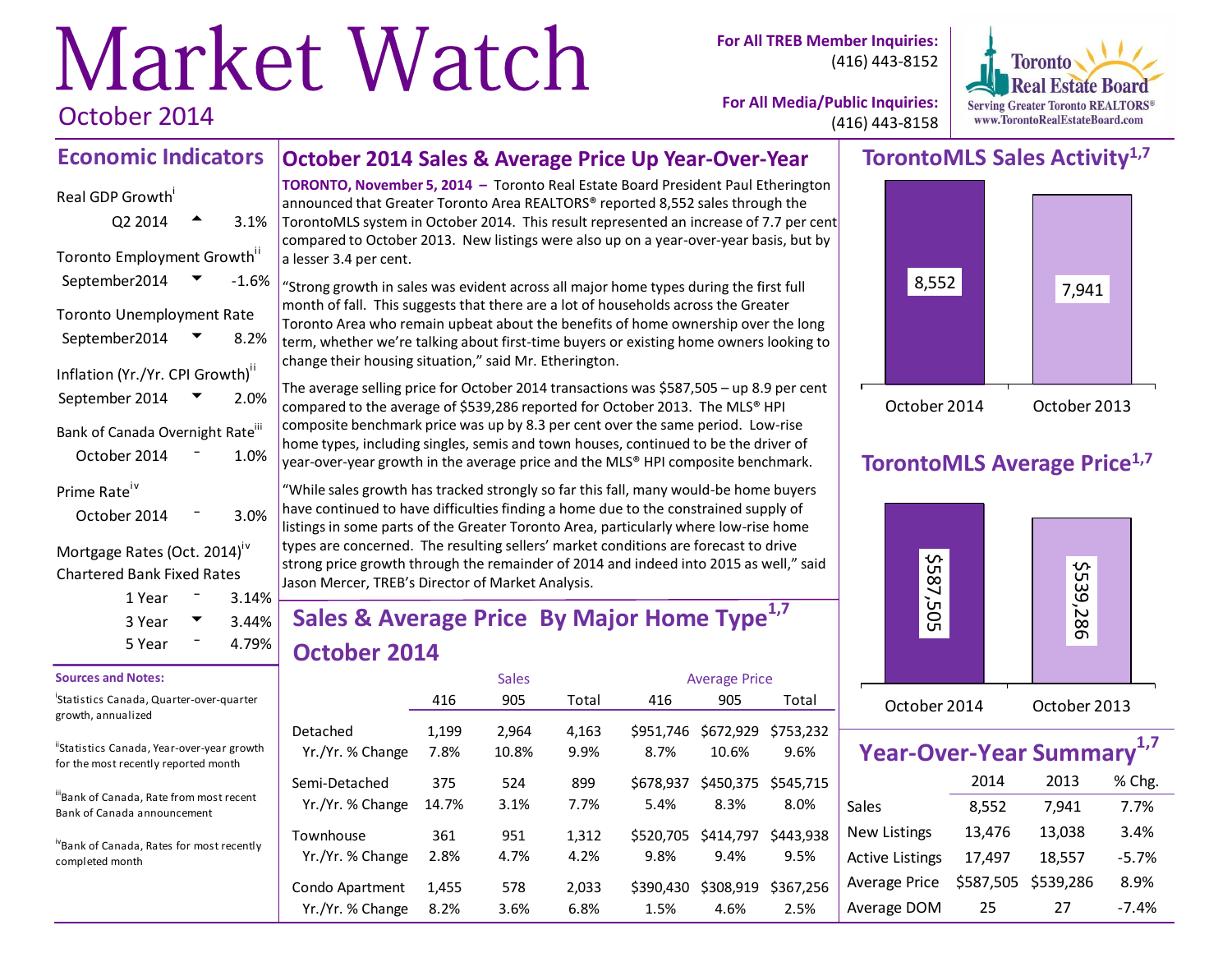# Market Watch

October 2014

For All TREB Member Inquiries: (416) 443-8152

For All Media/Public Inquiries: (416) 443-8158

Toronto Real Estate Board — Serving Greater Toronto REALTORS® — www.TorontoRealEstateBoard.com

## Economic Indicators

Real GDP Growth[i]
Q2 2014 ▲ 3.1%

Toronto Employment Growth[ii]
September2014 ▼ -1.6%

Toronto Unemployment Rate
September2014 ▼ 8.2%

Inflation (Yr./Yr. CPI Growth)[ii]
September 2014 ▼ 2.0%

Bank of Canada Overnight Rate[iii]
October 2014 – 1.0%

Prime Rate[iv]
October 2014 – 3.0%

Mortgage Rates (Oct. 2014)[iv]
Chartered Bank Fixed Rates

| | | |
|---|---|---|
| 1 Year | – | 3.14% |
| 3 Year | ▼ | 3.44% |
| 5 Year | – | 4.79% |

**Sources and Notes:**

[i] Statistics Canada, Quarter-over-quarter growth, annualized

[ii] Statistics Canada, Year-over-year growth for the most recently reported month

[iii] Bank of Canada, Rate from most recent Bank of Canada announcement

[iv] Bank of Canada, Rates for most recently completed month

## October 2014 Sales & Average Price Up Year-Over-Year

**TORONTO, November 5, 2014 –** Toronto Real Estate Board President Paul Etherington announced that Greater Toronto Area REALTORS® reported 8,552 sales through the TorontoMLS system in October 2014. This result represented an increase of 7.7 per cent compared to October 2013. New listings were also up on a year-over-year basis, but by a lesser 3.4 per cent.

"Strong growth in sales was evident across all major home types during the first full month of fall. This suggests that there are a lot of households across the Greater Toronto Area who remain upbeat about the benefits of home ownership over the long term, whether we're talking about first-time buyers or existing home owners looking to change their housing situation," said Mr. Etherington.

The average selling price for October 2014 transactions was $587,505 – up 8.9 per cent compared to the average of $539,286 reported for October 2013. The MLS® HPI composite benchmark price was up by 8.3 per cent over the same period. Low-rise home types, including singles, semis and town houses, continued to be the driver of year-over-year growth in the average price and the MLS® HPI composite benchmark.

"While sales growth has tracked strongly so far this fall, many would-be home buyers have continued to have difficulties finding a home due to the constrained supply of listings in some parts of the Greater Toronto Area, particularly where low-rise home types are concerned. The resulting sellers' market conditions are forecast to drive strong price growth through the remainder of 2014 and indeed into 2015 as well," said Jason Mercer, TREB's Director of Market Analysis.

## Sales & Average Price By Major Home Type[1,7] October 2014

| | Sales | | | Average Price | | |
|---|---|---|---|---|---|---|
| | 416 | 905 | Total | 416 | 905 | Total |
| Detached | 1,199 | 2,964 | 4,163 | $951,746 | $672,929 | $753,232 |
| Yr./Yr. % Change | 7.8% | 10.8% | 9.9% | 8.7% | 10.6% | 9.6% |
| Semi-Detached | 375 | 524 | 899 | $678,937 | $450,375 | $545,715 |
| Yr./Yr. % Change | 14.7% | 3.1% | 7.7% | 5.4% | 8.3% | 8.0% |
| Townhouse | 361 | 951 | 1,312 | $520,705 | $414,797 | $443,938 |
| Yr./Yr. % Change | 2.8% | 4.7% | 4.2% | 9.8% | 9.4% | 9.5% |
| Condo Apartment | 1,455 | 578 | 2,033 | $390,430 | $308,919 | $367,256 |
| Yr./Yr. % Change | 8.2% | 3.6% | 6.8% | 1.5% | 4.6% | 2.5% |

## TorontoMLS Sales Activity[1,7]

| October 2014 | October 2013 |
|---|---|
| 8,552 | 7,941 |

## TorontoMLS Average Price[1,7]

| October 2014 | October 2013 |
|---|---|
| $587,505 | $539,286 |

## Year-Over-Year Summary[1,7]

| | 2014 | 2013 | % Chg. |
|---|---|---|---|
| Sales | 8,552 | 7,941 | 7.7% |
| New Listings | 13,476 | 13,038 | 3.4% |
| Active Listings | 17,497 | 18,557 | -5.7% |
| Average Price | $587,505 | $539,286 | 8.9% |
| Average DOM | 25 | 27 | -7.4% |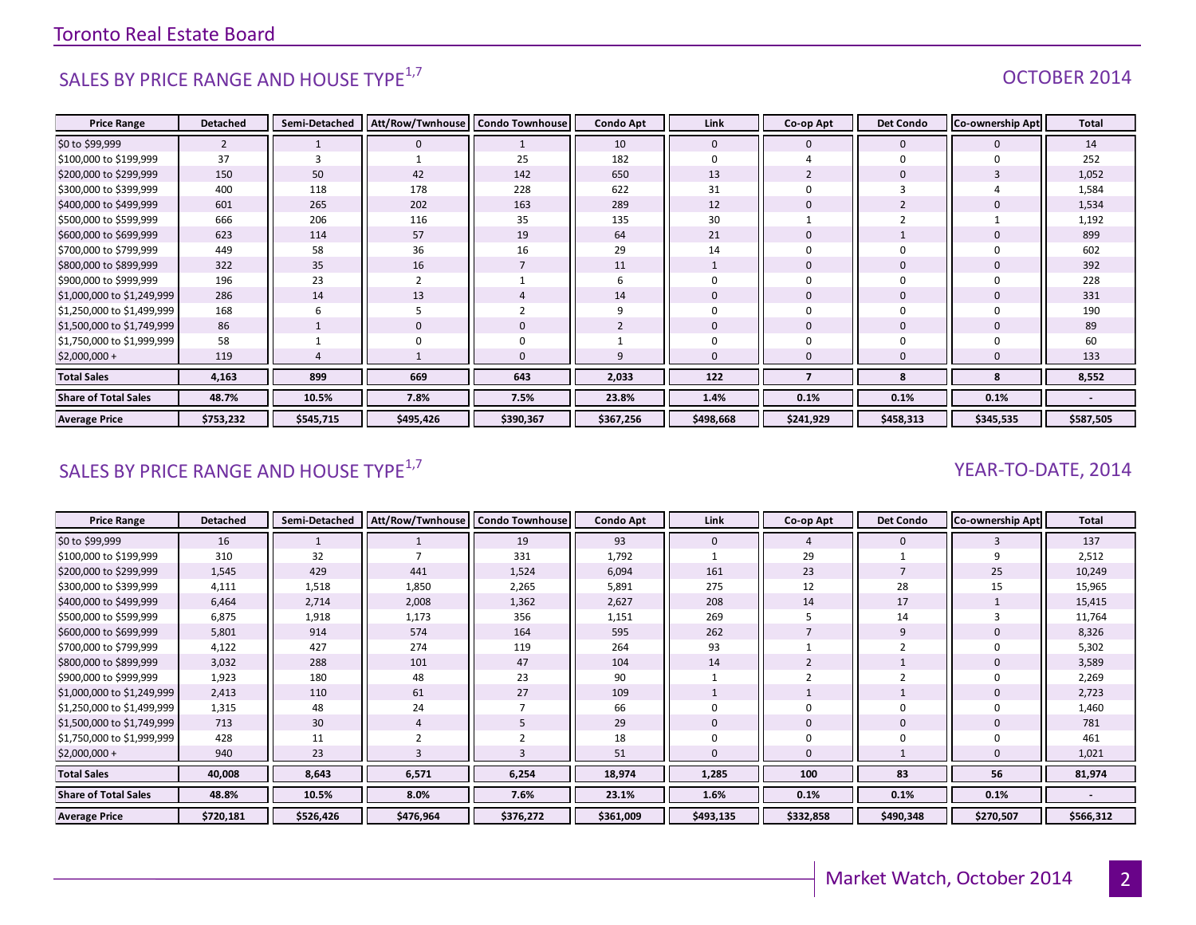## SALES BY PRICE RANGE AND HOUSE TYPE[1,7]

OCTOBER 2014

| Price Range | Detached | Semi-Detached | Att/Row/Twnhouse | Condo Townhouse | Condo Apt | Link | Co-op Apt | Det Condo | Co-ownership Apt | Total |
|---|---|---|---|---|---|---|---|---|---|---|
| $0 to $99,999 | 2 | 1 | 0 | 1 | 10 | 0 | 0 | 0 | 0 | 14 |
| $100,000 to $199,999 | 37 | 3 | 1 | 25 | 182 | 0 | 4 | 0 | 0 | 252 |
| $200,000 to $299,999 | 150 | 50 | 42 | 142 | 650 | 13 | 2 | 0 | 3 | 1,052 |
| $300,000 to $399,999 | 400 | 118 | 178 | 228 | 622 | 31 | 0 | 3 | 4 | 1,584 |
| $400,000 to $499,999 | 601 | 265 | 202 | 163 | 289 | 12 | 0 | 2 | 0 | 1,534 |
| $500,000 to $599,999 | 666 | 206 | 116 | 35 | 135 | 30 | 1 | 2 | 1 | 1,192 |
| $600,000 to $699,999 | 623 | 114 | 57 | 19 | 64 | 21 | 0 | 1 | 0 | 899 |
| $700,000 to $799,999 | 449 | 58 | 36 | 16 | 29 | 14 | 0 | 0 | 0 | 602 |
| $800,000 to $899,999 | 322 | 35 | 16 | 7 | 11 | 1 | 0 | 0 | 0 | 392 |
| $900,000 to $999,999 | 196 | 23 | 2 | 1 | 6 | 0 | 0 | 0 | 0 | 228 |
| $1,000,000 to $1,249,999 | 286 | 14 | 13 | 4 | 14 | 0 | 0 | 0 | 0 | 331 |
| $1,250,000 to $1,499,999 | 168 | 6 | 5 | 2 | 9 | 0 | 0 | 0 | 0 | 190 |
| $1,500,000 to $1,749,999 | 86 | 1 | 0 | 0 | 2 | 0 | 0 | 0 | 0 | 89 |
| $1,750,000 to $1,999,999 | 58 | 1 | 0 | 0 | 1 | 0 | 0 | 0 | 0 | 60 |
| $2,000,000 + | 119 | 4 | 1 | 0 | 9 | 0 | 0 | 0 | 0 | 133 |
| **Total Sales** | **4,163** | **899** | **669** | **643** | **2,033** | **122** | **7** | **8** | **8** | **8,552** |
| **Share of Total Sales** | **48.7%** | **10.5%** | **7.8%** | **7.5%** | **23.8%** | **1.4%** | **0.1%** | **0.1%** | **0.1%** | **-** |
| **Average Price** | **$753,232** | **$545,715** | **$495,426** | **$390,367** | **$367,256** | **$498,668** | **$241,929** | **$458,313** | **$345,535** | **$587,505** |

## SALES BY PRICE RANGE AND HOUSE TYPE[1,7]

YEAR-TO-DATE, 2014

| Price Range | Detached | Semi-Detached | Att/Row/Twnhouse | Condo Townhouse | Condo Apt | Link | Co-op Apt | Det Condo | Co-ownership Apt | Total |
|---|---|---|---|---|---|---|---|---|---|---|
| $0 to $99,999 | 16 | 1 | 1 | 19 | 93 | 0 | 4 | 0 | 3 | 137 |
| $100,000 to $199,999 | 310 | 32 | 7 | 331 | 1,792 | 1 | 29 | 1 | 9 | 2,512 |
| $200,000 to $299,999 | 1,545 | 429 | 441 | 1,524 | 6,094 | 161 | 23 | 7 | 25 | 10,249 |
| $300,000 to $399,999 | 4,111 | 1,518 | 1,850 | 2,265 | 5,891 | 275 | 12 | 28 | 15 | 15,965 |
| $400,000 to $499,999 | 6,464 | 2,714 | 2,008 | 1,362 | 2,627 | 208 | 14 | 17 | 1 | 15,415 |
| $500,000 to $599,999 | 6,875 | 1,918 | 1,173 | 356 | 1,151 | 269 | 5 | 14 | 3 | 11,764 |
| $600,000 to $699,999 | 5,801 | 914 | 574 | 164 | 595 | 262 | 7 | 9 | 0 | 8,326 |
| $700,000 to $799,999 | 4,122 | 427 | 274 | 119 | 264 | 93 | 1 | 2 | 0 | 5,302 |
| $800,000 to $899,999 | 3,032 | 288 | 101 | 47 | 104 | 14 | 2 | 1 | 0 | 3,589 |
| $900,000 to $999,999 | 1,923 | 180 | 48 | 23 | 90 | 1 | 2 | 2 | 0 | 2,269 |
| $1,000,000 to $1,249,999 | 2,413 | 110 | 61 | 27 | 109 | 1 | 1 | 1 | 0 | 2,723 |
| $1,250,000 to $1,499,999 | 1,315 | 48 | 24 | 7 | 66 | 0 | 0 | 0 | 0 | 1,460 |
| $1,500,000 to $1,749,999 | 713 | 30 | 4 | 5 | 29 | 0 | 0 | 0 | 0 | 781 |
| $1,750,000 to $1,999,999 | 428 | 11 | 2 | 2 | 18 | 0 | 0 | 0 | 0 | 461 |
| $2,000,000 + | 940 | 23 | 3 | 3 | 51 | 0 | 0 | 1 | 0 | 1,021 |
| **Total Sales** | **40,008** | **8,643** | **6,571** | **6,254** | **18,974** | **1,285** | **100** | **83** | **56** | **81,974** |
| **Share of Total Sales** | **48.8%** | **10.5%** | **8.0%** | **7.6%** | **23.1%** | **1.6%** | **0.1%** | **0.1%** | **0.1%** | **-** |
| **Average Price** | **$720,181** | **$526,426** | **$476,964** | **$376,272** | **$361,009** | **$493,135** | **$332,858** | **$490,348** | **$270,507** | **$566,312** |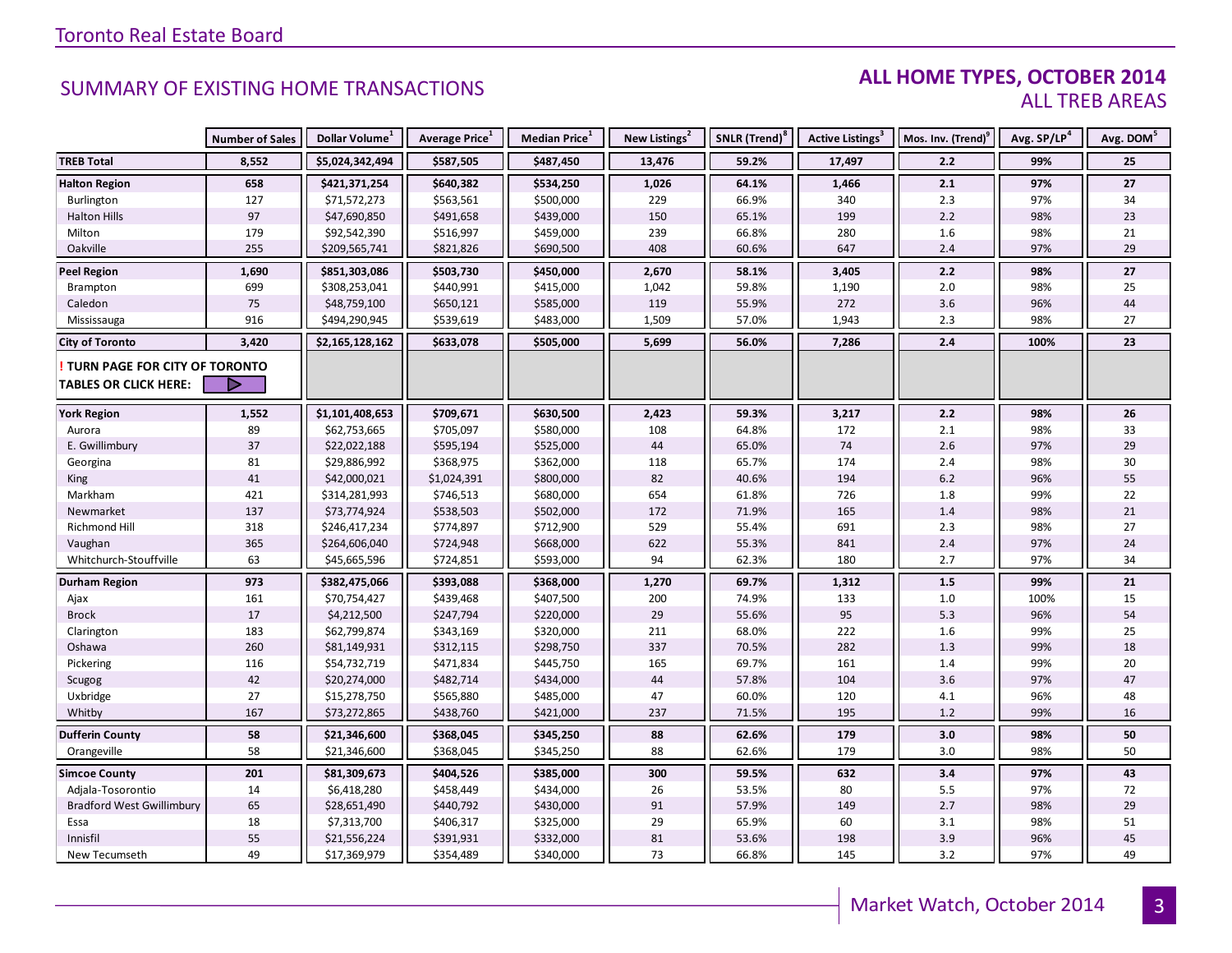Toronto Real Estate Board

## SUMMARY OF EXISTING HOME TRANSACTIONS

### ALL HOME TYPES, OCTOBER 2014
ALL TREB AREAS

| | Number of Sales | Dollar Volume[1] | Average Price[1] | Median Price[1] | New Listings[2] | SNLR (Trend)[8] | Active Listings[3] | Mos. Inv. (Trend)[9] | Avg. SP/LP[4] | Avg. DOM[5] |
|---|---|---|---|---|---|---|---|---|---|---|
| **TREB Total** | **8,552** | **$5,024,342,494** | **$587,505** | **$487,450** | **13,476** | **59.2%** | **17,497** | **2.2** | **99%** | **25** |
| **Halton Region** | **658** | **$421,371,254** | **$640,382** | **$534,250** | **1,026** | **64.1%** | **1,466** | **2.1** | **97%** | **27** |
| Burlington | 127 | $71,572,273 | $563,561 | $500,000 | 229 | 66.9% | 340 | 2.3 | 97% | 34 |
| Halton Hills | 97 | $47,690,850 | $491,658 | $439,000 | 150 | 65.1% | 199 | 2.2 | 98% | 23 |
| Milton | 179 | $92,542,390 | $516,997 | $459,000 | 239 | 66.8% | 280 | 1.6 | 98% | 21 |
| Oakville | 255 | $209,565,741 | $821,826 | $690,500 | 408 | 60.6% | 647 | 2.4 | 97% | 29 |
| **Peel Region** | **1,690** | **$851,303,086** | **$503,730** | **$450,000** | **2,670** | **58.1%** | **3,405** | **2.2** | **98%** | **27** |
| Brampton | 699 | $308,253,041 | $440,991 | $415,000 | 1,042 | 59.8% | 1,190 | 2.0 | 98% | 25 |
| Caledon | 75 | $48,759,100 | $650,121 | $585,000 | 119 | 55.9% | 272 | 3.6 | 96% | 44 |
| Mississauga | 916 | $494,290,945 | $539,619 | $483,000 | 1,509 | 57.0% | 1,943 | 2.3 | 98% | 27 |
| **City of Toronto** | **3,420** | **$2,165,128,162** | **$633,078** | **$505,000** | **5,699** | **56.0%** | **7,286** | **2.4** | **100%** | **23** |
| **! TURN PAGE FOR CITY OF TORONTO TABLES OR CLICK HERE:** | | | | | | | | | | |
| **York Region** | **1,552** | **$1,101,408,653** | **$709,671** | **$630,500** | **2,423** | **59.3%** | **3,217** | **2.2** | **98%** | **26** |
| Aurora | 89 | $62,753,665 | $705,097 | $580,000 | 108 | 64.8% | 172 | 2.1 | 98% | 33 |
| E. Gwillimbury | 37 | $22,022,188 | $595,194 | $525,000 | 44 | 65.0% | 74 | 2.6 | 97% | 29 |
| Georgina | 81 | $29,886,992 | $368,975 | $362,000 | 118 | 65.7% | 174 | 2.4 | 98% | 30 |
| King | 41 | $42,000,021 | $1,024,391 | $800,000 | 82 | 40.6% | 194 | 6.2 | 96% | 55 |
| Markham | 421 | $314,281,993 | $746,513 | $680,000 | 654 | 61.8% | 726 | 1.8 | 99% | 22 |
| Newmarket | 137 | $73,774,924 | $538,503 | $502,000 | 172 | 71.9% | 165 | 1.4 | 98% | 21 |
| Richmond Hill | 318 | $246,417,234 | $774,897 | $712,900 | 529 | 55.4% | 691 | 2.3 | 98% | 27 |
| Vaughan | 365 | $264,606,040 | $724,948 | $668,000 | 622 | 55.3% | 841 | 2.4 | 97% | 24 |
| Whitchurch-Stouffville | 63 | $45,665,596 | $724,851 | $593,000 | 94 | 62.3% | 180 | 2.7 | 97% | 34 |
| **Durham Region** | **973** | **$382,475,066** | **$393,088** | **$368,000** | **1,270** | **69.7%** | **1,312** | **1.5** | **99%** | **21** |
| Ajax | 161 | $70,754,427 | $439,468 | $407,500 | 200 | 74.9% | 133 | 1.0 | 100% | 15 |
| Brock | 17 | $4,212,500 | $247,794 | $220,000 | 29 | 55.6% | 95 | 5.3 | 96% | 54 |
| Clarington | 183 | $62,799,874 | $343,169 | $320,000 | 211 | 68.0% | 222 | 1.6 | 99% | 25 |
| Oshawa | 260 | $81,149,931 | $312,115 | $298,750 | 337 | 70.5% | 282 | 1.3 | 99% | 18 |
| Pickering | 116 | $54,732,719 | $471,834 | $445,750 | 165 | 69.7% | 161 | 1.4 | 99% | 20 |
| Scugog | 42 | $20,274,000 | $482,714 | $434,000 | 44 | 57.8% | 104 | 3.6 | 97% | 47 |
| Uxbridge | 27 | $15,278,750 | $565,880 | $485,000 | 47 | 60.0% | 120 | 4.1 | 96% | 48 |
| Whitby | 167 | $73,272,865 | $438,760 | $421,000 | 237 | 71.5% | 195 | 1.2 | 99% | 16 |
| **Dufferin County** | **58** | **$21,346,600** | **$368,045** | **$345,250** | **88** | **62.6%** | **179** | **3.0** | **98%** | **50** |
| Orangeville | 58 | $21,346,600 | $368,045 | $345,250 | 88 | 62.6% | 179 | 3.0 | 98% | 50 |
| **Simcoe County** | **201** | **$81,309,673** | **$404,526** | **$385,000** | **300** | **59.5%** | **632** | **3.4** | **97%** | **43** |
| Adjala-Tosorontio | 14 | $6,418,280 | $458,449 | $434,000 | 26 | 53.5% | 80 | 5.5 | 97% | 72 |
| Bradford West Gwillimbury | 65 | $28,651,490 | $440,792 | $430,000 | 91 | 57.9% | 149 | 2.7 | 98% | 29 |
| Essa | 18 | $7,313,700 | $406,317 | $325,000 | 29 | 65.9% | 60 | 3.1 | 98% | 51 |
| Innisfil | 55 | $21,556,224 | $391,931 | $332,000 | 81 | 53.6% | 198 | 3.9 | 96% | 45 |
| New Tecumseth | 49 | $17,369,979 | $354,489 | $340,000 | 73 | 66.8% | 145 | 3.2 | 97% | 49 |

Market Watch, October 2014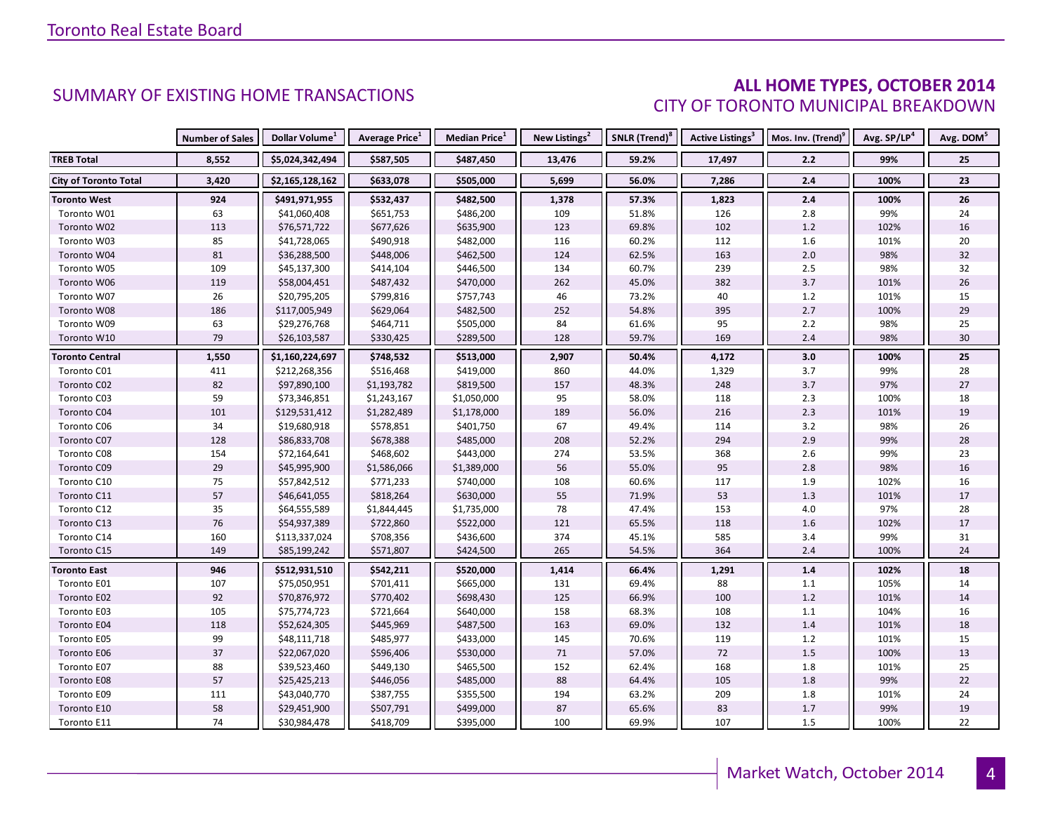## SUMMARY OF EXISTING HOME TRANSACTIONS

## ALL HOME TYPES, OCTOBER 2014
### CITY OF TORONTO MUNICIPAL BREAKDOWN

| | Number of Sales | Dollar Volume[1] | Average Price[1] | Median Price[1] | New Listings[2] | SNLR (Trend)[8] | Active Listings[3] | Mos. Inv. (Trend)[9] | Avg. SP/LP[4] | Avg. DOM[5] |
|---|---|---|---|---|---|---|---|---|---|---|
| **TREB Total** | **8,552** | **$5,024,342,494** | **$587,505** | **$487,450** | **13,476** | **59.2%** | **17,497** | **2.2** | **99%** | **25** |
| **City of Toronto Total** | **3,420** | **$2,165,128,162** | **$633,078** | **$505,000** | **5,699** | **56.0%** | **7,286** | **2.4** | **100%** | **23** |
| **Toronto West** | **924** | **$491,971,955** | **$532,437** | **$482,500** | **1,378** | **57.3%** | **1,823** | **2.4** | **100%** | **26** |
| Toronto W01 | 63 | $41,060,408 | $651,753 | $486,200 | 109 | 51.8% | 126 | 2.8 | 99% | 24 |
| Toronto W02 | 113 | $76,571,722 | $677,626 | $635,900 | 123 | 69.8% | 102 | 1.2 | 102% | 16 |
| Toronto W03 | 85 | $41,728,065 | $490,918 | $482,000 | 116 | 60.2% | 112 | 1.6 | 101% | 20 |
| Toronto W04 | 81 | $36,288,500 | $448,006 | $462,500 | 124 | 62.5% | 163 | 2.0 | 98% | 32 |
| Toronto W05 | 109 | $45,137,300 | $414,104 | $446,500 | 134 | 60.7% | 239 | 2.5 | 98% | 32 |
| Toronto W06 | 119 | $58,004,451 | $487,432 | $470,000 | 262 | 45.0% | 382 | 3.7 | 101% | 26 |
| Toronto W07 | 26 | $20,795,205 | $799,816 | $757,743 | 46 | 73.2% | 40 | 1.2 | 101% | 15 |
| Toronto W08 | 186 | $117,005,949 | $629,064 | $482,500 | 252 | 54.8% | 395 | 2.7 | 100% | 29 |
| Toronto W09 | 63 | $29,276,768 | $464,711 | $505,000 | 84 | 61.6% | 95 | 2.2 | 98% | 25 |
| Toronto W10 | 79 | $26,103,587 | $330,425 | $289,500 | 128 | 59.7% | 169 | 2.4 | 98% | 30 |
| **Toronto Central** | **1,550** | **$1,160,224,697** | **$748,532** | **$513,000** | **2,907** | **50.4%** | **4,172** | **3.0** | **100%** | **25** |
| Toronto C01 | 411 | $212,268,356 | $516,468 | $419,000 | 860 | 44.0% | 1,329 | 3.7 | 99% | 28 |
| Toronto C02 | 82 | $97,890,100 | $1,193,782 | $819,500 | 157 | 48.3% | 248 | 3.7 | 97% | 27 |
| Toronto C03 | 59 | $73,346,851 | $1,243,167 | $1,050,000 | 95 | 58.0% | 118 | 2.3 | 100% | 18 |
| Toronto C04 | 101 | $129,531,412 | $1,282,489 | $1,178,000 | 189 | 56.0% | 216 | 2.3 | 101% | 19 |
| Toronto C06 | 34 | $19,680,918 | $578,851 | $401,750 | 67 | 49.4% | 114 | 3.2 | 98% | 26 |
| Toronto C07 | 128 | $86,833,708 | $678,388 | $485,000 | 208 | 52.2% | 294 | 2.9 | 99% | 28 |
| Toronto C08 | 154 | $72,164,641 | $468,602 | $443,000 | 274 | 53.5% | 368 | 2.6 | 99% | 23 |
| Toronto C09 | 29 | $45,995,900 | $1,586,066 | $1,389,000 | 56 | 55.0% | 95 | 2.8 | 98% | 16 |
| Toronto C10 | 75 | $57,842,512 | $771,233 | $740,000 | 108 | 60.6% | 117 | 1.9 | 102% | 16 |
| Toronto C11 | 57 | $46,641,055 | $818,264 | $630,000 | 55 | 71.9% | 53 | 1.3 | 101% | 17 |
| Toronto C12 | 35 | $64,555,589 | $1,844,445 | $1,735,000 | 78 | 47.4% | 153 | 4.0 | 97% | 28 |
| Toronto C13 | 76 | $54,937,389 | $722,860 | $522,000 | 121 | 65.5% | 118 | 1.6 | 102% | 17 |
| Toronto C14 | 160 | $113,337,024 | $708,356 | $436,600 | 374 | 45.1% | 585 | 3.4 | 99% | 31 |
| Toronto C15 | 149 | $85,199,242 | $571,807 | $424,500 | 265 | 54.5% | 364 | 2.4 | 100% | 24 |
| **Toronto East** | **946** | **$512,931,510** | **$542,211** | **$520,000** | **1,414** | **66.4%** | **1,291** | **1.4** | **102%** | **18** |
| Toronto E01 | 107 | $75,050,951 | $701,411 | $665,000 | 131 | 69.4% | 88 | 1.1 | 105% | 14 |
| Toronto E02 | 92 | $70,876,972 | $770,402 | $698,430 | 125 | 66.9% | 100 | 1.2 | 101% | 14 |
| Toronto E03 | 105 | $75,774,723 | $721,664 | $640,000 | 158 | 68.3% | 108 | 1.1 | 104% | 16 |
| Toronto E04 | 118 | $52,624,305 | $445,969 | $487,500 | 163 | 69.0% | 132 | 1.4 | 101% | 18 |
| Toronto E05 | 99 | $48,111,718 | $485,977 | $433,000 | 145 | 70.6% | 119 | 1.2 | 101% | 15 |
| Toronto E06 | 37 | $22,067,020 | $596,406 | $530,000 | 71 | 57.0% | 72 | 1.5 | 100% | 13 |
| Toronto E07 | 88 | $39,523,460 | $449,130 | $465,500 | 152 | 62.4% | 168 | 1.8 | 101% | 25 |
| Toronto E08 | 57 | $25,425,213 | $446,056 | $485,000 | 88 | 64.4% | 105 | 1.8 | 99% | 22 |
| Toronto E09 | 111 | $43,040,770 | $387,755 | $355,500 | 194 | 63.2% | 209 | 1.8 | 101% | 24 |
| Toronto E10 | 58 | $29,451,900 | $507,791 | $499,000 | 87 | 65.6% | 83 | 1.7 | 99% | 19 |
| Toronto E11 | 74 | $30,984,478 | $418,709 | $395,000 | 100 | 69.9% | 107 | 1.5 | 100% | 22 |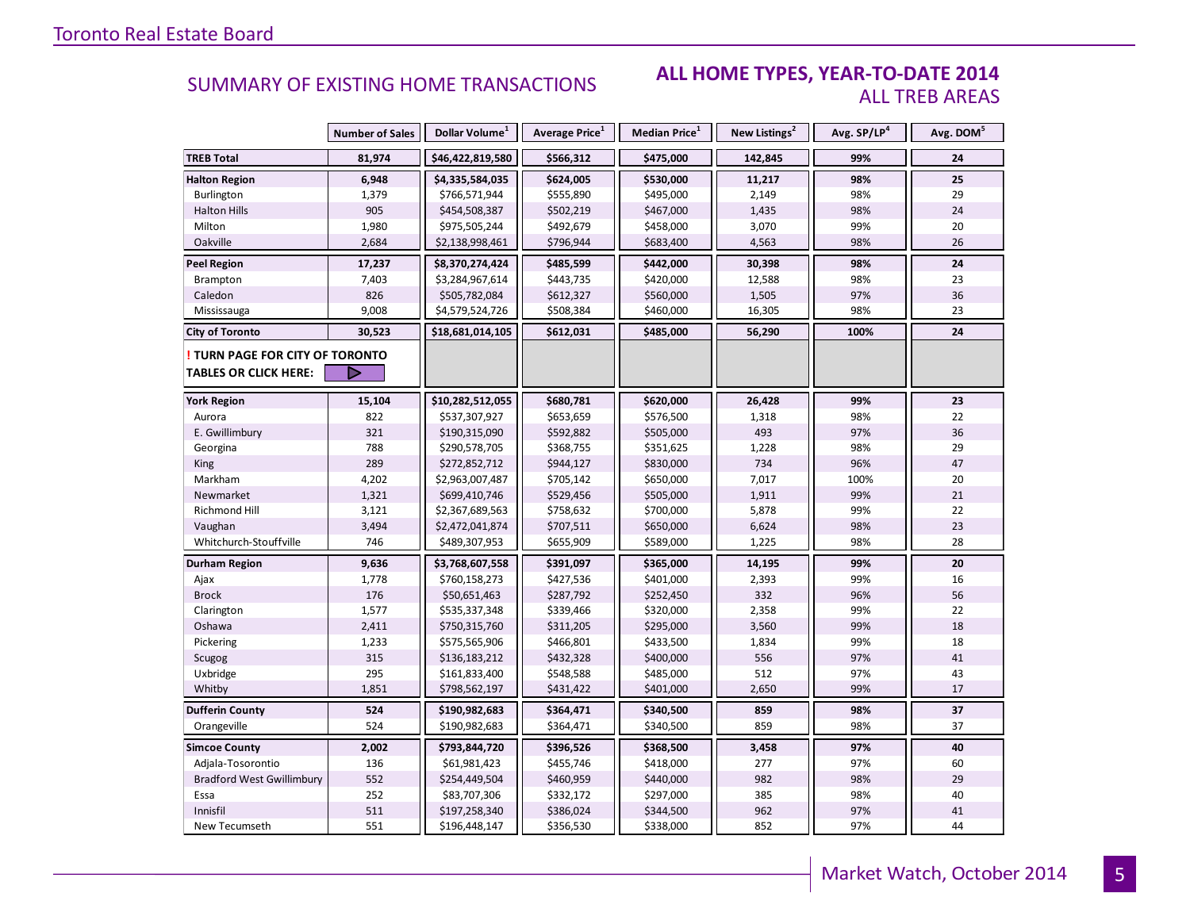## SUMMARY OF EXISTING HOME TRANSACTIONS

### ALL HOME TYPES, YEAR-TO-DATE 2014
### ALL TREB AREAS

| | Number of Sales | Dollar Volume[1] | Average Price[1] | Median Price[1] | New Listings[2] | Avg. SP/LP[4] | Avg. DOM[5] |
|---|---|---|---|---|---|---|---|
| **TREB Total** | **81,974** | **$46,422,819,580** | **$566,312** | **$475,000** | **142,845** | **99%** | **24** |
| **Halton Region** | **6,948** | **$4,335,584,035** | **$624,005** | **$530,000** | **11,217** | **98%** | **25** |
| Burlington | 1,379 | $766,571,944 | $555,890 | $495,000 | 2,149 | 98% | 29 |
| Halton Hills | 905 | $454,508,387 | $502,219 | $467,000 | 1,435 | 98% | 24 |
| Milton | 1,980 | $975,505,244 | $492,679 | $458,000 | 3,070 | 99% | 20 |
| Oakville | 2,684 | $2,138,998,461 | $796,944 | $683,400 | 4,563 | 98% | 26 |
| **Peel Region** | **17,237** | **$8,370,274,424** | **$485,599** | **$442,000** | **30,398** | **98%** | **24** |
| Brampton | 7,403 | $3,284,967,614 | $443,735 | $420,000 | 12,588 | 98% | 23 |
| Caledon | 826 | $505,782,084 | $612,327 | $560,000 | 1,505 | 97% | 36 |
| Mississauga | 9,008 | $4,579,524,726 | $508,384 | $460,000 | 16,305 | 98% | 23 |
| **City of Toronto** | **30,523** | **$18,681,014,105** | **$612,031** | **$485,000** | **56,290** | **100%** | **24** |
| **! TURN PAGE FOR CITY OF TORONTO TABLES OR CLICK HERE:** | | | | | | | |
| **York Region** | **15,104** | **$10,282,512,055** | **$680,781** | **$620,000** | **26,428** | **99%** | **23** |
| Aurora | 822 | $537,307,927 | $653,659 | $576,500 | 1,318 | 98% | 22 |
| E. Gwillimbury | 321 | $190,315,090 | $592,882 | $505,000 | 493 | 97% | 36 |
| Georgina | 788 | $290,578,705 | $368,755 | $351,625 | 1,228 | 98% | 29 |
| King | 289 | $272,852,712 | $944,127 | $830,000 | 734 | 96% | 47 |
| Markham | 4,202 | $2,963,007,487 | $705,142 | $650,000 | 7,017 | 100% | 20 |
| Newmarket | 1,321 | $699,410,746 | $529,456 | $505,000 | 1,911 | 99% | 21 |
| Richmond Hill | 3,121 | $2,367,689,563 | $758,632 | $700,000 | 5,878 | 99% | 22 |
| Vaughan | 3,494 | $2,472,041,874 | $707,511 | $650,000 | 6,624 | 98% | 23 |
| Whitchurch-Stouffville | 746 | $489,307,953 | $655,909 | $589,000 | 1,225 | 98% | 28 |
| **Durham Region** | **9,636** | **$3,768,607,558** | **$391,097** | **$365,000** | **14,195** | **99%** | **20** |
| Ajax | 1,778 | $760,158,273 | $427,536 | $401,000 | 2,393 | 99% | 16 |
| Brock | 176 | $50,651,463 | $287,792 | $252,450 | 332 | 96% | 56 |
| Clarington | 1,577 | $535,337,348 | $339,466 | $320,000 | 2,358 | 99% | 22 |
| Oshawa | 2,411 | $750,315,760 | $311,205 | $295,000 | 3,560 | 99% | 18 |
| Pickering | 1,233 | $575,565,906 | $466,801 | $433,500 | 1,834 | 99% | 18 |
| Scugog | 315 | $136,183,212 | $432,328 | $400,000 | 556 | 97% | 41 |
| Uxbridge | 295 | $161,833,400 | $548,588 | $485,000 | 512 | 97% | 43 |
| Whitby | 1,851 | $798,562,197 | $431,422 | $401,000 | 2,650 | 99% | 17 |
| **Dufferin County** | **524** | **$190,982,683** | **$364,471** | **$340,500** | **859** | **98%** | **37** |
| Orangeville | 524 | $190,982,683 | $364,471 | $340,500 | 859 | 98% | 37 |
| **Simcoe County** | **2,002** | **$793,844,720** | **$396,526** | **$368,500** | **3,458** | **97%** | **40** |
| Adjala-Tosorontio | 136 | $61,981,423 | $455,746 | $418,000 | 277 | 97% | 60 |
| Bradford West Gwillimbury | 552 | $254,449,504 | $460,959 | $440,000 | 982 | 98% | 29 |
| Essa | 252 | $83,707,306 | $332,172 | $297,000 | 385 | 98% | 40 |
| Innisfil | 511 | $197,258,340 | $386,024 | $344,500 | 962 | 97% | 41 |
| New Tecumseth | 551 | $196,448,147 | $356,530 | $338,000 | 852 | 97% | 44 |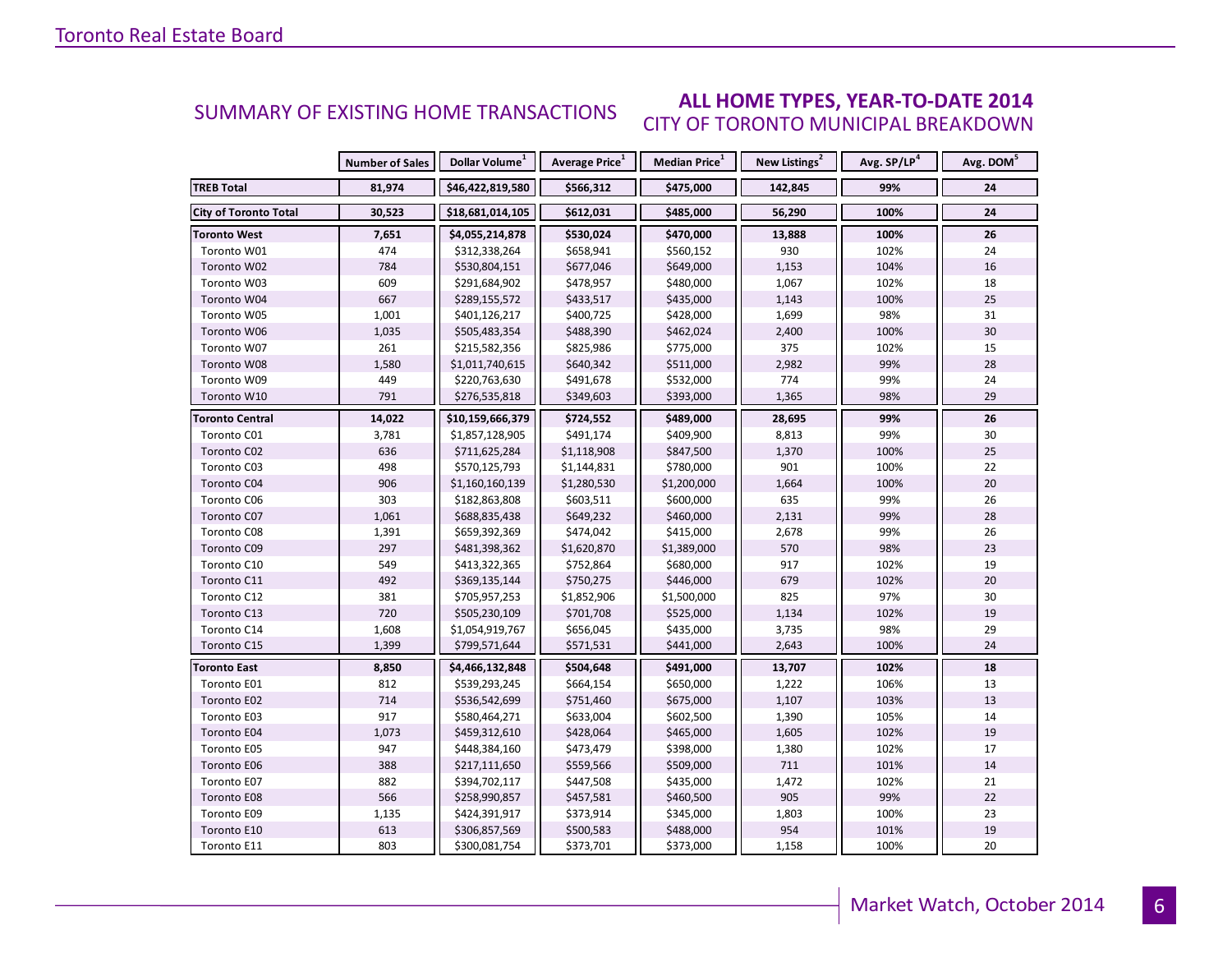## SUMMARY OF EXISTING HOME TRANSACTIONS

### ALL HOME TYPES, YEAR-TO-DATE 2014
### CITY OF TORONTO MUNICIPAL BREAKDOWN

| | Number of Sales | Dollar Volume[1] | Average Price[1] | Median Price[1] | New Listings[2] | Avg. SP/LP[4] | Avg. DOM[5] |
|---|---|---|---|---|---|---|---|
| **TREB Total** | **81,974** | **$46,422,819,580** | **$566,312** | **$475,000** | **142,845** | **99%** | **24** |
| **City of Toronto Total** | **30,523** | **$18,681,014,105** | **$612,031** | **$485,000** | **56,290** | **100%** | **24** |
| **Toronto West** | **7,651** | **$4,055,214,878** | **$530,024** | **$470,000** | **13,888** | **100%** | **26** |
| Toronto W01 | 474 | $312,338,264 | $658,941 | $560,152 | 930 | 102% | 24 |
| Toronto W02 | 784 | $530,804,151 | $677,046 | $649,000 | 1,153 | 104% | 16 |
| Toronto W03 | 609 | $291,684,902 | $478,957 | $480,000 | 1,067 | 102% | 18 |
| Toronto W04 | 667 | $289,155,572 | $433,517 | $435,000 | 1,143 | 100% | 25 |
| Toronto W05 | 1,001 | $401,126,217 | $400,725 | $428,000 | 1,699 | 98% | 31 |
| Toronto W06 | 1,035 | $505,483,354 | $488,390 | $462,024 | 2,400 | 100% | 30 |
| Toronto W07 | 261 | $215,582,356 | $825,986 | $775,000 | 375 | 102% | 15 |
| Toronto W08 | 1,580 | $1,011,740,615 | $640,342 | $511,000 | 2,982 | 99% | 28 |
| Toronto W09 | 449 | $220,763,630 | $491,678 | $532,000 | 774 | 99% | 24 |
| Toronto W10 | 791 | $276,535,818 | $349,603 | $393,000 | 1,365 | 98% | 29 |
| **Toronto Central** | **14,022** | **$10,159,666,379** | **$724,552** | **$489,000** | **28,695** | **99%** | **26** |
| Toronto C01 | 3,781 | $1,857,128,905 | $491,174 | $409,900 | 8,813 | 99% | 30 |
| Toronto C02 | 636 | $711,625,284 | $1,118,908 | $847,500 | 1,370 | 100% | 25 |
| Toronto C03 | 498 | $570,125,793 | $1,144,831 | $780,000 | 901 | 100% | 22 |
| Toronto C04 | 906 | $1,160,160,139 | $1,280,530 | $1,200,000 | 1,664 | 100% | 20 |
| Toronto C06 | 303 | $182,863,808 | $603,511 | $600,000 | 635 | 99% | 26 |
| Toronto C07 | 1,061 | $688,835,438 | $649,232 | $460,000 | 2,131 | 99% | 28 |
| Toronto C08 | 1,391 | $659,392,369 | $474,042 | $415,000 | 2,678 | 99% | 26 |
| Toronto C09 | 297 | $481,398,362 | $1,620,870 | $1,389,000 | 570 | 98% | 23 |
| Toronto C10 | 549 | $413,322,365 | $752,864 | $680,000 | 917 | 102% | 19 |
| Toronto C11 | 492 | $369,135,144 | $750,275 | $446,000 | 679 | 102% | 20 |
| Toronto C12 | 381 | $705,957,253 | $1,852,906 | $1,500,000 | 825 | 97% | 30 |
| Toronto C13 | 720 | $505,230,109 | $701,708 | $525,000 | 1,134 | 102% | 19 |
| Toronto C14 | 1,608 | $1,054,919,767 | $656,045 | $435,000 | 3,735 | 98% | 29 |
| Toronto C15 | 1,399 | $799,571,644 | $571,531 | $441,000 | 2,643 | 100% | 24 |
| **Toronto East** | **8,850** | **$4,466,132,848** | **$504,648** | **$491,000** | **13,707** | **102%** | **18** |
| Toronto E01 | 812 | $539,293,245 | $664,154 | $650,000 | 1,222 | 106% | 13 |
| Toronto E02 | 714 | $536,542,699 | $751,460 | $675,000 | 1,107 | 103% | 13 |
| Toronto E03 | 917 | $580,464,271 | $633,004 | $602,500 | 1,390 | 105% | 14 |
| Toronto E04 | 1,073 | $459,312,610 | $428,064 | $465,000 | 1,605 | 102% | 19 |
| Toronto E05 | 947 | $448,384,160 | $473,479 | $398,000 | 1,380 | 102% | 17 |
| Toronto E06 | 388 | $217,111,650 | $559,566 | $509,000 | 711 | 101% | 14 |
| Toronto E07 | 882 | $394,702,117 | $447,508 | $435,000 | 1,472 | 102% | 21 |
| Toronto E08 | 566 | $258,990,857 | $457,581 | $460,500 | 905 | 99% | 22 |
| Toronto E09 | 1,135 | $424,391,917 | $373,914 | $345,000 | 1,803 | 100% | 23 |
| Toronto E10 | 613 | $306,857,569 | $500,583 | $488,000 | 954 | 101% | 19 |
| Toronto E11 | 803 | $300,081,754 | $373,701 | $373,000 | 1,158 | 100% | 20 |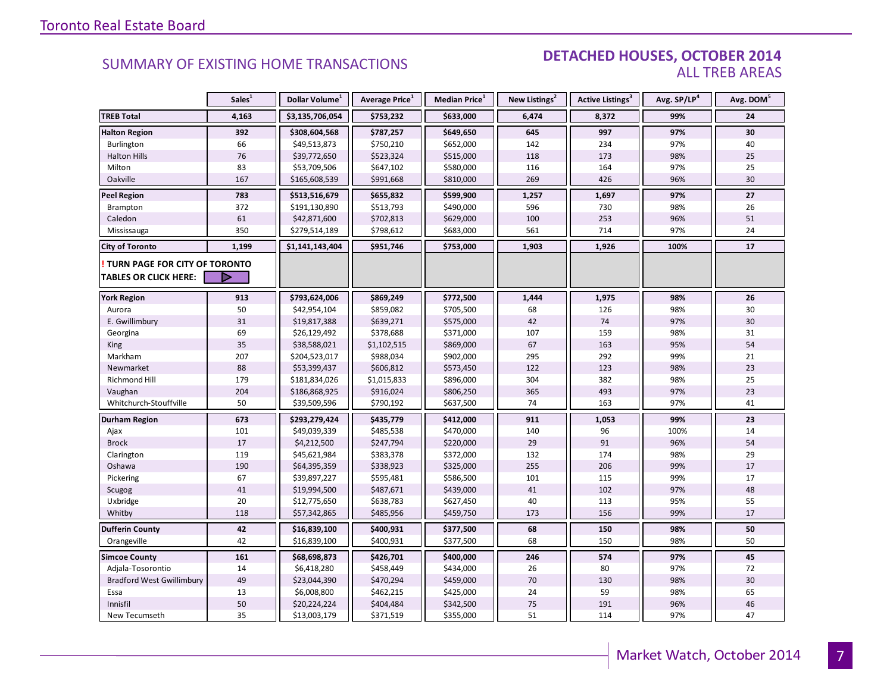Toronto Real Estate Board

## SUMMARY OF EXISTING HOME TRANSACTIONS

## DETACHED HOUSES, OCTOBER 2014
### ALL TREB AREAS

| | Sales[1] | Dollar Volume[1] | Average Price[1] | Median Price[1] | New Listings[2] | Active Listings[3] | Avg. SP/LP[4] | Avg. DOM[5] |
|---|---|---|---|---|---|---|---|---|
| **TREB Total** | **4,163** | **$3,135,706,054** | **$753,232** | **$633,000** | **6,474** | **8,372** | **99%** | **24** |
| **Halton Region** | **392** | **$308,604,568** | **$787,257** | **$649,650** | **645** | **997** | **97%** | **30** |
| Burlington | 66 | $49,513,873 | $750,210 | $652,000 | 142 | 234 | 97% | 40 |
| Halton Hills | 76 | $39,772,650 | $523,324 | $515,000 | 118 | 173 | 98% | 25 |
| Milton | 83 | $53,709,506 | $647,102 | $580,000 | 116 | 164 | 97% | 25 |
| Oakville | 167 | $165,608,539 | $991,668 | $810,000 | 269 | 426 | 96% | 30 |
| **Peel Region** | **783** | **$513,516,679** | **$655,832** | **$599,900** | **1,257** | **1,697** | **97%** | **27** |
| Brampton | 372 | $191,130,890 | $513,793 | $490,000 | 596 | 730 | 98% | 26 |
| Caledon | 61 | $42,871,600 | $702,813 | $629,000 | 100 | 253 | 96% | 51 |
| Mississauga | 350 | $279,514,189 | $798,612 | $683,000 | 561 | 714 | 97% | 24 |
| **City of Toronto** | **1,199** | **$1,141,143,404** | **$951,746** | **$753,000** | **1,903** | **1,926** | **100%** | **17** |
| **! TURN PAGE FOR CITY OF TORONTO TABLES OR CLICK HERE:** | | | | | | | | |
| **York Region** | **913** | **$793,624,006** | **$869,249** | **$772,500** | **1,444** | **1,975** | **98%** | **26** |
| Aurora | 50 | $42,954,104 | $859,082 | $705,500 | 68 | 126 | 98% | 30 |
| E. Gwillimbury | 31 | $19,817,388 | $639,271 | $575,000 | 42 | 74 | 97% | 30 |
| Georgina | 69 | $26,129,492 | $378,688 | $371,000 | 107 | 159 | 98% | 31 |
| King | 35 | $38,588,021 | $1,102,515 | $869,000 | 67 | 163 | 95% | 54 |
| Markham | 207 | $204,523,017 | $988,034 | $902,000 | 295 | 292 | 99% | 21 |
| Newmarket | 88 | $53,399,437 | $606,812 | $573,450 | 122 | 123 | 98% | 23 |
| Richmond Hill | 179 | $181,834,026 | $1,015,833 | $896,000 | 304 | 382 | 98% | 25 |
| Vaughan | 204 | $186,868,925 | $916,024 | $806,250 | 365 | 493 | 97% | 23 |
| Whitchurch-Stouffville | 50 | $39,509,596 | $790,192 | $637,500 | 74 | 163 | 97% | 41 |
| **Durham Region** | **673** | **$293,279,424** | **$435,779** | **$412,000** | **911** | **1,053** | **99%** | **23** |
| Ajax | 101 | $49,039,339 | $485,538 | $470,000 | 140 | 96 | 100% | 14 |
| Brock | 17 | $4,212,500 | $247,794 | $220,000 | 29 | 91 | 96% | 54 |
| Clarington | 119 | $45,621,984 | $383,378 | $372,000 | 132 | 174 | 98% | 29 |
| Oshawa | 190 | $64,395,359 | $338,923 | $325,000 | 255 | 206 | 99% | 17 |
| Pickering | 67 | $39,897,227 | $595,481 | $586,500 | 101 | 115 | 99% | 17 |
| Scugog | 41 | $19,994,500 | $487,671 | $439,000 | 41 | 102 | 97% | 48 |
| Uxbridge | 20 | $12,775,650 | $638,783 | $627,450 | 40 | 113 | 95% | 55 |
| Whitby | 118 | $57,342,865 | $485,956 | $459,750 | 173 | 156 | 99% | 17 |
| **Dufferin County** | **42** | **$16,839,100** | **$400,931** | **$377,500** | **68** | **150** | **98%** | **50** |
| Orangeville | 42 | $16,839,100 | $400,931 | $377,500 | 68 | 150 | 98% | 50 |
| **Simcoe County** | **161** | **$68,698,873** | **$426,701** | **$400,000** | **246** | **574** | **97%** | **45** |
| Adjala-Tosorontio | 14 | $6,418,280 | $458,449 | $434,000 | 26 | 80 | 97% | 72 |
| Bradford West Gwillimbury | 49 | $23,044,390 | $470,294 | $459,000 | 70 | 130 | 98% | 30 |
| Essa | 13 | $6,008,800 | $462,215 | $425,000 | 24 | 59 | 98% | 65 |
| Innisfil | 50 | $20,224,224 | $404,484 | $342,500 | 75 | 191 | 96% | 46 |
| New Tecumseth | 35 | $13,003,179 | $371,519 | $355,000 | 51 | 114 | 97% | 47 |

Market Watch, October 2014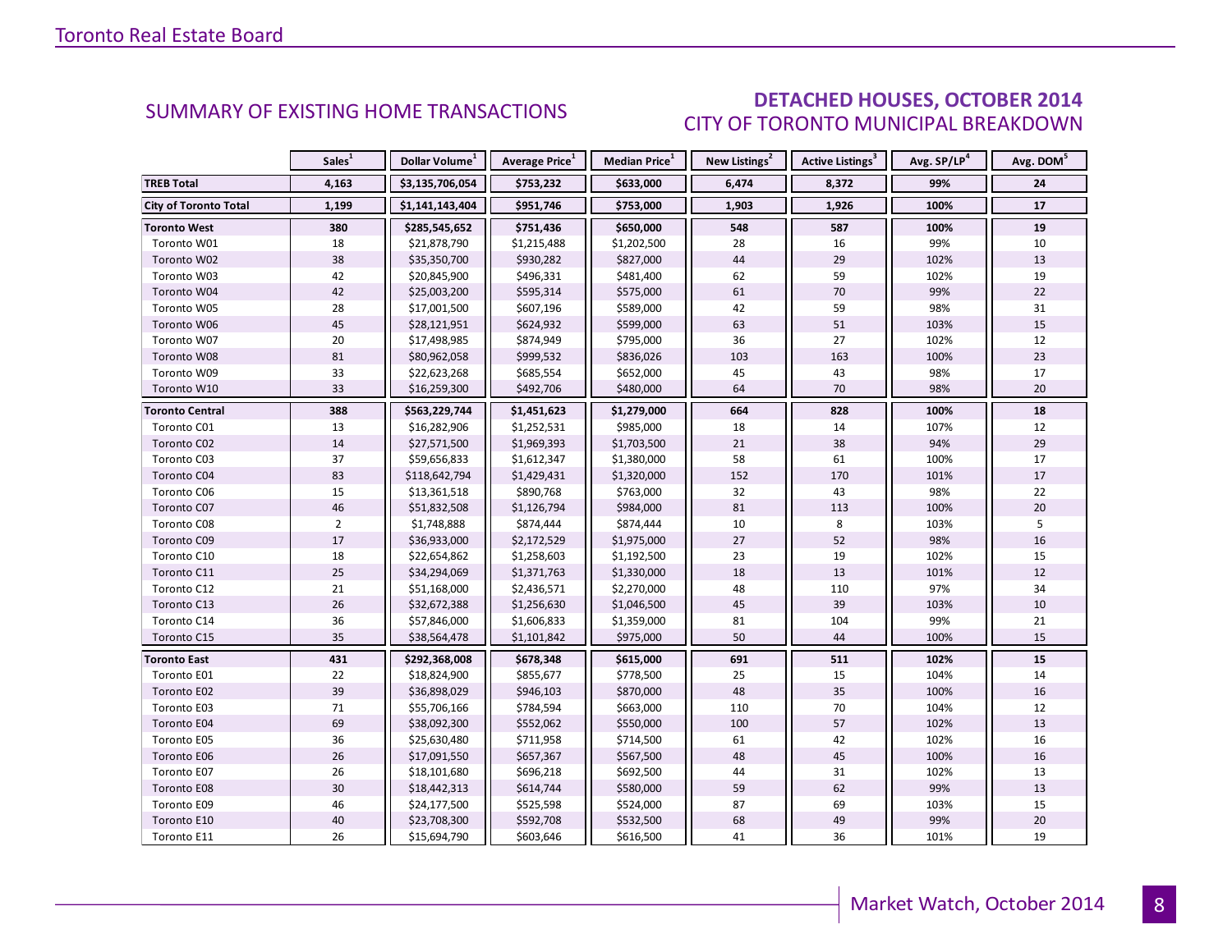## SUMMARY OF EXISTING HOME TRANSACTIONS

## DETACHED HOUSES, OCTOBER 2014
### CITY OF TORONTO MUNICIPAL BREAKDOWN

| | Sales[1] | Dollar Volume[1] | Average Price[1] | Median Price[1] | New Listings[2] | Active Listings[3] | Avg. SP/LP[4] | Avg. DOM[5] |
|---|---|---|---|---|---|---|---|---|
| **TREB Total** | **4,163** | **$3,135,706,054** | **$753,232** | **$633,000** | **6,474** | **8,372** | **99%** | **24** |
| **City of Toronto Total** | **1,199** | **$1,141,143,404** | **$951,746** | **$753,000** | **1,903** | **1,926** | **100%** | **17** |
| **Toronto West** | **380** | **$285,545,652** | **$751,436** | **$650,000** | **548** | **587** | **100%** | **19** |
| Toronto W01 | 18 | $21,878,790 | $1,215,488 | $1,202,500 | 28 | 16 | 99% | 10 |
| Toronto W02 | 38 | $35,350,700 | $930,282 | $827,000 | 44 | 29 | 102% | 13 |
| Toronto W03 | 42 | $20,845,900 | $496,331 | $481,400 | 62 | 59 | 102% | 19 |
| Toronto W04 | 42 | $25,003,200 | $595,314 | $575,000 | 61 | 70 | 99% | 22 |
| Toronto W05 | 28 | $17,001,500 | $607,196 | $589,000 | 42 | 59 | 98% | 31 |
| Toronto W06 | 45 | $28,121,951 | $624,932 | $599,000 | 63 | 51 | 103% | 15 |
| Toronto W07 | 20 | $17,498,985 | $874,949 | $795,000 | 36 | 27 | 102% | 12 |
| Toronto W08 | 81 | $80,962,058 | $999,532 | $836,026 | 103 | 163 | 100% | 23 |
| Toronto W09 | 33 | $22,623,268 | $685,554 | $652,000 | 45 | 43 | 98% | 17 |
| Toronto W10 | 33 | $16,259,300 | $492,706 | $480,000 | 64 | 70 | 98% | 20 |
| **Toronto Central** | **388** | **$563,229,744** | **$1,451,623** | **$1,279,000** | **664** | **828** | **100%** | **18** |
| Toronto C01 | 13 | $16,282,906 | $1,252,531 | $985,000 | 18 | 14 | 107% | 12 |
| Toronto C02 | 14 | $27,571,500 | $1,969,393 | $1,703,500 | 21 | 38 | 94% | 29 |
| Toronto C03 | 37 | $59,656,833 | $1,612,347 | $1,380,000 | 58 | 61 | 100% | 17 |
| Toronto C04 | 83 | $118,642,794 | $1,429,431 | $1,320,000 | 152 | 170 | 101% | 17 |
| Toronto C06 | 15 | $13,361,518 | $890,768 | $763,000 | 32 | 43 | 98% | 22 |
| Toronto C07 | 46 | $51,832,508 | $1,126,794 | $984,000 | 81 | 113 | 100% | 20 |
| Toronto C08 | 2 | $1,748,888 | $874,444 | $874,444 | 10 | 8 | 103% | 5 |
| Toronto C09 | 17 | $36,933,000 | $2,172,529 | $1,975,000 | 27 | 52 | 98% | 16 |
| Toronto C10 | 18 | $22,654,862 | $1,258,603 | $1,192,500 | 23 | 19 | 102% | 15 |
| Toronto C11 | 25 | $34,294,069 | $1,371,763 | $1,330,000 | 18 | 13 | 101% | 12 |
| Toronto C12 | 21 | $51,168,000 | $2,436,571 | $2,270,000 | 48 | 110 | 97% | 34 |
| Toronto C13 | 26 | $32,672,388 | $1,256,630 | $1,046,500 | 45 | 39 | 103% | 10 |
| Toronto C14 | 36 | $57,846,000 | $1,606,833 | $1,359,000 | 81 | 104 | 99% | 21 |
| Toronto C15 | 35 | $38,564,478 | $1,101,842 | $975,000 | 50 | 44 | 100% | 15 |
| **Toronto East** | **431** | **$292,368,008** | **$678,348** | **$615,000** | **691** | **511** | **102%** | **15** |
| Toronto E01 | 22 | $18,824,900 | $855,677 | $778,500 | 25 | 15 | 104% | 14 |
| Toronto E02 | 39 | $36,898,029 | $946,103 | $870,000 | 48 | 35 | 100% | 16 |
| Toronto E03 | 71 | $55,706,166 | $784,594 | $663,000 | 110 | 70 | 104% | 12 |
| Toronto E04 | 69 | $38,092,300 | $552,062 | $550,000 | 100 | 57 | 102% | 13 |
| Toronto E05 | 36 | $25,630,480 | $711,958 | $714,500 | 61 | 42 | 102% | 16 |
| Toronto E06 | 26 | $17,091,550 | $657,367 | $567,500 | 48 | 45 | 100% | 16 |
| Toronto E07 | 26 | $18,101,680 | $696,218 | $692,500 | 44 | 31 | 102% | 13 |
| Toronto E08 | 30 | $18,442,313 | $614,744 | $580,000 | 59 | 62 | 99% | 13 |
| Toronto E09 | 46 | $24,177,500 | $525,598 | $524,000 | 87 | 69 | 103% | 15 |
| Toronto E10 | 40 | $23,708,300 | $592,708 | $532,500 | 68 | 49 | 99% | 20 |
| Toronto E11 | 26 | $15,694,790 | $603,646 | $616,500 | 41 | 36 | 101% | 19 |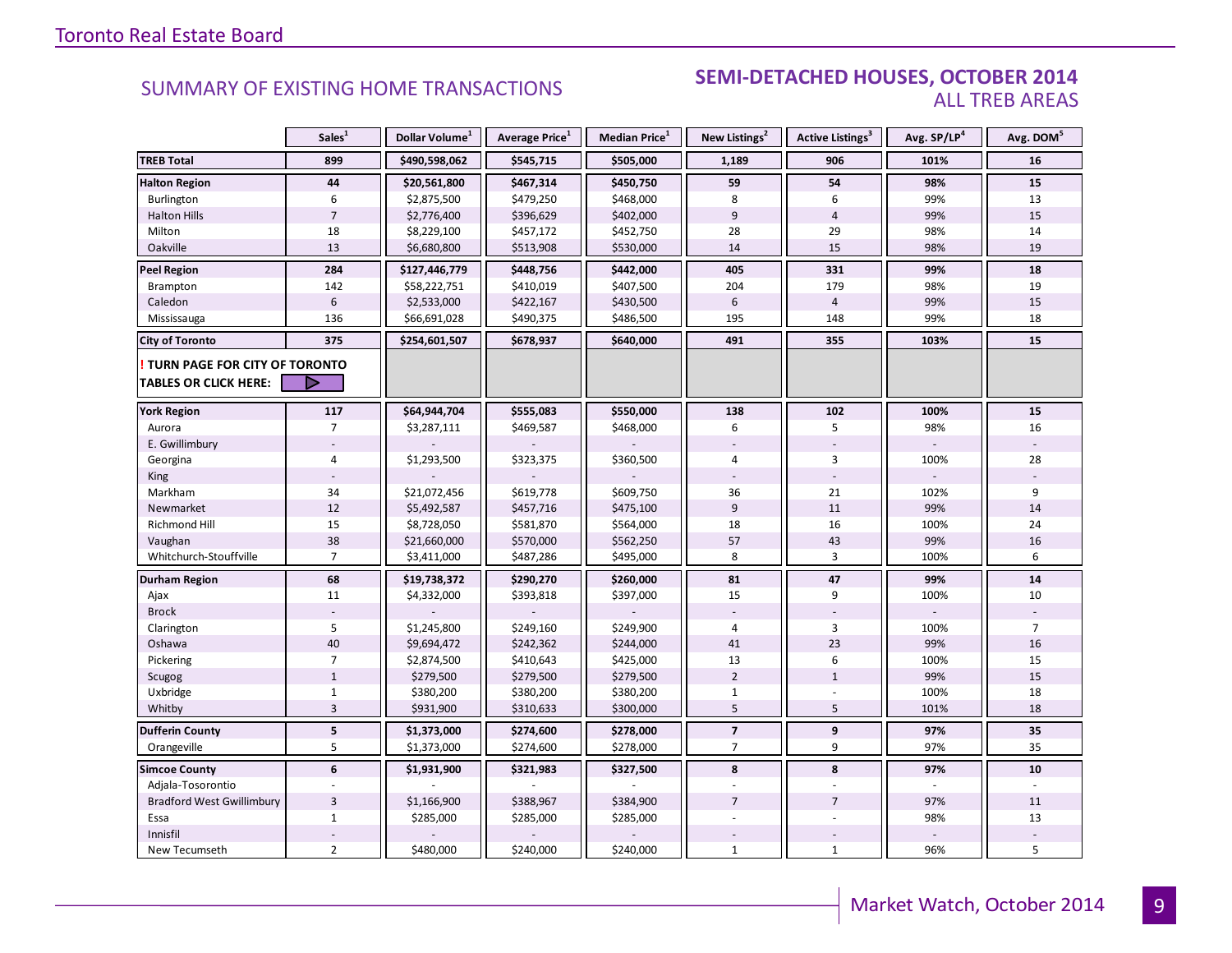## SUMMARY OF EXISTING HOME TRANSACTIONS

## SEMI-DETACHED HOUSES, OCTOBER 2014
### ALL TREB AREAS

| | Sales[1] | Dollar Volume[1] | Average Price[1] | Median Price[1] | New Listings[2] | Active Listings[3] | Avg. SP/LP[4] | Avg. DOM[5] |
|---|---|---|---|---|---|---|---|---|
| **TREB Total** | **899** | **$490,598,062** | **$545,715** | **$505,000** | **1,189** | **906** | **101%** | **16** |
| **Halton Region** | **44** | **$20,561,800** | **$467,314** | **$450,750** | **59** | **54** | **98%** | **15** |
| Burlington | 6 | $2,875,500 | $479,250 | $468,000 | 8 | 6 | 99% | 13 |
| Halton Hills | 7 | $2,776,400 | $396,629 | $402,000 | 9 | 4 | 99% | 15 |
| Milton | 18 | $8,229,100 | $457,172 | $452,750 | 28 | 29 | 98% | 14 |
| Oakville | 13 | $6,680,800 | $513,908 | $530,000 | 14 | 15 | 98% | 19 |
| **Peel Region** | **284** | **$127,446,779** | **$448,756** | **$442,000** | **405** | **331** | **99%** | **18** |
| Brampton | 142 | $58,222,751 | $410,019 | $407,500 | 204 | 179 | 98% | 19 |
| Caledon | 6 | $2,533,000 | $422,167 | $430,500 | 6 | 4 | 99% | 15 |
| Mississauga | 136 | $66,691,028 | $490,375 | $486,500 | 195 | 148 | 99% | 18 |
| **City of Toronto** | **375** | **$254,601,507** | **$678,937** | **$640,000** | **491** | **355** | **103%** | **15** |
| **! TURN PAGE FOR CITY OF TORONTO TABLES OR CLICK HERE:** | | | | | | | | |
| **York Region** | **117** | **$64,944,704** | **$555,083** | **$550,000** | **138** | **102** | **100%** | **15** |
| Aurora | 7 | $3,287,111 | $469,587 | $468,000 | 6 | 5 | 98% | 16 |
| E. Gwillimbury | - | - | - | - | - | - | - | - |
| Georgina | 4 | $1,293,500 | $323,375 | $360,500 | 4 | 3 | 100% | 28 |
| King | - | - | - | - | - | - | - | - |
| Markham | 34 | $21,072,456 | $619,778 | $609,750 | 36 | 21 | 102% | 9 |
| Newmarket | 12 | $5,492,587 | $457,716 | $475,100 | 9 | 11 | 99% | 14 |
| Richmond Hill | 15 | $8,728,050 | $581,870 | $564,000 | 18 | 16 | 100% | 24 |
| Vaughan | 38 | $21,660,000 | $570,000 | $562,250 | 57 | 43 | 99% | 16 |
| Whitchurch-Stouffville | 7 | $3,411,000 | $487,286 | $495,000 | 8 | 3 | 100% | 6 |
| **Durham Region** | **68** | **$19,738,372** | **$290,270** | **$260,000** | **81** | **47** | **99%** | **14** |
| Ajax | 11 | $4,332,000 | $393,818 | $397,000 | 15 | 9 | 100% | 10 |
| Brock | - | - | - | - | - | - | - | - |
| Clarington | 5 | $1,245,800 | $249,160 | $249,900 | 4 | 3 | 100% | 7 |
| Oshawa | 40 | $9,694,472 | $242,362 | $244,000 | 41 | 23 | 99% | 16 |
| Pickering | 7 | $2,874,500 | $410,643 | $425,000 | 13 | 6 | 100% | 15 |
| Scugog | 1 | $279,500 | $279,500 | $279,500 | 2 | 1 | 99% | 15 |
| Uxbridge | 1 | $380,200 | $380,200 | $380,200 | 1 | - | 100% | 18 |
| Whitby | 3 | $931,900 | $310,633 | $300,000 | 5 | 5 | 101% | 18 |
| **Dufferin County** | **5** | **$1,373,000** | **$274,600** | **$278,000** | **7** | **9** | **97%** | **35** |
| Orangeville | 5 | $1,373,000 | $274,600 | $278,000 | 7 | 9 | 97% | 35 |
| **Simcoe County** | **6** | **$1,931,900** | **$321,983** | **$327,500** | **8** | **8** | **97%** | **10** |
| Adjala-Tosorontio | - | - | - | - | - | - | - | - |
| Bradford West Gwillimbury | 3 | $1,166,900 | $388,967 | $384,900 | 7 | 7 | 97% | 11 |
| Essa | 1 | $285,000 | $285,000 | $285,000 | - | - | 98% | 13 |
| Innisfil | - | - | - | - | - | - | - | - |
| New Tecumseth | 2 | $480,000 | $240,000 | $240,000 | 1 | 1 | 96% | 5 |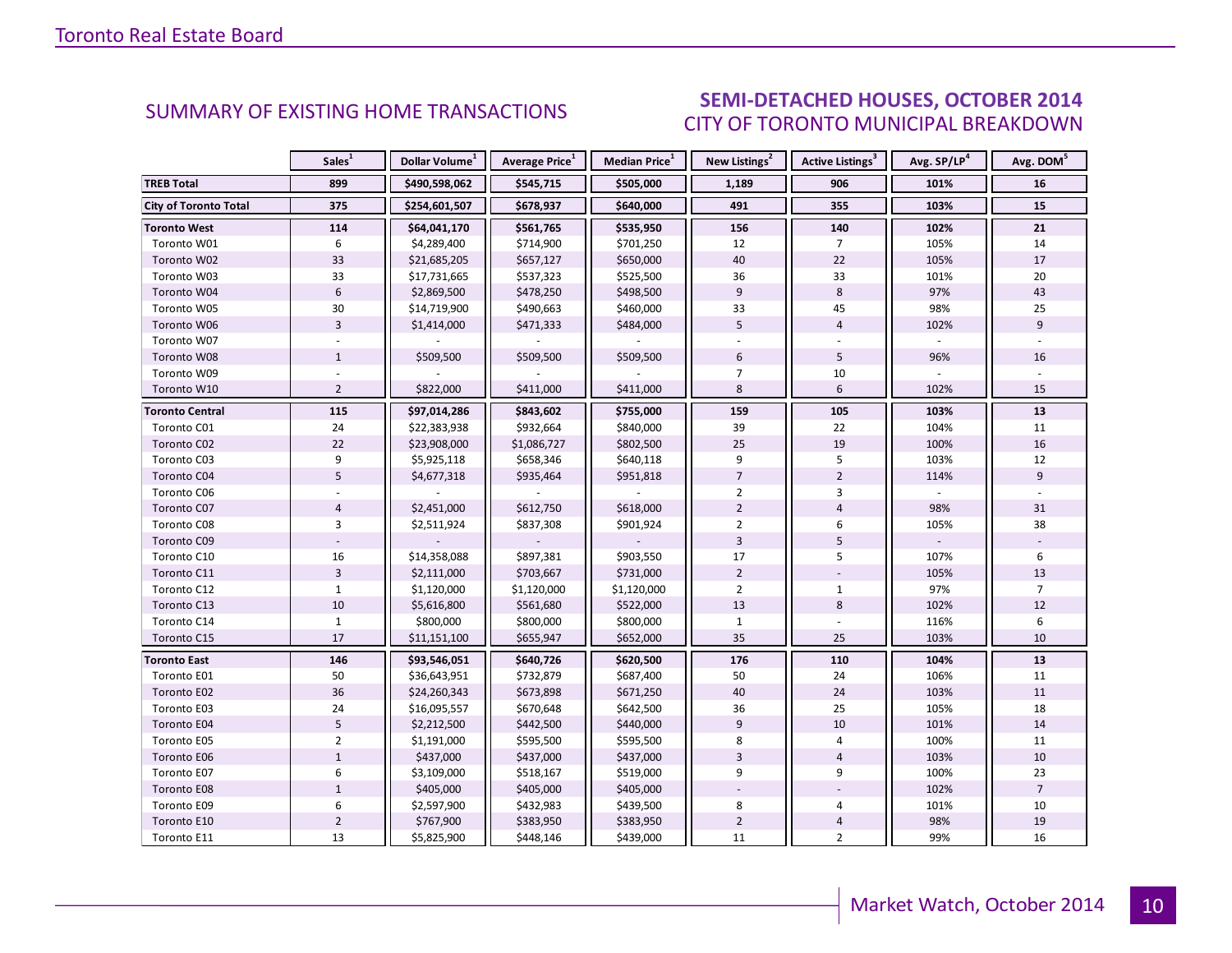## SUMMARY OF EXISTING HOME TRANSACTIONS

## SEMI-DETACHED HOUSES, OCTOBER 2014
CITY OF TORONTO MUNICIPAL BREAKDOWN

| | Sales[1] | Dollar Volume[1] | Average Price[1] | Median Price[1] | New Listings[2] | Active Listings[3] | Avg. SP/LP[4] | Avg. DOM[5] |
|---|---|---|---|---|---|---|---|---|
| **TREB Total** | **899** | **$490,598,062** | **$545,715** | **$505,000** | **1,189** | **906** | **101%** | **16** |
| **City of Toronto Total** | **375** | **$254,601,507** | **$678,937** | **$640,000** | **491** | **355** | **103%** | **15** |
| **Toronto West** | **114** | **$64,041,170** | **$561,765** | **$535,950** | **156** | **140** | **102%** | **21** |
| Toronto W01 | 6 | $4,289,400 | $714,900 | $701,250 | 12 | 7 | 105% | 14 |
| Toronto W02 | 33 | $21,685,205 | $657,127 | $650,000 | 40 | 22 | 105% | 17 |
| Toronto W03 | 33 | $17,731,665 | $537,323 | $525,500 | 36 | 33 | 101% | 20 |
| Toronto W04 | 6 | $2,869,500 | $478,250 | $498,500 | 9 | 8 | 97% | 43 |
| Toronto W05 | 30 | $14,719,900 | $490,663 | $460,000 | 33 | 45 | 98% | 25 |
| Toronto W06 | 3 | $1,414,000 | $471,333 | $484,000 | 5 | 4 | 102% | 9 |
| Toronto W07 | - | - | - | - | - | - | - | - |
| Toronto W08 | 1 | $509,500 | $509,500 | $509,500 | 6 | 5 | 96% | 16 |
| Toronto W09 | - | - | - | - | 7 | 10 | - | - |
| Toronto W10 | 2 | $822,000 | $411,000 | $411,000 | 8 | 6 | 102% | 15 |
| **Toronto Central** | **115** | **$97,014,286** | **$843,602** | **$755,000** | **159** | **105** | **103%** | **13** |
| Toronto C01 | 24 | $22,383,938 | $932,664 | $840,000 | 39 | 22 | 104% | 11 |
| Toronto C02 | 22 | $23,908,000 | $1,086,727 | $802,500 | 25 | 19 | 100% | 16 |
| Toronto C03 | 9 | $5,925,118 | $658,346 | $640,118 | 9 | 5 | 103% | 12 |
| Toronto C04 | 5 | $4,677,318 | $935,464 | $951,818 | 7 | 2 | 114% | 9 |
| Toronto C06 | - | - | - | - | 2 | 3 | - | - |
| Toronto C07 | 4 | $2,451,000 | $612,750 | $618,000 | 2 | 4 | 98% | 31 |
| Toronto C08 | 3 | $2,511,924 | $837,308 | $901,924 | 2 | 6 | 105% | 38 |
| Toronto C09 | - | - | - | - | 3 | 5 | - | - |
| Toronto C10 | 16 | $14,358,088 | $897,381 | $903,550 | 17 | 5 | 107% | 6 |
| Toronto C11 | 3 | $2,111,000 | $703,667 | $731,000 | 2 | - | 105% | 13 |
| Toronto C12 | 1 | $1,120,000 | $1,120,000 | $1,120,000 | 2 | 1 | 97% | 7 |
| Toronto C13 | 10 | $5,616,800 | $561,680 | $522,000 | 13 | 8 | 102% | 12 |
| Toronto C14 | 1 | $800,000 | $800,000 | $800,000 | 1 | - | 116% | 6 |
| Toronto C15 | 17 | $11,151,100 | $655,947 | $652,000 | 35 | 25 | 103% | 10 |
| **Toronto East** | **146** | **$93,546,051** | **$640,726** | **$620,500** | **176** | **110** | **104%** | **13** |
| Toronto E01 | 50 | $36,643,951 | $732,879 | $687,400 | 50 | 24 | 106% | 11 |
| Toronto E02 | 36 | $24,260,343 | $673,898 | $671,250 | 40 | 24 | 103% | 11 |
| Toronto E03 | 24 | $16,095,557 | $670,648 | $642,500 | 36 | 25 | 105% | 18 |
| Toronto E04 | 5 | $2,212,500 | $442,500 | $440,000 | 9 | 10 | 101% | 14 |
| Toronto E05 | 2 | $1,191,000 | $595,500 | $595,500 | 8 | 4 | 100% | 11 |
| Toronto E06 | 1 | $437,000 | $437,000 | $437,000 | 3 | 4 | 103% | 10 |
| Toronto E07 | 6 | $3,109,000 | $518,167 | $519,000 | 9 | 9 | 100% | 23 |
| Toronto E08 | 1 | $405,000 | $405,000 | $405,000 | - | - | 102% | 7 |
| Toronto E09 | 6 | $2,597,900 | $432,983 | $439,500 | 8 | 4 | 101% | 10 |
| Toronto E10 | 2 | $767,900 | $383,950 | $383,950 | 2 | 4 | 98% | 19 |
| Toronto E11 | 13 | $5,825,900 | $448,146 | $439,000 | 11 | 2 | 99% | 16 |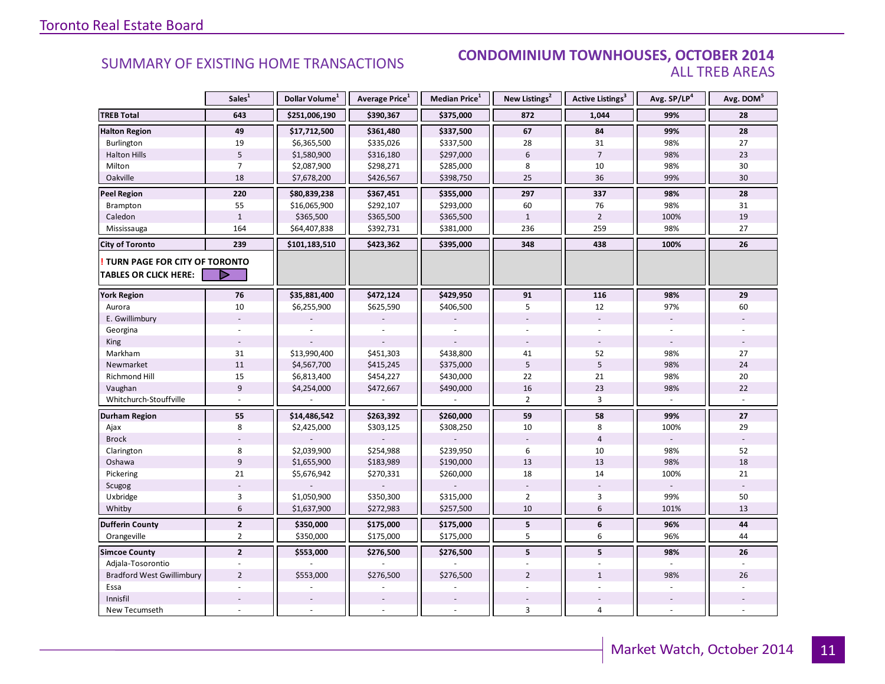## SUMMARY OF EXISTING HOME TRANSACTIONS

### CONDOMINIUM TOWNHOUSES, OCTOBER 2014
### ALL TREB AREAS

| | Sales[1] | Dollar Volume[1] | Average Price[1] | Median Price[1] | New Listings[2] | Active Listings[3] | Avg. SP/LP[4] | Avg. DOM[5] |
|---|---|---|---|---|---|---|---|---|
| **TREB Total** | **643** | **$251,006,190** | **$390,367** | **$375,000** | **872** | **1,044** | **99%** | **28** |
| **Halton Region** | **49** | **$17,712,500** | **$361,480** | **$337,500** | **67** | **84** | **99%** | **28** |
| Burlington | 19 | $6,365,500 | $335,026 | $337,500 | 28 | 31 | 98% | 27 |
| Halton Hills | 5 | $1,580,900 | $316,180 | $297,000 | 6 | 7 | 98% | 23 |
| Milton | 7 | $2,087,900 | $298,271 | $285,000 | 8 | 10 | 98% | 30 |
| Oakville | 18 | $7,678,200 | $426,567 | $398,750 | 25 | 36 | 99% | 30 |
| **Peel Region** | **220** | **$80,839,238** | **$367,451** | **$355,000** | **297** | **337** | **98%** | **28** |
| Brampton | 55 | $16,065,900 | $292,107 | $293,000 | 60 | 76 | 98% | 31 |
| Caledon | 1 | $365,500 | $365,500 | $365,500 | 1 | 2 | 100% | 19 |
| Mississauga | 164 | $64,407,838 | $392,731 | $381,000 | 236 | 259 | 98% | 27 |
| **City of Toronto** | **239** | **$101,183,510** | **$423,362** | **$395,000** | **348** | **438** | **100%** | **26** |
| **! TURN PAGE FOR CITY OF TORONTO TABLES OR CLICK HERE:** | | | | | | | | |
| **York Region** | **76** | **$35,881,400** | **$472,124** | **$429,950** | **91** | **116** | **98%** | **29** |
| Aurora | 10 | $6,255,900 | $625,590 | $406,500 | 5 | 12 | 97% | 60 |
| E. Gwillimbury | - | - | - | - | - | - | - | - |
| Georgina | - | - | - | - | - | - | - | - |
| King | - | - | - | - | - | - | - | - |
| Markham | 31 | $13,990,400 | $451,303 | $438,800 | 41 | 52 | 98% | 27 |
| Newmarket | 11 | $4,567,700 | $415,245 | $375,000 | 5 | 5 | 98% | 24 |
| Richmond Hill | 15 | $6,813,400 | $454,227 | $430,000 | 22 | 21 | 98% | 20 |
| Vaughan | 9 | $4,254,000 | $472,667 | $490,000 | 16 | 23 | 98% | 22 |
| Whitchurch-Stouffville | - | - | - | - | 2 | 3 | - | - |
| **Durham Region** | **55** | **$14,486,542** | **$263,392** | **$260,000** | **59** | **58** | **99%** | **27** |
| Ajax | 8 | $2,425,000 | $303,125 | $308,250 | 10 | 8 | 100% | 29 |
| Brock | - | - | - | - | - | 4 | - | - |
| Clarington | 8 | $2,039,900 | $254,988 | $239,950 | 6 | 10 | 98% | 52 |
| Oshawa | 9 | $1,655,900 | $183,989 | $190,000 | 13 | 13 | 98% | 18 |
| Pickering | 21 | $5,676,942 | $270,331 | $260,000 | 18 | 14 | 100% | 21 |
| Scugog | - | - | - | - | - | - | - | - |
| Uxbridge | 3 | $1,050,900 | $350,300 | $315,000 | 2 | 3 | 99% | 50 |
| Whitby | 6 | $1,637,900 | $272,983 | $257,500 | 10 | 6 | 101% | 13 |
| **Dufferin County** | **2** | **$350,000** | **$175,000** | **$175,000** | **5** | **6** | **96%** | **44** |
| Orangeville | 2 | $350,000 | $175,000 | $175,000 | 5 | 6 | 96% | 44 |
| **Simcoe County** | **2** | **$553,000** | **$276,500** | **$276,500** | **5** | **5** | **98%** | **26** |
| Adjala-Tosorontio | - | - | - | - | - | - | - | - |
| Bradford West Gwillimbury | 2 | $553,000 | $276,500 | $276,500 | 2 | 1 | 98% | 26 |
| Essa | - | - | - | - | - | - | - | - |
| Innisfil | - | - | - | - | - | - | - | - |
| New Tecumseth | - | - | - | - | 3 | 4 | - | - |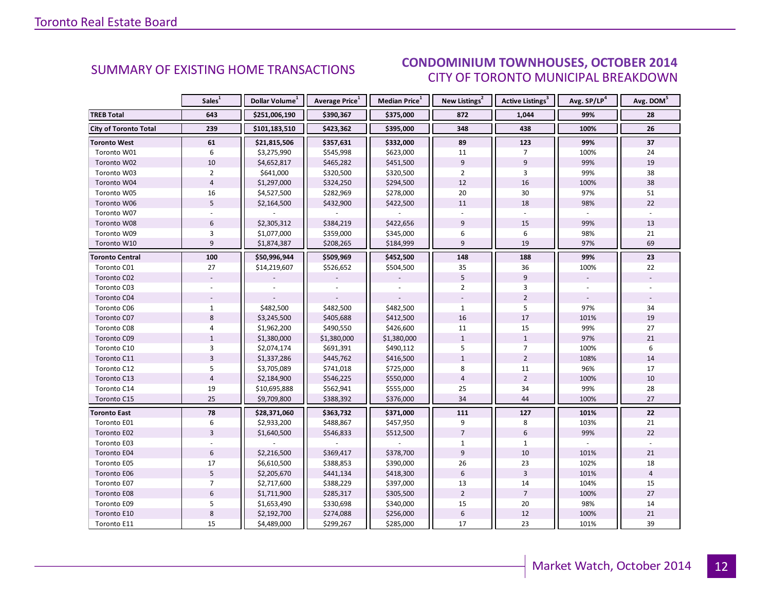## SUMMARY OF EXISTING HOME TRANSACTIONS

## CONDOMINIUM TOWNHOUSES, OCTOBER 2014
### CITY OF TORONTO MUNICIPAL BREAKDOWN

| | Sales[1] | Dollar Volume[1] | Average Price[1] | Median Price[1] | New Listings[2] | Active Listings[3] | Avg. SP/LP[4] | Avg. DOM[5] |
|---|---|---|---|---|---|---|---|---|
| **TREB Total** | **643** | **$251,006,190** | **$390,367** | **$375,000** | **872** | **1,044** | **99%** | **28** |
| **City of Toronto Total** | **239** | **$101,183,510** | **$423,362** | **$395,000** | **348** | **438** | **100%** | **26** |
| **Toronto West** | **61** | **$21,815,506** | **$357,631** | **$332,000** | **89** | **123** | **99%** | **37** |
| Toronto W01 | 6 | $3,275,990 | $545,998 | $623,000 | 11 | 7 | 100% | 24 |
| Toronto W02 | 10 | $4,652,817 | $465,282 | $451,500 | 9 | 9 | 99% | 19 |
| Toronto W03 | 2 | $641,000 | $320,500 | $320,500 | 2 | 3 | 99% | 38 |
| Toronto W04 | 4 | $1,297,000 | $324,250 | $294,500 | 12 | 16 | 100% | 38 |
| Toronto W05 | 16 | $4,527,500 | $282,969 | $278,000 | 20 | 30 | 97% | 51 |
| Toronto W06 | 5 | $2,164,500 | $432,900 | $422,500 | 11 | 18 | 98% | 22 |
| Toronto W07 | - | - | - | - | - | - | - | - |
| Toronto W08 | 6 | $2,305,312 | $384,219 | $422,656 | 9 | 15 | 99% | 13 |
| Toronto W09 | 3 | $1,077,000 | $359,000 | $345,000 | 6 | 6 | 98% | 21 |
| Toronto W10 | 9 | $1,874,387 | $208,265 | $184,999 | 9 | 19 | 97% | 69 |
| **Toronto Central** | **100** | **$50,996,944** | **$509,969** | **$452,500** | **148** | **188** | **99%** | **23** |
| Toronto C01 | 27 | $14,219,607 | $526,652 | $504,500 | 35 | 36 | 100% | 22 |
| Toronto C02 | - | - | - | - | 5 | 9 | - | - |
| Toronto C03 | - | - | - | - | 2 | 3 | - | - |
| Toronto C04 | - | - | - | - | - | 2 | - | - |
| Toronto C06 | 1 | $482,500 | $482,500 | $482,500 | 1 | 5 | 97% | 34 |
| Toronto C07 | 8 | $3,245,500 | $405,688 | $412,500 | 16 | 17 | 101% | 19 |
| Toronto C08 | 4 | $1,962,200 | $490,550 | $426,600 | 11 | 15 | 99% | 27 |
| Toronto C09 | 1 | $1,380,000 | $1,380,000 | $1,380,000 | 1 | 1 | 97% | 21 |
| Toronto C10 | 3 | $2,074,174 | $691,391 | $490,112 | 5 | 7 | 100% | 6 |
| Toronto C11 | 3 | $1,337,286 | $445,762 | $416,500 | 1 | 2 | 108% | 14 |
| Toronto C12 | 5 | $3,705,089 | $741,018 | $725,000 | 8 | 11 | 96% | 17 |
| Toronto C13 | 4 | $2,184,900 | $546,225 | $550,000 | 4 | 2 | 100% | 10 |
| Toronto C14 | 19 | $10,695,888 | $562,941 | $555,000 | 25 | 34 | 99% | 28 |
| Toronto C15 | 25 | $9,709,800 | $388,392 | $376,000 | 34 | 44 | 100% | 27 |
| **Toronto East** | **78** | **$28,371,060** | **$363,732** | **$371,000** | **111** | **127** | **101%** | **22** |
| Toronto E01 | 6 | $2,933,200 | $488,867 | $457,950 | 9 | 8 | 103% | 21 |
| Toronto E02 | 3 | $1,640,500 | $546,833 | $512,500 | 7 | 6 | 99% | 22 |
| Toronto E03 | - | - | - | - | 1 | 1 | - | - |
| Toronto E04 | 6 | $2,216,500 | $369,417 | $378,700 | 9 | 10 | 101% | 21 |
| Toronto E05 | 17 | $6,610,500 | $388,853 | $390,000 | 26 | 23 | 102% | 18 |
| Toronto E06 | 5 | $2,205,670 | $441,134 | $418,300 | 6 | 3 | 101% | 4 |
| Toronto E07 | 7 | $2,717,600 | $388,229 | $397,000 | 13 | 14 | 104% | 15 |
| Toronto E08 | 6 | $1,711,900 | $285,317 | $305,500 | 2 | 7 | 100% | 27 |
| Toronto E09 | 5 | $1,653,490 | $330,698 | $340,000 | 15 | 20 | 98% | 14 |
| Toronto E10 | 8 | $2,192,700 | $274,088 | $256,000 | 6 | 12 | 100% | 21 |
| Toronto E11 | 15 | $4,489,000 | $299,267 | $285,000 | 17 | 23 | 101% | 39 |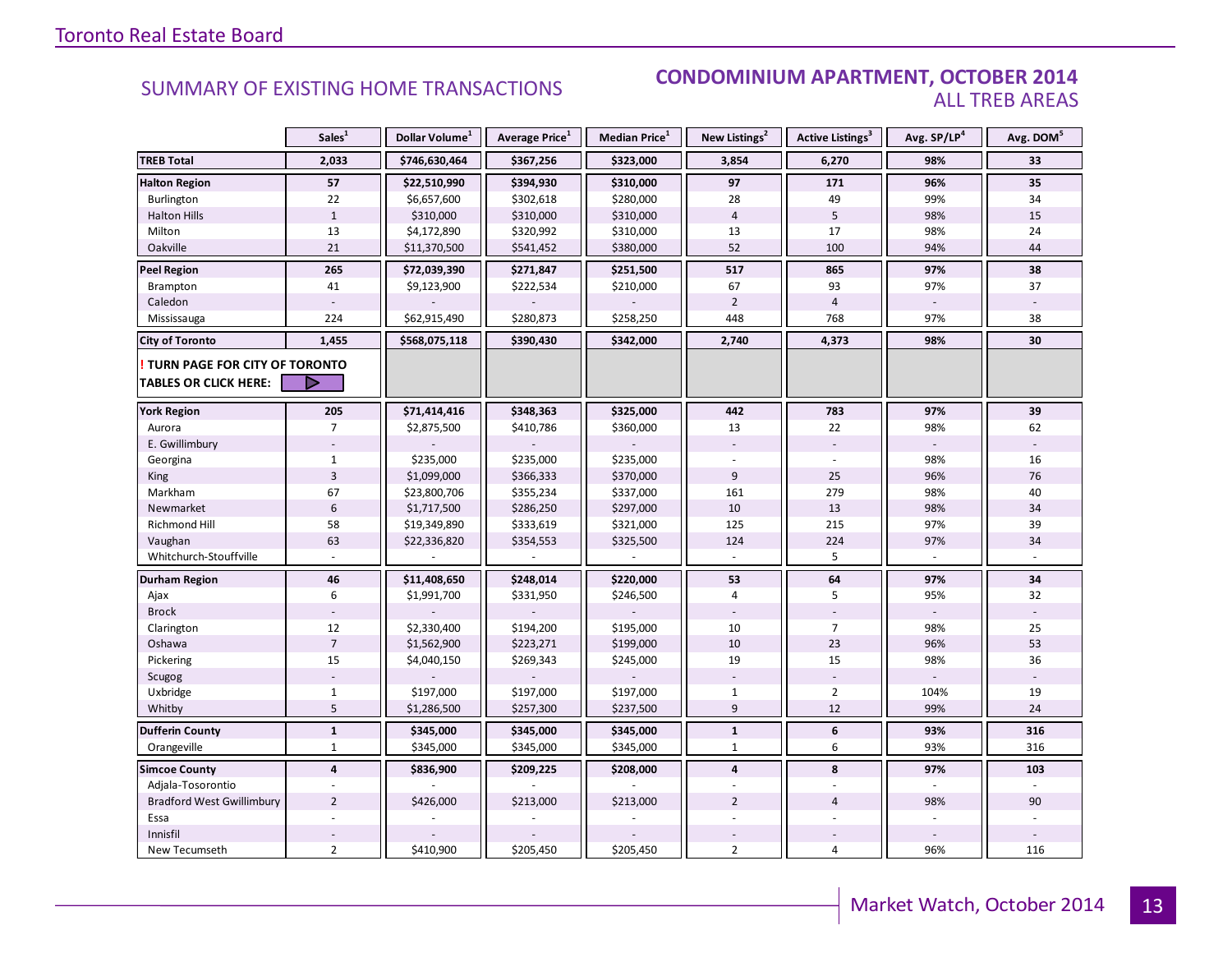Toronto Real Estate Board

## SUMMARY OF EXISTING HOME TRANSACTIONS

## CONDOMINIUM APARTMENT, OCTOBER 2014
### ALL TREB AREAS

| | Sales[1] | Dollar Volume[1] | Average Price[1] | Median Price[1] | New Listings[2] | Active Listings[3] | Avg. SP/LP[4] | Avg. DOM[5] |
|---|---|---|---|---|---|---|---|---|
| **TREB Total** | **2,033** | **$746,630,464** | **$367,256** | **$323,000** | **3,854** | **6,270** | **98%** | **33** |
| **Halton Region** | **57** | **$22,510,990** | **$394,930** | **$310,000** | **97** | **171** | **96%** | **35** |
| Burlington | 22 | $6,657,600 | $302,618 | $280,000 | 28 | 49 | 99% | 34 |
| Halton Hills | 1 | $310,000 | $310,000 | $310,000 | 4 | 5 | 98% | 15 |
| Milton | 13 | $4,172,890 | $320,992 | $310,000 | 13 | 17 | 98% | 24 |
| Oakville | 21 | $11,370,500 | $541,452 | $380,000 | 52 | 100 | 94% | 44 |
| **Peel Region** | **265** | **$72,039,390** | **$271,847** | **$251,500** | **517** | **865** | **97%** | **38** |
| Brampton | 41 | $9,123,900 | $222,534 | $210,000 | 67 | 93 | 97% | 37 |
| Caledon | - | - | - | - | 2 | 4 | - | - |
| Mississauga | 224 | $62,915,490 | $280,873 | $258,250 | 448 | 768 | 97% | 38 |
| **City of Toronto** | **1,455** | **$568,075,118** | **$390,430** | **$342,000** | **2,740** | **4,373** | **98%** | **30** |
| **! TURN PAGE FOR CITY OF TORONTO TABLES OR CLICK HERE:** | | | | | | | | |
| **York Region** | **205** | **$71,414,416** | **$348,363** | **$325,000** | **442** | **783** | **97%** | **39** |
| Aurora | 7 | $2,875,500 | $410,786 | $360,000 | 13 | 22 | 98% | 62 |
| E. Gwillimbury | - | - | - | - | - | - | - | - |
| Georgina | 1 | $235,000 | $235,000 | $235,000 | - | - | 98% | 16 |
| King | 3 | $1,099,000 | $366,333 | $370,000 | 9 | 25 | 96% | 76 |
| Markham | 67 | $23,800,706 | $355,234 | $337,000 | 161 | 279 | 98% | 40 |
| Newmarket | 6 | $1,717,500 | $286,250 | $297,000 | 10 | 13 | 98% | 34 |
| Richmond Hill | 58 | $19,349,890 | $333,619 | $321,000 | 125 | 215 | 97% | 39 |
| Vaughan | 63 | $22,336,820 | $354,553 | $325,500 | 124 | 224 | 97% | 34 |
| Whitchurch-Stouffville | - | - | - | - | - | 5 | - | - |
| **Durham Region** | **46** | **$11,408,650** | **$248,014** | **$220,000** | **53** | **64** | **97%** | **34** |
| Ajax | 6 | $1,991,700 | $331,950 | $246,500 | 4 | 5 | 95% | 32 |
| Brock | - | - | - | - | - | - | - | - |
| Clarington | 12 | $2,330,400 | $194,200 | $195,000 | 10 | 7 | 98% | 25 |
| Oshawa | 7 | $1,562,900 | $223,271 | $199,000 | 10 | 23 | 96% | 53 |
| Pickering | 15 | $4,040,150 | $269,343 | $245,000 | 19 | 15 | 98% | 36 |
| Scugog | - | - | - | - | - | - | - | - |
| Uxbridge | 1 | $197,000 | $197,000 | $197,000 | 1 | 2 | 104% | 19 |
| Whitby | 5 | $1,286,500 | $257,300 | $237,500 | 9 | 12 | 99% | 24 |
| **Dufferin County** | **1** | **$345,000** | **$345,000** | **$345,000** | **1** | **6** | **93%** | **316** |
| Orangeville | 1 | $345,000 | $345,000 | $345,000 | 1 | 6 | 93% | 316 |
| **Simcoe County** | **4** | **$836,900** | **$209,225** | **$208,000** | **4** | **8** | **97%** | **103** |
| Adjala-Tosorontio | - | - | - | - | - | - | - | - |
| Bradford West Gwillimbury | 2 | $426,000 | $213,000 | $213,000 | 2 | 4 | 98% | 90 |
| Essa | - | - | - | - | - | - | - | - |
| Innisfil | - | - | - | - | - | - | - | - |
| New Tecumseth | 2 | $410,900 | $205,450 | $205,450 | 2 | 4 | 96% | 116 |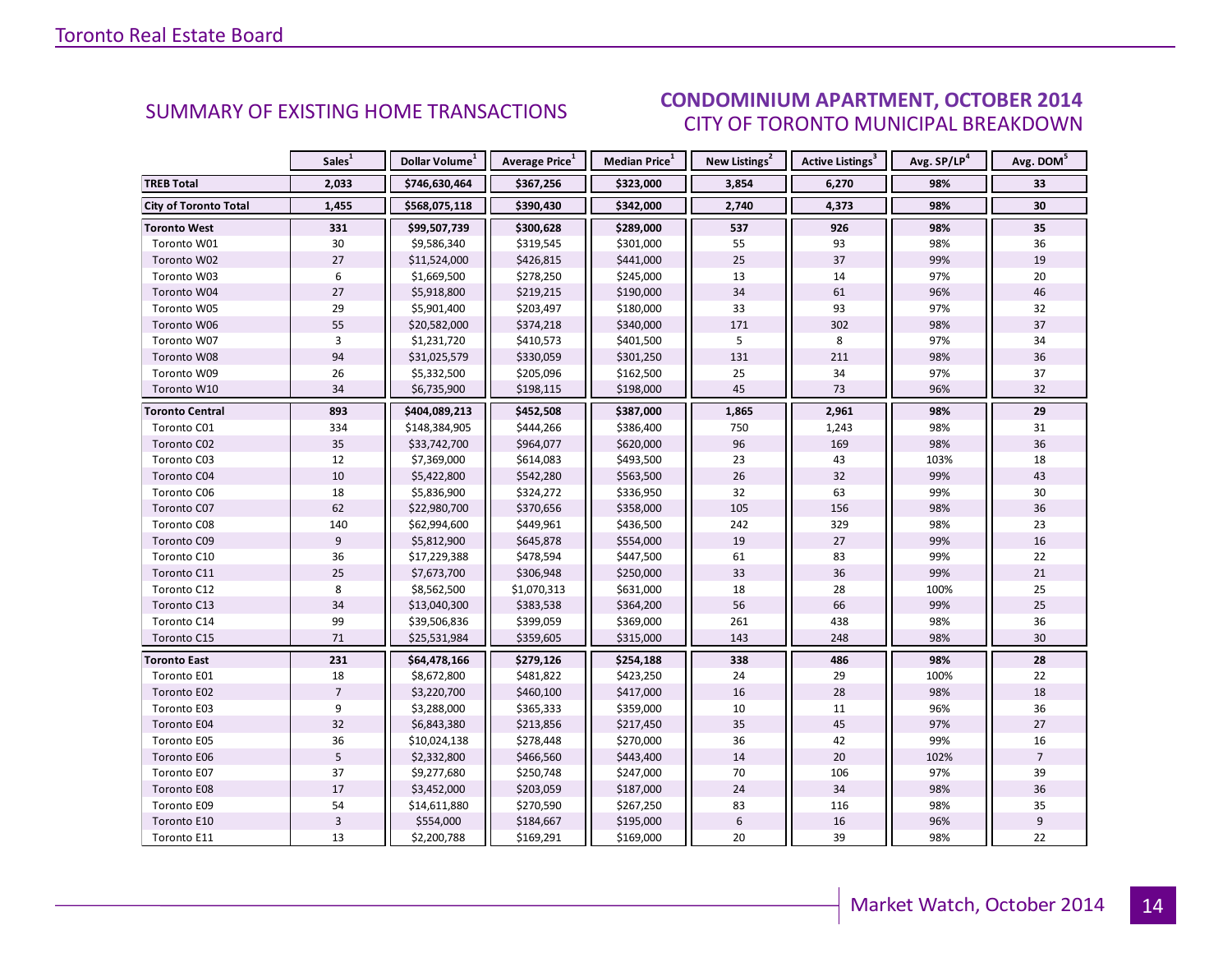## SUMMARY OF EXISTING HOME TRANSACTIONS

## CONDOMINIUM APARTMENT, OCTOBER 2014
### CITY OF TORONTO MUNICIPAL BREAKDOWN

| | Sales[1] | Dollar Volume[1] | Average Price[1] | Median Price[1] | New Listings[2] | Active Listings[3] | Avg. SP/LP[4] | Avg. DOM[5] |
|---|---|---|---|---|---|---|---|---|
| **TREB Total** | **2,033** | **$746,630,464** | **$367,256** | **$323,000** | **3,854** | **6,270** | **98%** | **33** |
| **City of Toronto Total** | **1,455** | **$568,075,118** | **$390,430** | **$342,000** | **2,740** | **4,373** | **98%** | **30** |
| **Toronto West** | **331** | **$99,507,739** | **$300,628** | **$289,000** | **537** | **926** | **98%** | **35** |
| Toronto W01 | 30 | $9,586,340 | $319,545 | $301,000 | 55 | 93 | 98% | 36 |
| Toronto W02 | 27 | $11,524,000 | $426,815 | $441,000 | 25 | 37 | 99% | 19 |
| Toronto W03 | 6 | $1,669,500 | $278,250 | $245,000 | 13 | 14 | 97% | 20 |
| Toronto W04 | 27 | $5,918,800 | $219,215 | $190,000 | 34 | 61 | 96% | 46 |
| Toronto W05 | 29 | $5,901,400 | $203,497 | $180,000 | 33 | 93 | 97% | 32 |
| Toronto W06 | 55 | $20,582,000 | $374,218 | $340,000 | 171 | 302 | 98% | 37 |
| Toronto W07 | 3 | $1,231,720 | $410,573 | $401,500 | 5 | 8 | 97% | 34 |
| Toronto W08 | 94 | $31,025,579 | $330,059 | $301,250 | 131 | 211 | 98% | 36 |
| Toronto W09 | 26 | $5,332,500 | $205,096 | $162,500 | 25 | 34 | 97% | 37 |
| Toronto W10 | 34 | $6,735,900 | $198,115 | $198,000 | 45 | 73 | 96% | 32 |
| **Toronto Central** | **893** | **$404,089,213** | **$452,508** | **$387,000** | **1,865** | **2,961** | **98%** | **29** |
| Toronto C01 | 334 | $148,384,905 | $444,266 | $386,400 | 750 | 1,243 | 98% | 31 |
| Toronto C02 | 35 | $33,742,700 | $964,077 | $620,000 | 96 | 169 | 98% | 36 |
| Toronto C03 | 12 | $7,369,000 | $614,083 | $493,500 | 23 | 43 | 103% | 18 |
| Toronto C04 | 10 | $5,422,800 | $542,280 | $563,500 | 26 | 32 | 99% | 43 |
| Toronto C06 | 18 | $5,836,900 | $324,272 | $336,950 | 32 | 63 | 99% | 30 |
| Toronto C07 | 62 | $22,980,700 | $370,656 | $358,000 | 105 | 156 | 98% | 36 |
| Toronto C08 | 140 | $62,994,600 | $449,961 | $436,500 | 242 | 329 | 98% | 23 |
| Toronto C09 | 9 | $5,812,900 | $645,878 | $554,000 | 19 | 27 | 99% | 16 |
| Toronto C10 | 36 | $17,229,388 | $478,594 | $447,500 | 61 | 83 | 99% | 22 |
| Toronto C11 | 25 | $7,673,700 | $306,948 | $250,000 | 33 | 36 | 99% | 21 |
| Toronto C12 | 8 | $8,562,500 | $1,070,313 | $631,000 | 18 | 28 | 100% | 25 |
| Toronto C13 | 34 | $13,040,300 | $383,538 | $364,200 | 56 | 66 | 99% | 25 |
| Toronto C14 | 99 | $39,506,836 | $399,059 | $369,000 | 261 | 438 | 98% | 36 |
| Toronto C15 | 71 | $25,531,984 | $359,605 | $315,000 | 143 | 248 | 98% | 30 |
| **Toronto East** | **231** | **$64,478,166** | **$279,126** | **$254,188** | **338** | **486** | **98%** | **28** |
| Toronto E01 | 18 | $8,672,800 | $481,822 | $423,250 | 24 | 29 | 100% | 22 |
| Toronto E02 | 7 | $3,220,700 | $460,100 | $417,000 | 16 | 28 | 98% | 18 |
| Toronto E03 | 9 | $3,288,000 | $365,333 | $359,000 | 10 | 11 | 96% | 36 |
| Toronto E04 | 32 | $6,843,380 | $213,856 | $217,450 | 35 | 45 | 97% | 27 |
| Toronto E05 | 36 | $10,024,138 | $278,448 | $270,000 | 36 | 42 | 99% | 16 |
| Toronto E06 | 5 | $2,332,800 | $466,560 | $443,400 | 14 | 20 | 102% | 7 |
| Toronto E07 | 37 | $9,277,680 | $250,748 | $247,000 | 70 | 106 | 97% | 39 |
| Toronto E08 | 17 | $3,452,000 | $203,059 | $187,000 | 24 | 34 | 98% | 36 |
| Toronto E09 | 54 | $14,611,880 | $270,590 | $267,250 | 83 | 116 | 98% | 35 |
| Toronto E10 | 3 | $554,000 | $184,667 | $195,000 | 6 | 16 | 96% | 9 |
| Toronto E11 | 13 | $2,200,788 | $169,291 | $169,000 | 20 | 39 | 98% | 22 |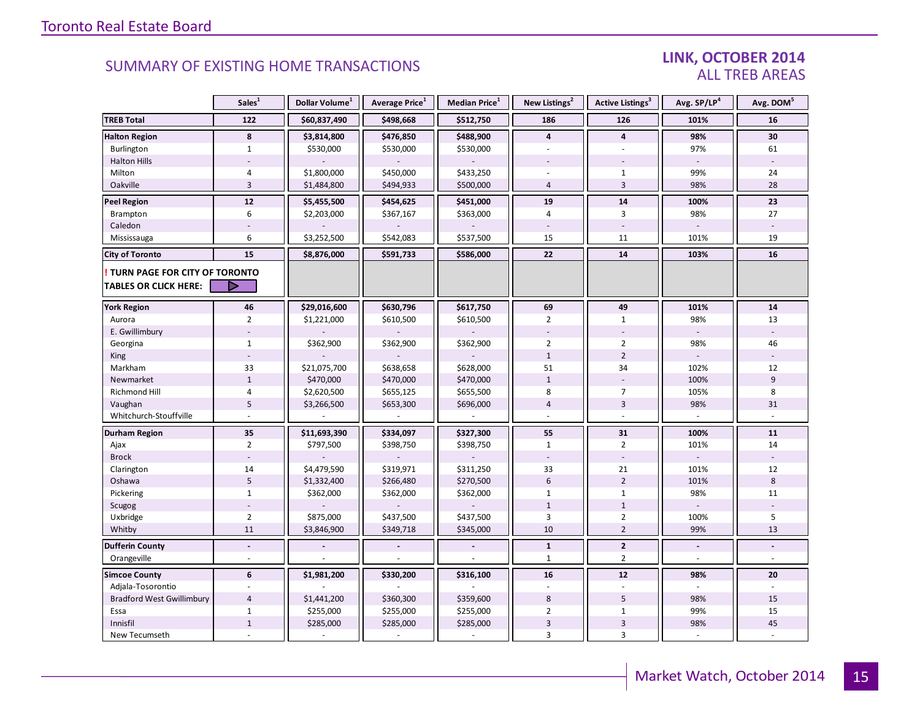## SUMMARY OF EXISTING HOME TRANSACTIONS

### LINK, OCTOBER 2014
### ALL TREB AREAS

| | Sales[1] | Dollar Volume[1] | Average Price[1] | Median Price[1] | New Listings[2] | Active Listings[3] | Avg. SP/LP[4] | Avg. DOM[5] |
|---|---|---|---|---|---|---|---|---|
| **TREB Total** | **122** | **$60,837,490** | **$498,668** | **$512,750** | **186** | **126** | **101%** | **16** |
| **Halton Region** | **8** | **$3,814,800** | **$476,850** | **$488,900** | **4** | **4** | **98%** | **30** |
| Burlington | 1 | $530,000 | $530,000 | $530,000 | - | - | 97% | 61 |
| Halton Hills | - | - | - | - | - | - | - | - |
| Milton | 4 | $1,800,000 | $450,000 | $433,250 | - | 1 | 99% | 24 |
| Oakville | 3 | $1,484,800 | $494,933 | $500,000 | 4 | 3 | 98% | 28 |
| **Peel Region** | **12** | **$5,455,500** | **$454,625** | **$451,000** | **19** | **14** | **100%** | **23** |
| Brampton | 6 | $2,203,000 | $367,167 | $363,000 | 4 | 3 | 98% | 27 |
| Caledon | - | - | - | - | - | - | - | - |
| Mississauga | 6 | $3,252,500 | $542,083 | $537,500 | 15 | 11 | 101% | 19 |
| **City of Toronto** | **15** | **$8,876,000** | **$591,733** | **$586,000** | **22** | **14** | **103%** | **16** |
| **! TURN PAGE FOR CITY OF TORONTO TABLES OR CLICK HERE:** | | | | | | | | |
| **York Region** | **46** | **$29,016,600** | **$630,796** | **$617,750** | **69** | **49** | **101%** | **14** |
| Aurora | 2 | $1,221,000 | $610,500 | $610,500 | 2 | 1 | 98% | 13 |
| E. Gwillimbury | - | - | - | - | - | - | - | - |
| Georgina | 1 | $362,900 | $362,900 | $362,900 | 2 | 2 | 98% | 46 |
| King | - | - | - | - | 1 | 2 | - | - |
| Markham | 33 | $21,075,700 | $638,658 | $628,000 | 51 | 34 | 102% | 12 |
| Newmarket | 1 | $470,000 | $470,000 | $470,000 | 1 | - | 100% | 9 |
| Richmond Hill | 4 | $2,620,500 | $655,125 | $655,500 | 8 | 7 | 105% | 8 |
| Vaughan | 5 | $3,266,500 | $653,300 | $696,000 | 4 | 3 | 98% | 31 |
| Whitchurch-Stouffville | - | - | - | - | - | - | - | - |
| **Durham Region** | **35** | **$11,693,390** | **$334,097** | **$327,300** | **55** | **31** | **100%** | **11** |
| Ajax | 2 | $797,500 | $398,750 | $398,750 | 1 | 2 | 101% | 14 |
| Brock | - | - | - | - | - | - | - | - |
| Clarington | 14 | $4,479,590 | $319,971 | $311,250 | 33 | 21 | 101% | 12 |
| Oshawa | 5 | $1,332,400 | $266,480 | $270,500 | 6 | 2 | 101% | 8 |
| Pickering | 1 | $362,000 | $362,000 | $362,000 | 1 | 1 | 98% | 11 |
| Scugog | - | - | - | - | 1 | 1 | - | - |
| Uxbridge | 2 | $875,000 | $437,500 | $437,500 | 3 | 2 | 100% | 5 |
| Whitby | 11 | $3,846,900 | $349,718 | $345,000 | 10 | 2 | 99% | 13 |
| **Dufferin County** | **-** | **-** | **-** | **-** | **1** | **2** | **-** | **-** |
| Orangeville | - | - | - | - | 1 | 2 | - | - |
| **Simcoe County** | **6** | **$1,981,200** | **$330,200** | **$316,100** | **16** | **12** | **98%** | **20** |
| Adjala-Tosorontio | - | - | - | - | - | - | - | - |
| Bradford West Gwillimbury | 4 | $1,441,200 | $360,300 | $359,600 | 8 | 5 | 98% | 15 |
| Essa | 1 | $255,000 | $255,000 | $255,000 | 2 | 1 | 99% | 15 |
| Innisfil | 1 | $285,000 | $285,000 | $285,000 | 3 | 3 | 98% | 45 |
| New Tecumseth | - | - | - | - | 3 | 3 | - | - |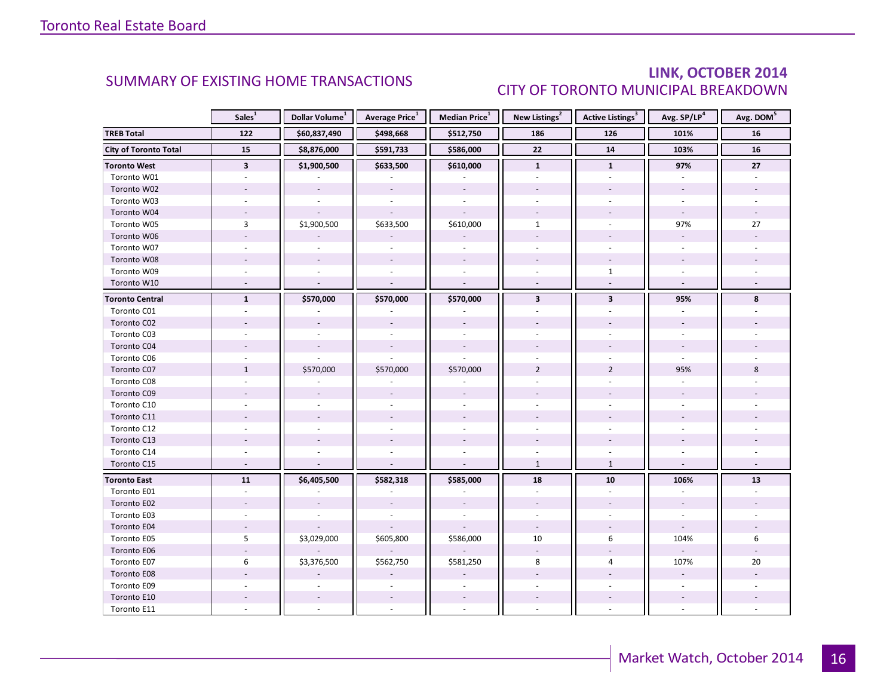## SUMMARY OF EXISTING HOME TRANSACTIONS

## LINK, OCTOBER 2014
## CITY OF TORONTO MUNICIPAL BREAKDOWN

| | Sales[1] | Dollar Volume[1] | Average Price[1] | Median Price[1] | New Listings[2] | Active Listings[3] | Avg. SP/LP[4] | Avg. DOM[5] |
|---|---|---|---|---|---|---|---|---|
| **TREB Total** | **122** | **$60,837,490** | **$498,668** | **$512,750** | **186** | **126** | **101%** | **16** |
| **City of Toronto Total** | **15** | **$8,876,000** | **$591,733** | **$586,000** | **22** | **14** | **103%** | **16** |
| **Toronto West** | **3** | **$1,900,500** | **$633,500** | **$610,000** | **1** | **1** | **97%** | **27** |
| Toronto W01 | - | - | - | - | - | - | - | - |
| Toronto W02 | - | - | - | - | - | - | - | - |
| Toronto W03 | - | - | - | - | - | - | - | - |
| Toronto W04 | - | - | - | - | - | - | - | - |
| Toronto W05 | 3 | $1,900,500 | $633,500 | $610,000 | 1 | - | 97% | 27 |
| Toronto W06 | - | - | - | - | - | - | - | - |
| Toronto W07 | - | - | - | - | - | - | - | - |
| Toronto W08 | - | - | - | - | - | - | - | - |
| Toronto W09 | - | - | - | - | - | 1 | - | - |
| Toronto W10 | - | - | - | - | - | - | - | - |
| **Toronto Central** | **1** | **$570,000** | **$570,000** | **$570,000** | **3** | **3** | **95%** | **8** |
| Toronto C01 | - | - | - | - | - | - | - | - |
| Toronto C02 | - | - | - | - | - | - | - | - |
| Toronto C03 | - | - | - | - | - | - | - | - |
| Toronto C04 | - | - | - | - | - | - | - | - |
| Toronto C06 | - | - | - | - | - | - | - | - |
| Toronto C07 | 1 | $570,000 | $570,000 | $570,000 | 2 | 2 | 95% | 8 |
| Toronto C08 | - | - | - | - | - | - | - | - |
| Toronto C09 | - | - | - | - | - | - | - | - |
| Toronto C10 | - | - | - | - | - | - | - | - |
| Toronto C11 | - | - | - | - | - | - | - | - |
| Toronto C12 | - | - | - | - | - | - | - | - |
| Toronto C13 | - | - | - | - | - | - | - | - |
| Toronto C14 | - | - | - | - | - | - | - | - |
| Toronto C15 | - | - | - | - | 1 | 1 | - | - |
| **Toronto East** | **11** | **$6,405,500** | **$582,318** | **$585,000** | **18** | **10** | **106%** | **13** |
| Toronto E01 | - | - | - | - | - | - | - | - |
| Toronto E02 | - | - | - | - | - | - | - | - |
| Toronto E03 | - | - | - | - | - | - | - | - |
| Toronto E04 | - | - | - | - | - | - | - | - |
| Toronto E05 | 5 | $3,029,000 | $605,800 | $586,000 | 10 | 6 | 104% | 6 |
| Toronto E06 | - | - | - | - | - | - | - | - |
| Toronto E07 | 6 | $3,376,500 | $562,750 | $581,250 | 8 | 4 | 107% | 20 |
| Toronto E08 | - | - | - | - | - | - | - | - |
| Toronto E09 | - | - | - | - | - | - | - | - |
| Toronto E10 | - | - | - | - | - | - | - | - |
| Toronto E11 | - | - | - | - | - | - | - | - |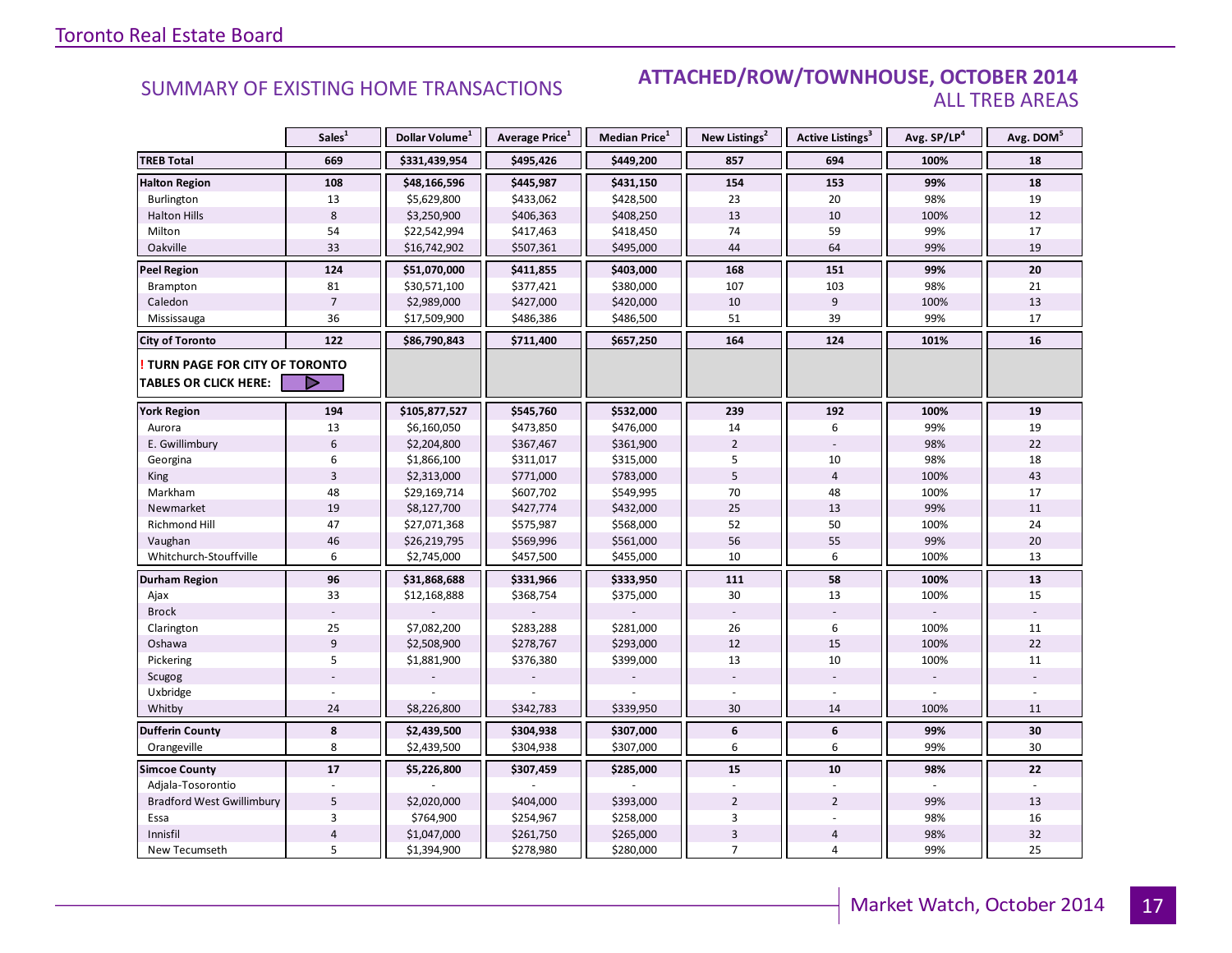Toronto Real Estate Board

## SUMMARY OF EXISTING HOME TRANSACTIONS

## ATTACHED/ROW/TOWNHOUSE, OCTOBER 2014
### ALL TREB AREAS

| | Sales[1] | Dollar Volume[1] | Average Price[1] | Median Price[1] | New Listings[2] | Active Listings[3] | Avg. SP/LP[4] | Avg. DOM[5] |
|---|---|---|---|---|---|---|---|---|
| **TREB Total** | **669** | **$331,439,954** | **$495,426** | **$449,200** | **857** | **694** | **100%** | **18** |
| **Halton Region** | **108** | **$48,166,596** | **$445,987** | **$431,150** | **154** | **153** | **99%** | **18** |
| Burlington | 13 | $5,629,800 | $433,062 | $428,500 | 23 | 20 | 98% | 19 |
| Halton Hills | 8 | $3,250,900 | $406,363 | $408,250 | 13 | 10 | 100% | 12 |
| Milton | 54 | $22,542,994 | $417,463 | $418,450 | 74 | 59 | 99% | 17 |
| Oakville | 33 | $16,742,902 | $507,361 | $495,000 | 44 | 64 | 99% | 19 |
| **Peel Region** | **124** | **$51,070,000** | **$411,855** | **$403,000** | **168** | **151** | **99%** | **20** |
| Brampton | 81 | $30,571,100 | $377,421 | $380,000 | 107 | 103 | 98% | 21 |
| Caledon | 7 | $2,989,000 | $427,000 | $420,000 | 10 | 9 | 100% | 13 |
| Mississauga | 36 | $17,509,900 | $486,386 | $486,500 | 51 | 39 | 99% | 17 |
| **City of Toronto** | **122** | **$86,790,843** | **$711,400** | **$657,250** | **164** | **124** | **101%** | **16** |
| **! TURN PAGE FOR CITY OF TORONTO TABLES OR CLICK HERE:** | | | | | | | | |
| **York Region** | **194** | **$105,877,527** | **$545,760** | **$532,000** | **239** | **192** | **100%** | **19** |
| Aurora | 13 | $6,160,050 | $473,850 | $476,000 | 14 | 6 | 99% | 19 |
| E. Gwillimbury | 6 | $2,204,800 | $367,467 | $361,900 | 2 | - | 98% | 22 |
| Georgina | 6 | $1,866,100 | $311,017 | $315,000 | 5 | 10 | 98% | 18 |
| King | 3 | $2,313,000 | $771,000 | $783,000 | 5 | 4 | 100% | 43 |
| Markham | 48 | $29,169,714 | $607,702 | $549,995 | 70 | 48 | 100% | 17 |
| Newmarket | 19 | $8,127,700 | $427,774 | $432,000 | 25 | 13 | 99% | 11 |
| Richmond Hill | 47 | $27,071,368 | $575,987 | $568,000 | 52 | 50 | 100% | 24 |
| Vaughan | 46 | $26,219,795 | $569,996 | $561,000 | 56 | 55 | 99% | 20 |
| Whitchurch-Stouffville | 6 | $2,745,000 | $457,500 | $455,000 | 10 | 6 | 100% | 13 |
| **Durham Region** | **96** | **$31,868,688** | **$331,966** | **$333,950** | **111** | **58** | **100%** | **13** |
| Ajax | 33 | $12,168,888 | $368,754 | $375,000 | 30 | 13 | 100% | 15 |
| Brock | - | - | - | - | - | - | - | - |
| Clarington | 25 | $7,082,200 | $283,288 | $281,000 | 26 | 6 | 100% | 11 |
| Oshawa | 9 | $2,508,900 | $278,767 | $293,000 | 12 | 15 | 100% | 22 |
| Pickering | 5 | $1,881,900 | $376,380 | $399,000 | 13 | 10 | 100% | 11 |
| Scugog | - | - | - | - | - | - | - | - |
| Uxbridge | - | - | - | - | - | - | - | - |
| Whitby | 24 | $8,226,800 | $342,783 | $339,950 | 30 | 14 | 100% | 11 |
| **Dufferin County** | **8** | **$2,439,500** | **$304,938** | **$307,000** | **6** | **6** | **99%** | **30** |
| Orangeville | 8 | $2,439,500 | $304,938 | $307,000 | 6 | 6 | 99% | 30 |
| **Simcoe County** | **17** | **$5,226,800** | **$307,459** | **$285,000** | **15** | **10** | **98%** | **22** |
| Adjala-Tosorontio | - | - | - | - | - | - | - | - |
| Bradford West Gwillimbury | 5 | $2,020,000 | $404,000 | $393,000 | 2 | 2 | 99% | 13 |
| Essa | 3 | $764,900 | $254,967 | $258,000 | 3 | - | 98% | 16 |
| Innisfil | 4 | $1,047,000 | $261,750 | $265,000 | 3 | 4 | 98% | 32 |
| New Tecumseth | 5 | $1,394,900 | $278,980 | $280,000 | 7 | 4 | 99% | 25 |

Market Watch, October 2014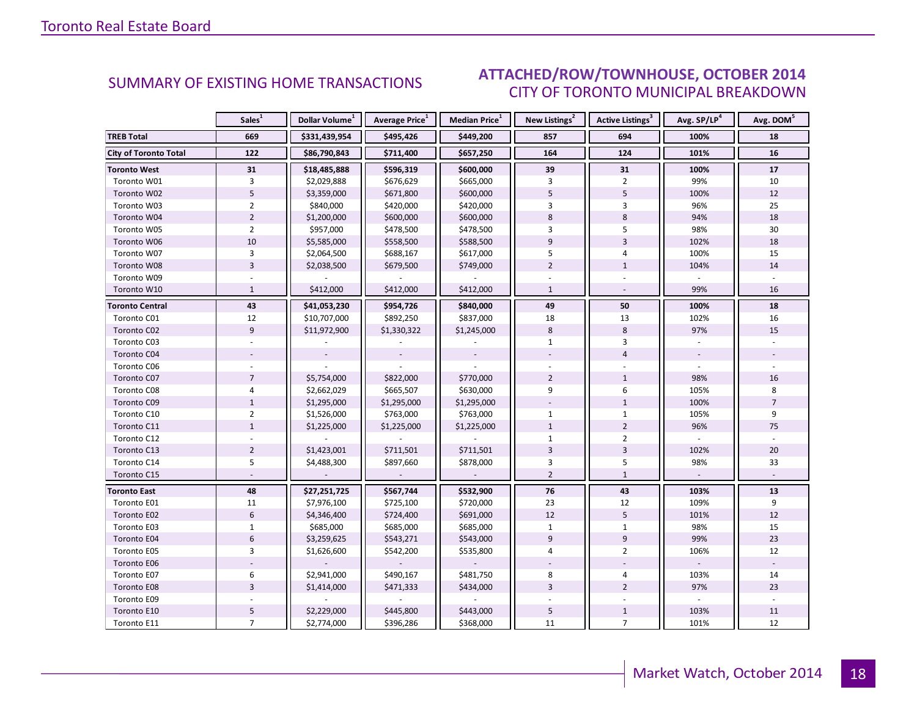## SUMMARY OF EXISTING HOME TRANSACTIONS

## ATTACHED/ROW/TOWNHOUSE, OCTOBER 2014
### CITY OF TORONTO MUNICIPAL BREAKDOWN

| | Sales[1] | Dollar Volume[1] | Average Price[1] | Median Price[1] | New Listings[2] | Active Listings[3] | Avg. SP/LP[4] | Avg. DOM[5] |
|---|---|---|---|---|---|---|---|---|
| **TREB Total** | **669** | **$331,439,954** | **$495,426** | **$449,200** | **857** | **694** | **100%** | **18** |
| **City of Toronto Total** | **122** | **$86,790,843** | **$711,400** | **$657,250** | **164** | **124** | **101%** | **16** |
| **Toronto West** | **31** | **$18,485,888** | **$596,319** | **$600,000** | **39** | **31** | **100%** | **17** |
| Toronto W01 | 3 | $2,029,888 | $676,629 | $665,000 | 3 | 2 | 99% | 10 |
| Toronto W02 | 5 | $3,359,000 | $671,800 | $600,000 | 5 | 5 | 100% | 12 |
| Toronto W03 | 2 | $840,000 | $420,000 | $420,000 | 3 | 3 | 96% | 25 |
| Toronto W04 | 2 | $1,200,000 | $600,000 | $600,000 | 8 | 8 | 94% | 18 |
| Toronto W05 | 2 | $957,000 | $478,500 | $478,500 | 3 | 5 | 98% | 30 |
| Toronto W06 | 10 | $5,585,000 | $558,500 | $588,500 | 9 | 3 | 102% | 18 |
| Toronto W07 | 3 | $2,064,500 | $688,167 | $617,000 | 5 | 4 | 100% | 15 |
| Toronto W08 | 3 | $2,038,500 | $679,500 | $749,000 | 2 | 1 | 104% | 14 |
| Toronto W09 | - | - | - | - | - | - | - | - |
| Toronto W10 | 1 | $412,000 | $412,000 | $412,000 | 1 | - | 99% | 16 |
| **Toronto Central** | **43** | **$41,053,230** | **$954,726** | **$840,000** | **49** | **50** | **100%** | **18** |
| Toronto C01 | 12 | $10,707,000 | $892,250 | $837,000 | 18 | 13 | 102% | 16 |
| Toronto C02 | 9 | $11,972,900 | $1,330,322 | $1,245,000 | 8 | 8 | 97% | 15 |
| Toronto C03 | - | - | - | - | 1 | 3 | - | - |
| Toronto C04 | - | - | - | - | - | 4 | - | - |
| Toronto C06 | - | - | - | - | - | - | - | - |
| Toronto C07 | 7 | $5,754,000 | $822,000 | $770,000 | 2 | 1 | 98% | 16 |
| Toronto C08 | 4 | $2,662,029 | $665,507 | $630,000 | 9 | 6 | 105% | 8 |
| Toronto C09 | 1 | $1,295,000 | $1,295,000 | $1,295,000 | - | 1 | 100% | 7 |
| Toronto C10 | 2 | $1,526,000 | $763,000 | $763,000 | 1 | 1 | 105% | 9 |
| Toronto C11 | 1 | $1,225,000 | $1,225,000 | $1,225,000 | 1 | 2 | 96% | 75 |
| Toronto C12 | - | - | - | - | 1 | 2 | - | - |
| Toronto C13 | 2 | $1,423,001 | $711,501 | $711,501 | 3 | 3 | 102% | 20 |
| Toronto C14 | 5 | $4,488,300 | $897,660 | $878,000 | 3 | 5 | 98% | 33 |
| Toronto C15 | - | - | - | - | 2 | 1 | - | - |
| **Toronto East** | **48** | **$27,251,725** | **$567,744** | **$532,900** | **76** | **43** | **103%** | **13** |
| Toronto E01 | 11 | $7,976,100 | $725,100 | $720,000 | 23 | 12 | 109% | 9 |
| Toronto E02 | 6 | $4,346,400 | $724,400 | $691,000 | 12 | 5 | 101% | 12 |
| Toronto E03 | 1 | $685,000 | $685,000 | $685,000 | 1 | 1 | 98% | 15 |
| Toronto E04 | 6 | $3,259,625 | $543,271 | $543,000 | 9 | 9 | 99% | 23 |
| Toronto E05 | 3 | $1,626,600 | $542,200 | $535,800 | 4 | 2 | 106% | 12 |
| Toronto E06 | - | - | - | - | - | - | - | - |
| Toronto E07 | 6 | $2,941,000 | $490,167 | $481,750 | 8 | 4 | 103% | 14 |
| Toronto E08 | 3 | $1,414,000 | $471,333 | $434,000 | 3 | 2 | 97% | 23 |
| Toronto E09 | - | - | - | - | - | - | - | - |
| Toronto E10 | 5 | $2,229,000 | $445,800 | $443,000 | 5 | 1 | 103% | 11 |
| Toronto E11 | 7 | $2,774,000 | $396,286 | $368,000 | 11 | 7 | 101% | 12 |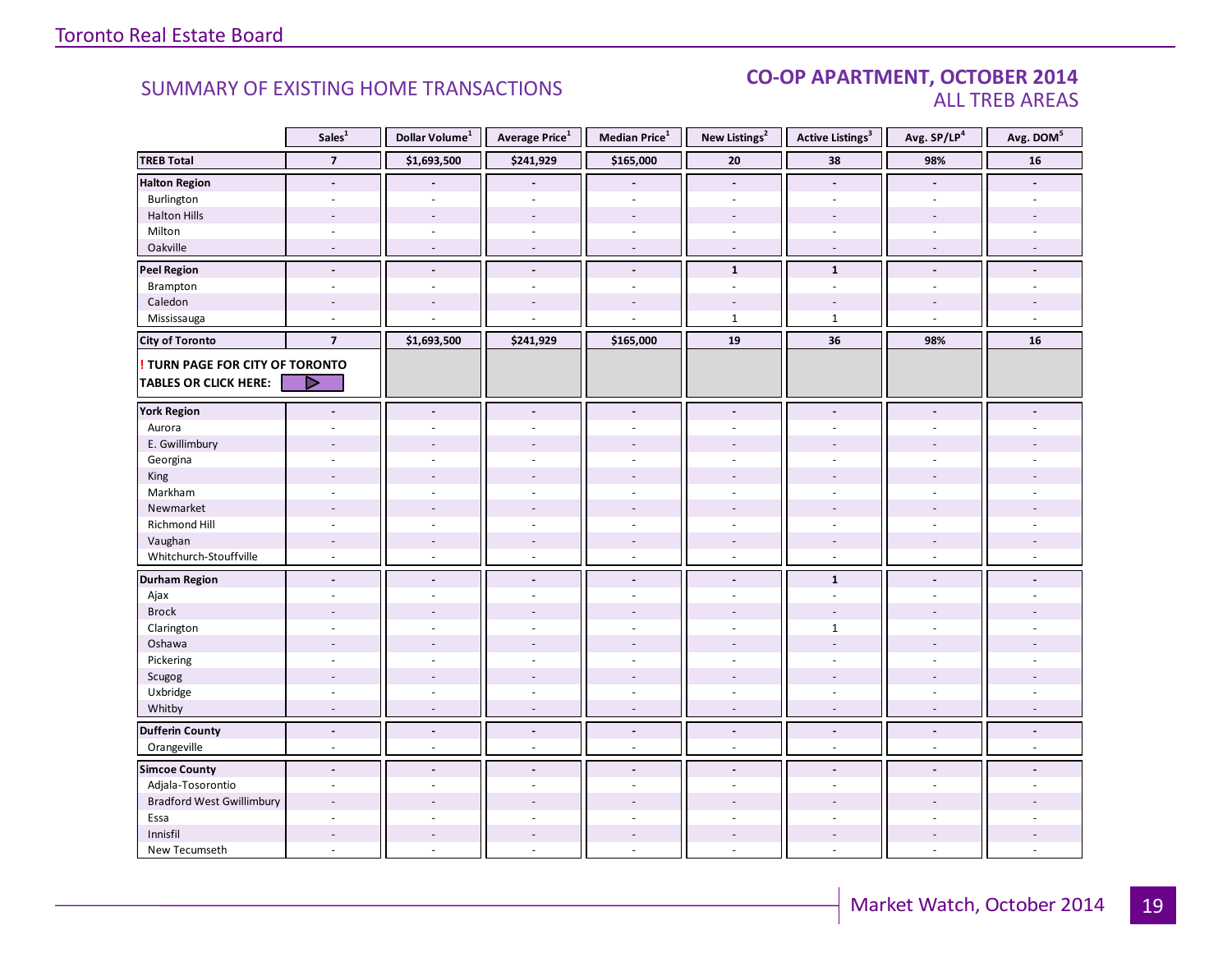Toronto Real Estate Board

## SUMMARY OF EXISTING HOME TRANSACTIONS

## CO-OP APARTMENT, OCTOBER 2014
### ALL TREB AREAS

| | Sales[1] | Dollar Volume[1] | Average Price[1] | Median Price[1] | New Listings[2] | Active Listings[3] | Avg. SP/LP[4] | Avg. DOM[5] |
|---|---|---|---|---|---|---|---|---|
| **TREB Total** | **7** | **$1,693,500** | **$241,929** | **$165,000** | **20** | **38** | **98%** | **16** |
| **Halton Region** | **-** | **-** | **-** | **-** | **-** | **-** | **-** | **-** |
| Burlington | - | - | - | - | - | - | - | - |
| Halton Hills | - | - | - | - | - | - | - | - |
| Milton | - | - | - | - | - | - | - | - |
| Oakville | - | - | - | - | - | - | - | - |
| **Peel Region** | **-** | **-** | **-** | **-** | **1** | **1** | **-** | **-** |
| Brampton | - | - | - | - | - | - | - | - |
| Caledon | - | - | - | - | - | - | - | - |
| Mississauga | - | - | - | - | 1 | 1 | - | - |
| **City of Toronto** | **7** | **$1,693,500** | **$241,929** | **$165,000** | **19** | **36** | **98%** | **16** |
| **! TURN PAGE FOR CITY OF TORONTO TABLES OR CLICK HERE:** | | | | | | | | |
| **York Region** | **-** | **-** | **-** | **-** | **-** | **-** | **-** | **-** |
| Aurora | - | - | - | - | - | - | - | - |
| E. Gwillimbury | - | - | - | - | - | - | - | - |
| Georgina | - | - | - | - | - | - | - | - |
| King | - | - | - | - | - | - | - | - |
| Markham | - | - | - | - | - | - | - | - |
| Newmarket | - | - | - | - | - | - | - | - |
| Richmond Hill | - | - | - | - | - | - | - | - |
| Vaughan | - | - | - | - | - | - | - | - |
| Whitchurch-Stouffville | - | - | - | - | - | - | - | - |
| **Durham Region** | **-** | **-** | **-** | **-** | **-** | **1** | **-** | **-** |
| Ajax | - | - | - | - | - | - | - | - |
| Brock | - | - | - | - | - | - | - | - |
| Clarington | - | - | - | - | - | 1 | - | - |
| Oshawa | - | - | - | - | - | - | - | - |
| Pickering | - | - | - | - | - | - | - | - |
| Scugog | - | - | - | - | - | - | - | - |
| Uxbridge | - | - | - | - | - | - | - | - |
| Whitby | - | - | - | - | - | - | - | - |
| **Dufferin County** | **-** | **-** | **-** | **-** | **-** | **-** | **-** | **-** |
| Orangeville | - | - | - | - | - | - | - | - |
| **Simcoe County** | **-** | **-** | **-** | **-** | **-** | **-** | **-** | **-** |
| Adjala-Tosorontio | - | - | - | - | - | - | - | - |
| Bradford West Gwillimbury | - | - | - | - | - | - | - | - |
| Essa | - | - | - | - | - | - | - | - |
| Innisfil | - | - | - | - | - | - | - | - |
| New Tecumseth | - | - | - | - | - | - | - | - |

Market Watch, October 2014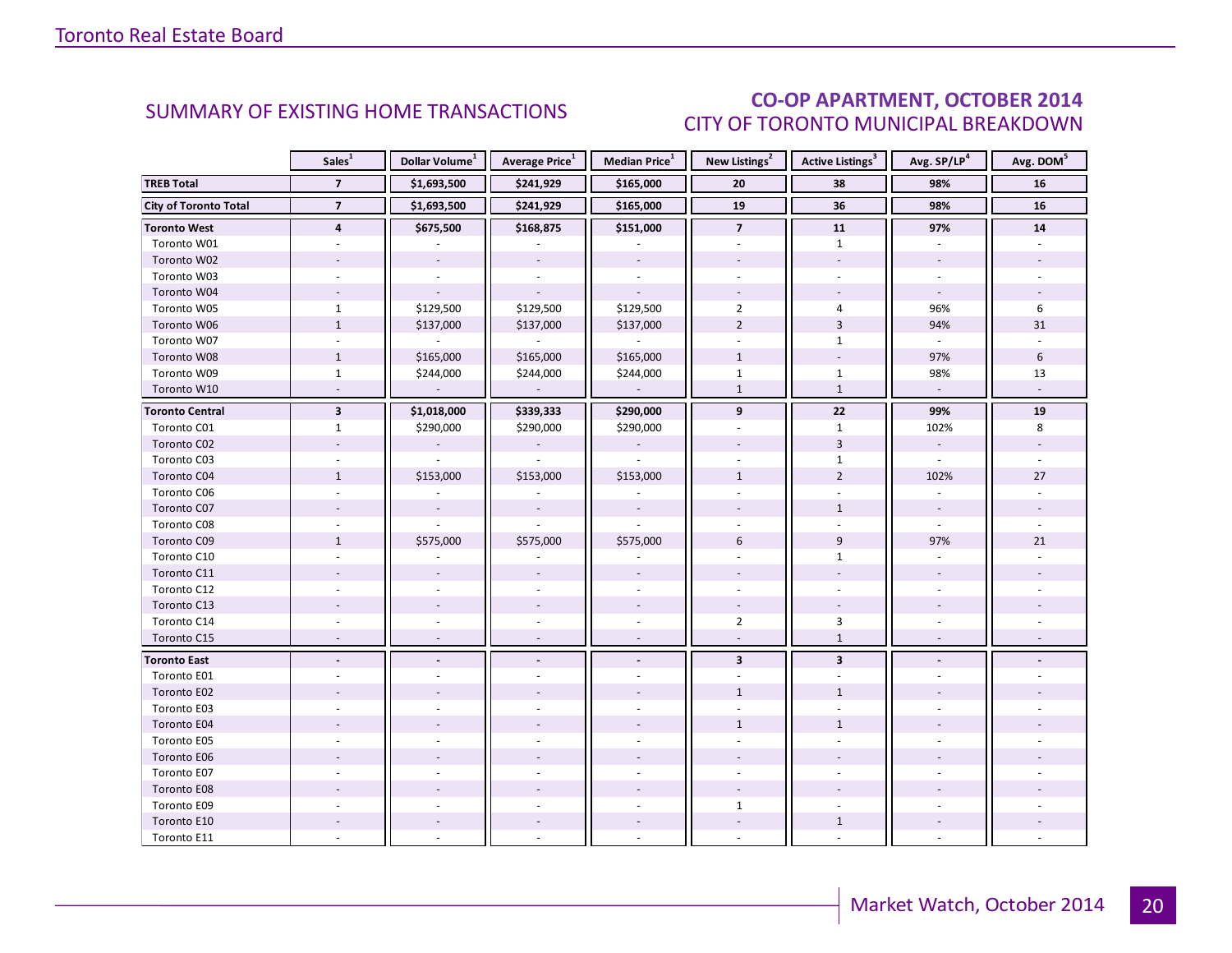## SUMMARY OF EXISTING HOME TRANSACTIONS

## CO-OP APARTMENT, OCTOBER 2014
### CITY OF TORONTO MUNICIPAL BREAKDOWN

| | Sales[1] | Dollar Volume[1] | Average Price[1] | Median Price[1] | New Listings[2] | Active Listings[3] | Avg. SP/LP[4] | Avg. DOM[5] |
|---|---|---|---|---|---|---|---|---|
| **TREB Total** | **7** | **$1,693,500** | **$241,929** | **$165,000** | **20** | **38** | **98%** | **16** |
| **City of Toronto Total** | **7** | **$1,693,500** | **$241,929** | **$165,000** | **19** | **36** | **98%** | **16** |
| **Toronto West** | **4** | **$675,500** | **$168,875** | **$151,000** | **7** | **11** | **97%** | **14** |
| Toronto W01 | - | - | - | - | - | 1 | - | - |
| Toronto W02 | - | - | - | - | - | - | - | - |
| Toronto W03 | - | - | - | - | - | - | - | - |
| Toronto W04 | - | - | - | - | - | - | - | - |
| Toronto W05 | 1 | $129,500 | $129,500 | $129,500 | 2 | 4 | 96% | 6 |
| Toronto W06 | 1 | $137,000 | $137,000 | $137,000 | 2 | 3 | 94% | 31 |
| Toronto W07 | - | - | - | - | - | 1 | - | - |
| Toronto W08 | 1 | $165,000 | $165,000 | $165,000 | 1 | - | 97% | 6 |
| Toronto W09 | 1 | $244,000 | $244,000 | $244,000 | 1 | 1 | 98% | 13 |
| Toronto W10 | - | - | - | - | 1 | 1 | - | - |
| **Toronto Central** | **3** | **$1,018,000** | **$339,333** | **$290,000** | **9** | **22** | **99%** | **19** |
| Toronto C01 | 1 | $290,000 | $290,000 | $290,000 | - | 1 | 102% | 8 |
| Toronto C02 | - | - | - | - | - | 3 | - | - |
| Toronto C03 | - | - | - | - | - | 1 | - | - |
| Toronto C04 | 1 | $153,000 | $153,000 | $153,000 | 1 | 2 | 102% | 27 |
| Toronto C06 | - | - | - | - | - | - | - | - |
| Toronto C07 | - | - | - | - | - | 1 | - | - |
| Toronto C08 | - | - | - | - | - | - | - | - |
| Toronto C09 | 1 | $575,000 | $575,000 | $575,000 | 6 | 9 | 97% | 21 |
| Toronto C10 | - | - | - | - | - | 1 | - | - |
| Toronto C11 | - | - | - | - | - | - | - | - |
| Toronto C12 | - | - | - | - | - | - | - | - |
| Toronto C13 | - | - | - | - | - | - | - | - |
| Toronto C14 | - | - | - | - | 2 | 3 | - | - |
| Toronto C15 | - | - | - | - | - | 1 | - | - |
| **Toronto East** | **-** | **-** | **-** | **-** | **3** | **3** | **-** | **-** |
| Toronto E01 | - | - | - | - | - | - | - | - |
| Toronto E02 | - | - | - | - | 1 | 1 | - | - |
| Toronto E03 | - | - | - | - | - | - | - | - |
| Toronto E04 | - | - | - | - | 1 | 1 | - | - |
| Toronto E05 | - | - | - | - | - | - | - | - |
| Toronto E06 | - | - | - | - | - | - | - | - |
| Toronto E07 | - | - | - | - | - | - | - | - |
| Toronto E08 | - | - | - | - | - | - | - | - |
| Toronto E09 | - | - | - | - | 1 | - | - | - |
| Toronto E10 | - | - | - | - | - | 1 | - | - |
| Toronto E11 | - | - | - | - | - | - | - | - |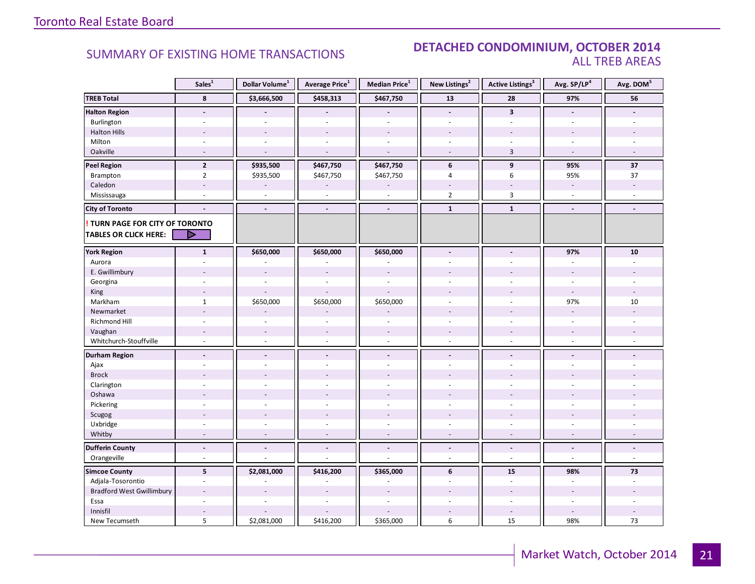SUMMARY OF EXISTING HOME TRANSACTIONS

## DETACHED CONDOMINIUM, OCTOBER 2014
ALL TREB AREAS

| | Sales[1] | Dollar Volume[1] | Average Price[1] | Median Price[1] | New Listings[2] | Active Listings[3] | Avg. SP/LP[4] | Avg. DOM[5] |
|---|---|---|---|---|---|---|---|---|
| **TREB Total** | **8** | **$3,666,500** | **$458,313** | **$467,750** | **13** | **28** | **97%** | **56** |
| **Halton Region** | **-** | **-** | **-** | **-** | **-** | **3** | **-** | **-** |
| Burlington | - | - | - | - | - | - | - | - |
| Halton Hills | - | - | - | - | - | - | - | - |
| Milton | - | - | - | - | - | - | - | - |
| Oakville | - | - | - | - | - | 3 | - | - |
| **Peel Region** | **2** | **$935,500** | **$467,750** | **$467,750** | **6** | **9** | **95%** | **37** |
| Brampton | 2 | $935,500 | $467,750 | $467,750 | 4 | 6 | 95% | 37 |
| Caledon | - | - | - | - | - | - | - | - |
| Mississauga | - | - | - | - | 2 | 3 | - | - |
| **City of Toronto** | **-** | **-** | **-** | **-** | **1** | **1** | **-** | **-** |
| **! TURN PAGE FOR CITY OF TORONTO TABLES OR CLICK HERE:** | | | | | | | | |
| **York Region** | **1** | **$650,000** | **$650,000** | **$650,000** | **-** | **-** | **97%** | **10** |
| Aurora | - | - | - | - | - | - | - | - |
| E. Gwillimbury | - | - | - | - | - | - | - | - |
| Georgina | - | - | - | - | - | - | - | - |
| King | - | - | - | - | - | - | - | - |
| Markham | 1 | $650,000 | $650,000 | $650,000 | - | - | 97% | 10 |
| Newmarket | - | - | - | - | - | - | - | - |
| Richmond Hill | - | - | - | - | - | - | - | - |
| Vaughan | - | - | - | - | - | - | - | - |
| Whitchurch-Stouffville | - | - | - | - | - | - | - | - |
| **Durham Region** | **-** | **-** | **-** | **-** | **-** | **-** | **-** | **-** |
| Ajax | - | - | - | - | - | - | - | - |
| Brock | - | - | - | - | - | - | - | - |
| Clarington | - | - | - | - | - | - | - | - |
| Oshawa | - | - | - | - | - | - | - | - |
| Pickering | - | - | - | - | - | - | - | - |
| Scugog | - | - | - | - | - | - | - | - |
| Uxbridge | - | - | - | - | - | - | - | - |
| Whitby | - | - | - | - | - | - | - | - |
| **Dufferin County** | **-** | **-** | **-** | **-** | **-** | **-** | **-** | **-** |
| Orangeville | - | - | - | - | - | - | - | - |
| **Simcoe County** | **5** | **$2,081,000** | **$416,200** | **$365,000** | **6** | **15** | **98%** | **73** |
| Adjala-Tosorontio | - | - | - | - | - | - | - | - |
| Bradford West Gwillimbury | - | - | - | - | - | - | - | - |
| Essa | - | - | - | - | - | - | - | - |
| Innisfil | - | - | - | - | - | - | - | - |
| New Tecumseth | 5 | $2,081,000 | $416,200 | $365,000 | 6 | 15 | 98% | 73 |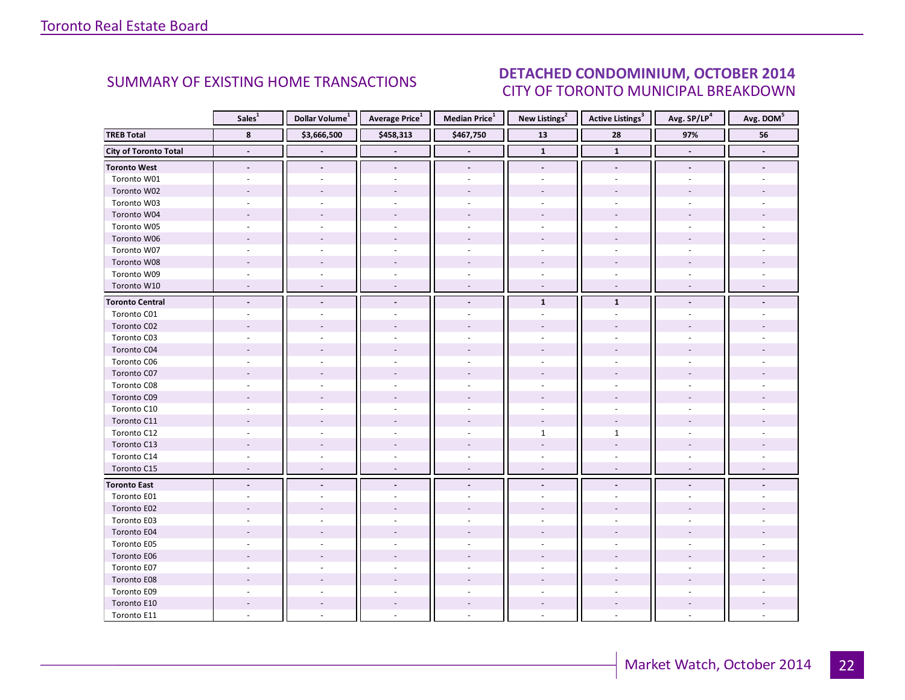## SUMMARY OF EXISTING HOME TRANSACTIONS

## DETACHED CONDOMINIUM, OCTOBER 2014
### CITY OF TORONTO MUNICIPAL BREAKDOWN

| | Sales[1] | Dollar Volume[1] | Average Price[1] | Median Price[1] | New Listings[2] | Active Listings[3] | Avg. SP/LP[4] | Avg. DOM[5] |
|---|---|---|---|---|---|---|---|---|
| **TREB Total** | **8** | **$3,666,500** | **$458,313** | **$467,750** | **13** | **28** | **97%** | **56** |
| **City of Toronto Total** | **-** | **-** | **-** | **-** | **1** | **1** | **-** | **-** |
| **Toronto West** | **-** | **-** | **-** | **-** | **-** | **-** | **-** | **-** |
| Toronto W01 | - | - | - | - | - | - | - | - |
| Toronto W02 | - | - | - | - | - | - | - | - |
| Toronto W03 | - | - | - | - | - | - | - | - |
| Toronto W04 | - | - | - | - | - | - | - | - |
| Toronto W05 | - | - | - | - | - | - | - | - |
| Toronto W06 | - | - | - | - | - | - | - | - |
| Toronto W07 | - | - | - | - | - | - | - | - |
| Toronto W08 | - | - | - | - | - | - | - | - |
| Toronto W09 | - | - | - | - | - | - | - | - |
| Toronto W10 | - | - | - | - | - | - | - | - |
| **Toronto Central** | **-** | **-** | **-** | **-** | **1** | **1** | **-** | **-** |
| Toronto C01 | - | - | - | - | - | - | - | - |
| Toronto C02 | - | - | - | - | - | - | - | - |
| Toronto C03 | - | - | - | - | - | - | - | - |
| Toronto C04 | - | - | - | - | - | - | - | - |
| Toronto C06 | - | - | - | - | - | - | - | - |
| Toronto C07 | - | - | - | - | - | - | - | - |
| Toronto C08 | - | - | - | - | - | - | - | - |
| Toronto C09 | - | - | - | - | - | - | - | - |
| Toronto C10 | - | - | - | - | - | - | - | - |
| Toronto C11 | - | - | - | - | - | - | - | - |
| Toronto C12 | - | - | - | - | 1 | 1 | - | - |
| Toronto C13 | - | - | - | - | - | - | - | - |
| Toronto C14 | - | - | - | - | - | - | - | - |
| Toronto C15 | - | - | - | - | - | - | - | - |
| **Toronto East** | **-** | **-** | **-** | **-** | **-** | **-** | **-** | **-** |
| Toronto E01 | - | - | - | - | - | - | - | - |
| Toronto E02 | - | - | - | - | - | - | - | - |
| Toronto E03 | - | - | - | - | - | - | - | - |
| Toronto E04 | - | - | - | - | - | - | - | - |
| Toronto E05 | - | - | - | - | - | - | - | - |
| Toronto E06 | - | - | - | - | - | - | - | - |
| Toronto E07 | - | - | - | - | - | - | - | - |
| Toronto E08 | - | - | - | - | - | - | - | - |
| Toronto E09 | - | - | - | - | - | - | - | - |
| Toronto E10 | - | - | - | - | - | - | - | - |
| Toronto E11 | - | - | - | - | - | - | - | - |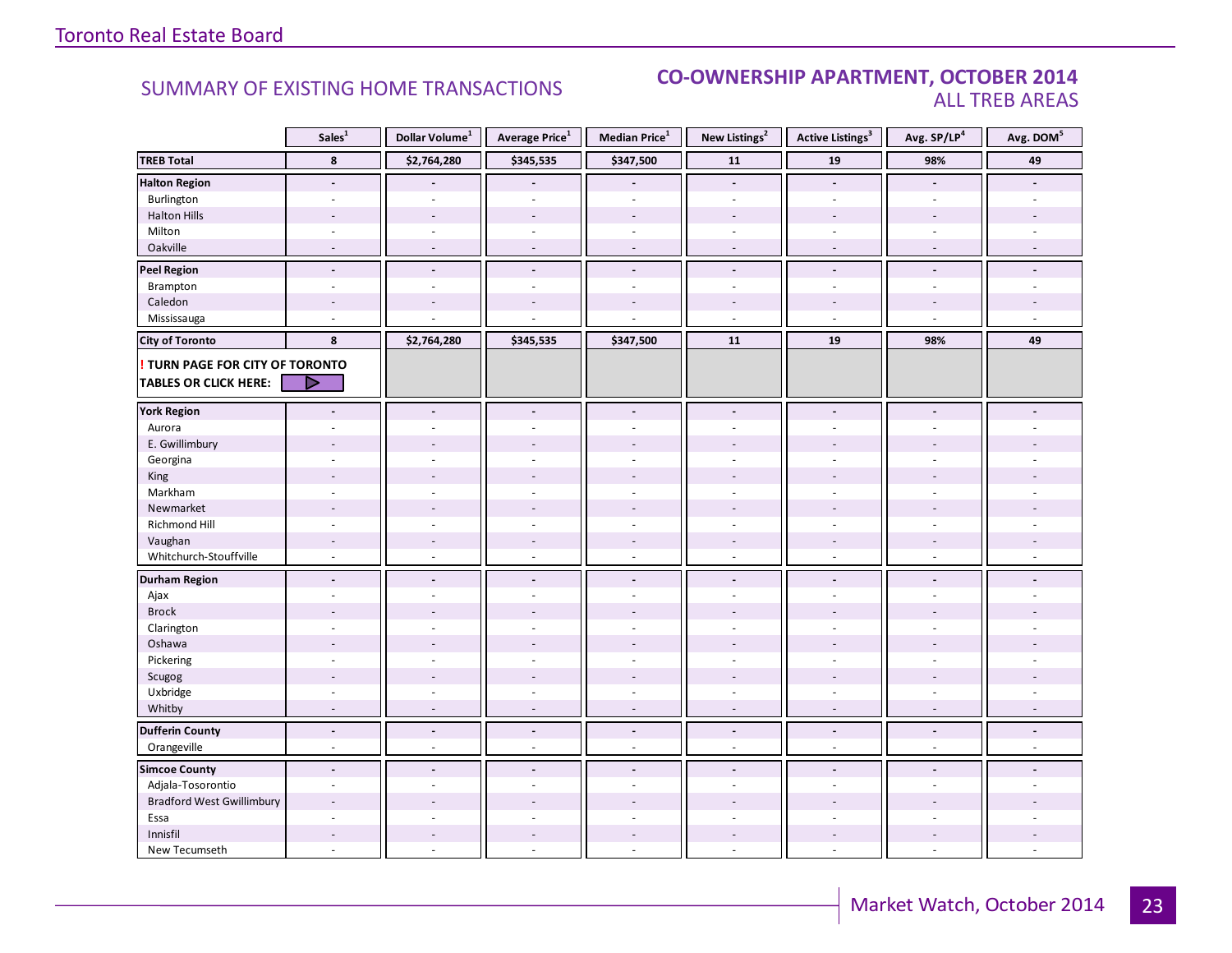## SUMMARY OF EXISTING HOME TRANSACTIONS

## CO-OWNERSHIP APARTMENT, OCTOBER 2014
### ALL TREB AREAS

| | Sales[1] | Dollar Volume[1] | Average Price[1] | Median Price[1] | New Listings[2] | Active Listings[3] | Avg. SP/LP[4] | Avg. DOM[5] |
|---|---|---|---|---|---|---|---|---|
| **TREB Total** | **8** | **$2,764,280** | **$345,535** | **$347,500** | **11** | **19** | **98%** | **49** |
| **Halton Region** | **-** | **-** | **-** | **-** | **-** | **-** | **-** | **-** |
| Burlington | - | - | - | - | - | - | - | - |
| Halton Hills | - | - | - | - | - | - | - | - |
| Milton | - | - | - | - | - | - | - | - |
| Oakville | - | - | - | - | - | - | - | - |
| **Peel Region** | **-** | **-** | **-** | **-** | **-** | **-** | **-** | **-** |
| Brampton | - | - | - | - | - | - | - | - |
| Caledon | - | - | - | - | - | - | - | - |
| Mississauga | - | - | - | - | - | - | - | - |
| **City of Toronto** | **8** | **$2,764,280** | **$345,535** | **$347,500** | **11** | **19** | **98%** | **49** |
| **! TURN PAGE FOR CITY OF TORONTO TABLES OR CLICK HERE:** | | | | | | | | |
| **York Region** | **-** | **-** | **-** | **-** | **-** | **-** | **-** | **-** |
| Aurora | - | - | - | - | - | - | - | - |
| E. Gwillimbury | - | - | - | - | - | - | - | - |
| Georgina | - | - | - | - | - | - | - | - |
| King | - | - | - | - | - | - | - | - |
| Markham | - | - | - | - | - | - | - | - |
| Newmarket | - | - | - | - | - | - | - | - |
| Richmond Hill | - | - | - | - | - | - | - | - |
| Vaughan | - | - | - | - | - | - | - | - |
| Whitchurch-Stouffville | - | - | - | - | - | - | - | - |
| **Durham Region** | **-** | **-** | **-** | **-** | **-** | **-** | **-** | **-** |
| Ajax | - | - | - | - | - | - | - | - |
| Brock | - | - | - | - | - | - | - | - |
| Clarington | - | - | - | - | - | - | - | - |
| Oshawa | - | - | - | - | - | - | - | - |
| Pickering | - | - | - | - | - | - | - | - |
| Scugog | - | - | - | - | - | - | - | - |
| Uxbridge | - | - | - | - | - | - | - | - |
| Whitby | - | - | - | - | - | - | - | - |
| **Dufferin County** | **-** | **-** | **-** | **-** | **-** | **-** | **-** | **-** |
| Orangeville | - | - | - | - | - | - | - | - |
| **Simcoe County** | **-** | **-** | **-** | **-** | **-** | **-** | **-** | **-** |
| Adjala-Tosorontio | - | - | - | - | - | - | - | - |
| Bradford West Gwillimbury | - | - | - | - | - | - | - | - |
| Essa | - | - | - | - | - | - | - | - |
| Innisfil | - | - | - | - | - | - | - | - |
| New Tecumseth | - | - | - | - | - | - | - | - |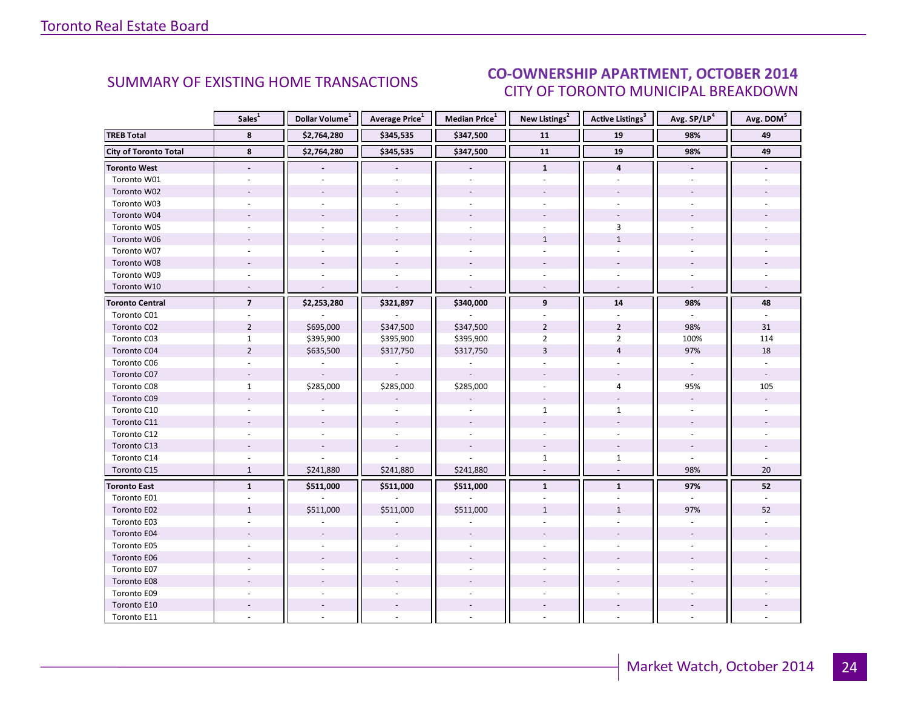## SUMMARY OF EXISTING HOME TRANSACTIONS

## CO-OWNERSHIP APARTMENT, OCTOBER 2014
### CITY OF TORONTO MUNICIPAL BREAKDOWN

| | Sales[1] | Dollar Volume[1] | Average Price[1] | Median Price[1] | New Listings[2] | Active Listings[3] | Avg. SP/LP[4] | Avg. DOM[5] |
|---|---|---|---|---|---|---|---|---|
| **TREB Total** | **8** | **$2,764,280** | **$345,535** | **$347,500** | **11** | **19** | **98%** | **49** |
| **City of Toronto Total** | **8** | **$2,764,280** | **$345,535** | **$347,500** | **11** | **19** | **98%** | **49** |
| **Toronto West** | **-** | **-** | **-** | **-** | **1** | **4** | **-** | **-** |
| Toronto W01 | - | - | - | - | - | - | - | - |
| Toronto W02 | - | - | - | - | - | - | - | - |
| Toronto W03 | - | - | - | - | - | - | - | - |
| Toronto W04 | - | - | - | - | - | - | - | - |
| Toronto W05 | - | - | - | - | - | 3 | - | - |
| Toronto W06 | - | - | - | - | 1 | 1 | - | - |
| Toronto W07 | - | - | - | - | - | - | - | - |
| Toronto W08 | - | - | - | - | - | - | - | - |
| Toronto W09 | - | - | - | - | - | - | - | - |
| Toronto W10 | - | - | - | - | - | - | - | - |
| **Toronto Central** | **7** | **$2,253,280** | **$321,897** | **$340,000** | **9** | **14** | **98%** | **48** |
| Toronto C01 | - | - | - | - | - | - | - | - |
| Toronto C02 | 2 | $695,000 | $347,500 | $347,500 | 2 | 2 | 98% | 31 |
| Toronto C03 | 1 | $395,900 | $395,900 | $395,900 | 2 | 2 | 100% | 114 |
| Toronto C04 | 2 | $635,500 | $317,750 | $317,750 | 3 | 4 | 97% | 18 |
| Toronto C06 | - | - | - | - | - | - | - | - |
| Toronto C07 | - | - | - | - | - | - | - | - |
| Toronto C08 | 1 | $285,000 | $285,000 | $285,000 | - | 4 | 95% | 105 |
| Toronto C09 | - | - | - | - | - | - | - | - |
| Toronto C10 | - | - | - | - | 1 | 1 | - | - |
| Toronto C11 | - | - | - | - | - | - | - | - |
| Toronto C12 | - | - | - | - | - | - | - | - |
| Toronto C13 | - | - | - | - | - | - | - | - |
| Toronto C14 | - | - | - | - | 1 | 1 | - | - |
| Toronto C15 | 1 | $241,880 | $241,880 | $241,880 | - | - | 98% | 20 |
| **Toronto East** | **1** | **$511,000** | **$511,000** | **$511,000** | **1** | **1** | **97%** | **52** |
| Toronto E01 | - | - | - | - | - | - | - | - |
| Toronto E02 | 1 | $511,000 | $511,000 | $511,000 | 1 | 1 | 97% | 52 |
| Toronto E03 | - | - | - | - | - | - | - | - |
| Toronto E04 | - | - | - | - | - | - | - | - |
| Toronto E05 | - | - | - | - | - | - | - | - |
| Toronto E06 | - | - | - | - | - | - | - | - |
| Toronto E07 | - | - | - | - | - | - | - | - |
| Toronto E08 | - | - | - | - | - | - | - | - |
| Toronto E09 | - | - | - | - | - | - | - | - |
| Toronto E10 | - | - | - | - | - | - | - | - |
| Toronto E11 | - | - | - | - | - | - | - | - |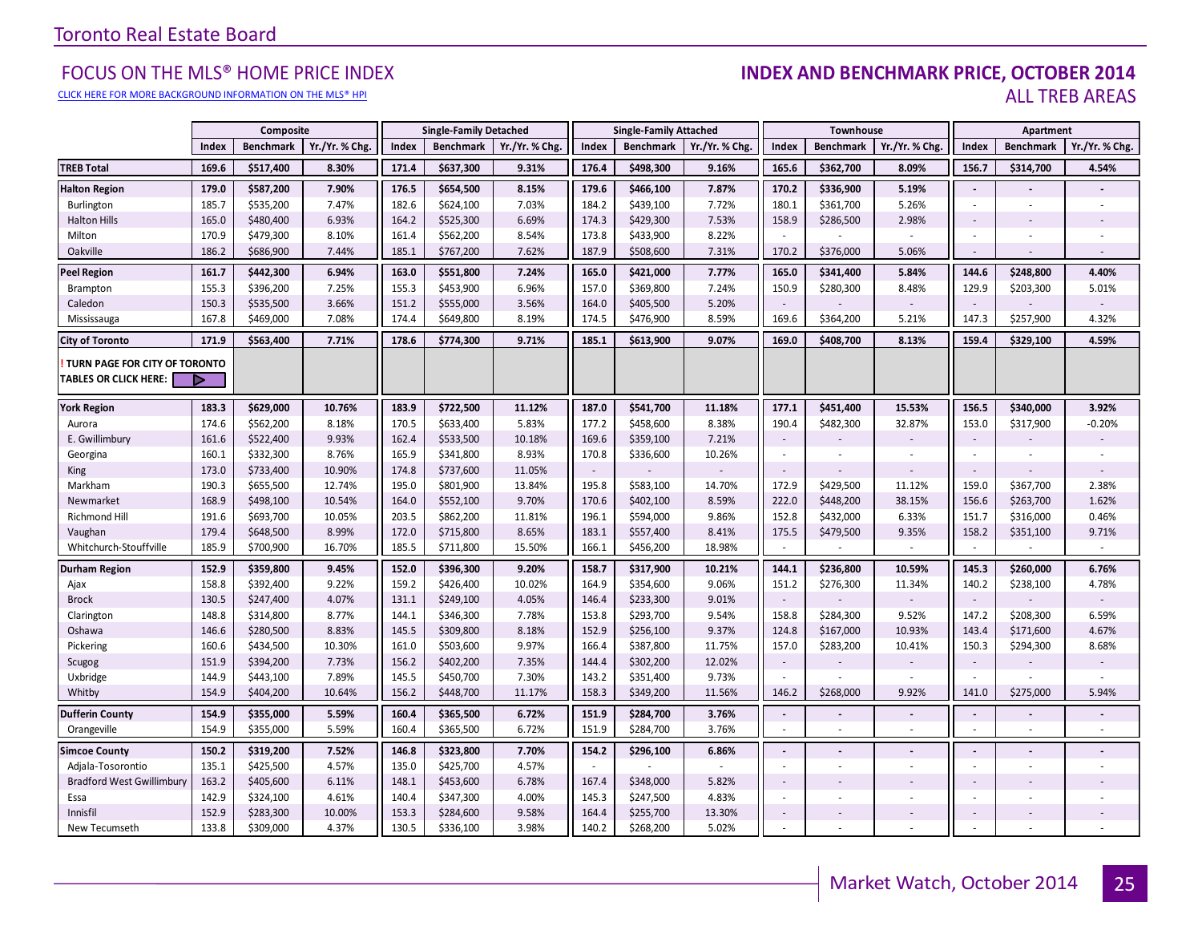## Toronto Real Estate Board

## FOCUS ON THE MLS® HOME PRICE INDEX

CLICK HERE FOR MORE BACKGROUND INFORMATION ON THE MLS® HPI

## INDEX AND BENCHMARK PRICE, OCTOBER 2014

### ALL TREB AREAS

| | Composite | | | Single-Family Detached | | | Single-Family Attached | | | Townhouse | | | Apartment | | |
|---|---|---|---|---|---|---|---|---|---|---|---|---|---|---|---|
| | Index | Benchmark | Yr./Yr. % Chg. | Index | Benchmark | Yr./Yr. % Chg. | Index | Benchmark | Yr./Yr. % Chg. | Index | Benchmark | Yr./Yr. % Chg. | Index | Benchmark | Yr./Yr. % Chg. |
| **TREB Total** | **169.6** | **$517,400** | **8.30%** | **171.4** | **$637,300** | **9.31%** | **176.4** | **$498,300** | **9.16%** | **165.6** | **$362,700** | **8.09%** | **156.7** | **$314,700** | **4.54%** |
| **Halton Region** | **179.0** | **$587,200** | **7.90%** | **176.5** | **$654,500** | **8.15%** | **179.6** | **$466,100** | **7.87%** | **170.2** | **$336,900** | **5.19%** | **-** | **-** | **-** |
| Burlington | 185.7 | $535,200 | 7.47% | 182.6 | $624,100 | 7.03% | 184.2 | $439,100 | 7.72% | 180.1 | $361,700 | 5.26% | - | - | - |
| Halton Hills | 165.0 | $480,400 | 6.93% | 164.2 | $525,300 | 6.69% | 174.3 | $429,300 | 7.53% | 158.9 | $286,500 | 2.98% | - | - | - |
| Milton | 170.9 | $479,300 | 8.10% | 161.4 | $562,200 | 8.54% | 173.8 | $433,900 | 8.22% | - | - | - | - | - | - |
| Oakville | 186.2 | $686,900 | 7.44% | 185.1 | $767,200 | 7.62% | 187.9 | $508,600 | 7.31% | 170.2 | $376,000 | 5.06% | - | - | - |
| **Peel Region** | **161.7** | **$442,300** | **6.94%** | **163.0** | **$551,800** | **7.24%** | **165.0** | **$421,000** | **7.77%** | **165.0** | **$341,400** | **5.84%** | **144.6** | **$248,800** | **4.40%** |
| Brampton | 155.3 | $396,200 | 7.25% | 155.3 | $453,900 | 6.96% | 157.0 | $369,800 | 7.24% | 150.9 | $280,300 | 8.48% | 129.9 | $203,300 | 5.01% |
| Caledon | 150.3 | $535,500 | 3.66% | 151.2 | $555,000 | 3.56% | 164.0 | $405,500 | 5.20% | - | - | - | - | - | - |
| Mississauga | 167.8 | $469,000 | 7.08% | 174.4 | $649,800 | 8.19% | 174.5 | $476,900 | 8.59% | 169.6 | $364,200 | 5.21% | 147.3 | $257,900 | 4.32% |
| **City of Toronto** | **171.9** | **$563,400** | **7.71%** | **178.6** | **$774,300** | **9.71%** | **185.1** | **$613,900** | **9.07%** | **169.0** | **$408,700** | **8.13%** | **159.4** | **$329,100** | **4.59%** |
| **! TURN PAGE FOR CITY OF TORONTO TABLES OR CLICK HERE:** | | | | | | | | | | | | | | | |
| **York Region** | **183.3** | **$629,000** | **10.76%** | **183.9** | **$722,500** | **11.12%** | **187.0** | **$541,700** | **11.18%** | **177.1** | **$451,400** | **15.53%** | **156.5** | **$340,000** | **3.92%** |
| Aurora | 174.6 | $562,200 | 8.18% | 170.5 | $633,400 | 5.83% | 177.2 | $458,600 | 8.38% | 190.4 | $482,300 | 32.87% | 153.0 | $317,900 | -0.20% |
| E. Gwillimbury | 161.6 | $522,400 | 9.93% | 162.4 | $533,500 | 10.18% | 169.6 | $359,100 | 7.21% | - | - | - | - | - | - |
| Georgina | 160.1 | $332,300 | 8.76% | 165.9 | $341,800 | 8.93% | 170.8 | $336,600 | 10.26% | - | - | - | - | - | - |
| King | 173.0 | $733,400 | 10.90% | 174.8 | $737,600 | 11.05% | - | - | - | - | - | - | - | - | - |
| Markham | 190.3 | $655,500 | 12.74% | 195.0 | $801,900 | 13.84% | 195.8 | $583,100 | 14.70% | 172.9 | $429,500 | 11.12% | 159.0 | $367,700 | 2.38% |
| Newmarket | 168.9 | $498,100 | 10.54% | 164.0 | $552,100 | 9.70% | 170.6 | $402,100 | 8.59% | 222.0 | $448,200 | 38.15% | 156.6 | $263,700 | 1.62% |
| Richmond Hill | 191.6 | $693,700 | 10.05% | 203.5 | $862,200 | 11.81% | 196.1 | $594,000 | 9.86% | 152.8 | $432,000 | 6.33% | 151.7 | $316,000 | 0.46% |
| Vaughan | 179.4 | $648,500 | 8.99% | 172.0 | $715,800 | 8.65% | 183.1 | $557,400 | 8.41% | 175.5 | $479,500 | 9.35% | 158.2 | $351,100 | 9.71% |
| Whitchurch-Stouffville | 185.9 | $700,900 | 16.70% | 185.5 | $711,800 | 15.50% | 166.1 | $456,200 | 18.98% | - | - | - | - | - | - |
| **Durham Region** | **152.9** | **$359,800** | **9.45%** | **152.0** | **$396,300** | **9.20%** | **158.7** | **$317,900** | **10.21%** | **144.1** | **$236,800** | **10.59%** | **145.3** | **$260,000** | **6.76%** |
| Ajax | 158.8 | $392,400 | 9.22% | 159.2 | $426,400 | 10.02% | 164.9 | $354,600 | 9.06% | 151.2 | $276,300 | 11.34% | 140.2 | $238,100 | 4.78% |
| Brock | 130.5 | $247,400 | 4.07% | 131.1 | $249,100 | 4.05% | 146.4 | $233,300 | 9.01% | - | - | - | - | - | - |
| Clarington | 148.8 | $314,800 | 8.77% | 144.1 | $346,300 | 7.78% | 153.8 | $293,700 | 9.54% | 158.8 | $284,300 | 9.52% | 147.2 | $208,300 | 6.59% |
| Oshawa | 146.6 | $280,500 | 8.83% | 145.5 | $309,800 | 8.18% | 152.9 | $256,100 | 9.37% | 124.8 | $167,000 | 10.93% | 143.4 | $171,600 | 4.67% |
| Pickering | 160.6 | $434,500 | 10.30% | 161.0 | $503,600 | 9.97% | 166.4 | $387,800 | 11.75% | 157.0 | $283,200 | 10.41% | 150.3 | $294,300 | 8.68% |
| Scugog | 151.9 | $394,200 | 7.73% | 156.2 | $402,200 | 7.35% | 144.4 | $302,200 | 12.02% | - | - | - | - | - | - |
| Uxbridge | 144.9 | $443,100 | 7.89% | 145.5 | $450,700 | 7.30% | 143.2 | $351,400 | 9.73% | - | - | - | - | - | - |
| Whitby | 154.9 | $404,200 | 10.64% | 156.2 | $448,700 | 11.17% | 158.3 | $349,200 | 11.56% | 146.2 | $268,000 | 9.92% | 141.0 | $275,000 | 5.94% |
| **Dufferin County** | **154.9** | **$355,000** | **5.59%** | **160.4** | **$365,500** | **6.72%** | **151.9** | **$284,700** | **3.76%** | **-** | **-** | **-** | **-** | **-** | **-** |
| Orangeville | 154.9 | $355,000 | 5.59% | 160.4 | $365,500 | 6.72% | 151.9 | $284,700 | 3.76% | - | - | - | - | - | - |
| **Simcoe County** | **150.2** | **$319,200** | **7.52%** | **146.8** | **$323,800** | **7.70%** | **154.2** | **$296,100** | **6.86%** | **-** | **-** | **-** | **-** | **-** | **-** |
| Adjala-Tosorontio | 135.1 | $425,500 | 4.57% | 135.0 | $425,700 | 4.57% | - | - | - | - | - | - | - | - | - |
| Bradford West Gwillimbury | 163.2 | $405,600 | 6.11% | 148.1 | $453,600 | 6.78% | 167.4 | $348,000 | 5.82% | - | - | - | - | - | - |
| Essa | 142.9 | $324,100 | 4.61% | 140.4 | $347,300 | 4.00% | 145.3 | $247,500 | 4.83% | - | - | - | - | - | - |
| Innisfil | 152.9 | $283,300 | 10.00% | 153.3 | $284,600 | 9.58% | 164.4 | $255,700 | 13.30% | - | - | - | - | - | - |
| New Tecumseth | 133.8 | $309,000 | 4.37% | 130.5 | $336,100 | 3.98% | 140.2 | $268,200 | 5.02% | - | - | - | - | - | - |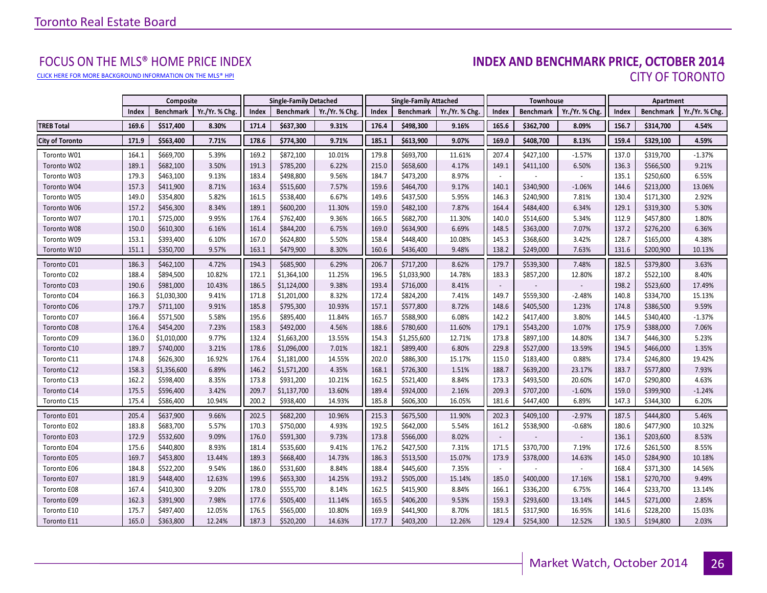# FOCUS ON THE MLS® HOME PRICE INDEX

CLICK HERE FOR MORE BACKGROUND INFORMATION ON THE MLS® HPI

## INDEX AND BENCHMARK PRICE, OCTOBER 2014
## CITY OF TORONTO

| | Composite | | | Single-Family Detached | | | Single-Family Attached | | | Townhouse | | | Apartment | | |
|---|---|---|---|---|---|---|---|---|---|---|---|---|---|---|---|
| | Index | Benchmark | Yr./Yr. % Chg. | Index | Benchmark | Yr./Yr. % Chg. | Index | Benchmark | Yr./Yr. % Chg. | Index | Benchmark | Yr./Yr. % Chg. | Index | Benchmark | Yr./Yr. % Chg. |
| **TREB Total** | **169.6** | **$517,400** | **8.30%** | **171.4** | **$637,300** | **9.31%** | **176.4** | **$498,300** | **9.16%** | **165.6** | **$362,700** | **8.09%** | **156.7** | **$314,700** | **4.54%** |
| **City of Toronto** | **171.9** | **$563,400** | **7.71%** | **178.6** | **$774,300** | **9.71%** | **185.1** | **$613,900** | **9.07%** | **169.0** | **$408,700** | **8.13%** | **159.4** | **$329,100** | **4.59%** |
| Toronto W01 | 164.1 | $669,700 | 5.39% | 169.2 | $872,100 | 10.01% | 179.8 | $693,700 | 11.61% | 207.4 | $427,100 | -1.57% | 137.0 | $319,700 | -1.37% |
| Toronto W02 | 189.1 | $682,100 | 3.50% | 191.3 | $785,200 | 6.22% | 215.0 | $658,600 | 4.17% | 149.1 | $411,100 | 6.50% | 136.3 | $566,500 | 9.21% |
| Toronto W03 | 179.3 | $463,100 | 9.13% | 183.4 | $498,800 | 9.56% | 184.7 | $473,200 | 8.97% | - | - | - | 135.1 | $250,600 | 6.55% |
| Toronto W04 | 157.3 | $411,900 | 8.71% | 163.4 | $515,600 | 7.57% | 159.6 | $464,700 | 9.17% | 140.1 | $340,900 | -1.06% | 144.6 | $213,000 | 13.06% |
| Toronto W05 | 149.0 | $354,800 | 5.82% | 161.5 | $538,400 | 6.67% | 149.6 | $437,500 | 5.95% | 146.3 | $240,900 | 7.81% | 130.4 | $171,300 | 2.92% |
| Toronto W06 | 157.2 | $456,300 | 8.34% | 189.1 | $600,200 | 11.30% | 159.0 | $482,100 | 7.87% | 164.4 | $484,400 | 6.34% | 129.1 | $319,300 | 5.30% |
| Toronto W07 | 170.1 | $725,000 | 9.95% | 176.4 | $762,400 | 9.36% | 166.5 | $682,700 | 11.30% | 140.0 | $514,600 | 5.34% | 112.9 | $457,800 | 1.80% |
| Toronto W08 | 150.0 | $610,300 | 6.16% | 161.4 | $844,200 | 6.75% | 169.0 | $634,900 | 6.69% | 148.5 | $363,000 | 7.07% | 137.2 | $276,200 | 6.36% |
| Toronto W09 | 153.1 | $393,400 | 6.10% | 167.0 | $624,800 | 5.50% | 158.4 | $448,400 | 10.08% | 145.3 | $368,600 | 3.42% | 128.7 | $165,000 | 4.38% |
| Toronto W10 | 151.1 | $350,700 | 9.57% | 163.1 | $479,900 | 8.30% | 160.6 | $436,400 | 9.48% | 138.2 | $249,000 | 7.63% | 131.6 | $200,900 | 10.13% |
| Toronto C01 | 186.3 | $462,100 | 4.72% | 194.3 | $685,900 | 6.29% | 206.7 | $717,200 | 8.62% | 179.7 | $539,300 | 7.48% | 182.5 | $379,800 | 3.63% |
| Toronto C02 | 188.4 | $894,500 | 10.82% | 172.1 | $1,364,100 | 11.25% | 196.5 | $1,033,900 | 14.78% | 183.3 | $857,200 | 12.80% | 187.2 | $522,100 | 8.40% |
| Toronto C03 | 190.6 | $981,000 | 10.43% | 186.5 | $1,124,000 | 9.38% | 193.4 | $716,000 | 8.41% | - | - | - | 198.2 | $523,600 | 17.49% |
| Toronto C04 | 166.3 | $1,030,300 | 9.41% | 171.8 | $1,201,000 | 8.32% | 172.4 | $824,200 | 7.41% | 149.7 | $559,300 | -2.48% | 140.8 | $334,700 | 15.13% |
| Toronto C06 | 179.7 | $711,100 | 9.91% | 185.8 | $795,300 | 10.93% | 157.1 | $577,800 | 8.72% | 148.6 | $405,500 | 1.23% | 174.8 | $386,500 | 9.59% |
| Toronto C07 | 166.4 | $571,500 | 5.58% | 195.6 | $895,400 | 11.84% | 165.7 | $588,900 | 6.08% | 142.2 | $417,400 | 3.80% | 144.5 | $340,400 | -1.37% |
| Toronto C08 | 176.4 | $454,200 | 7.23% | 158.3 | $492,000 | 4.56% | 188.6 | $780,600 | 11.60% | 179.1 | $543,200 | 1.07% | 175.9 | $388,000 | 7.06% |
| Toronto C09 | 136.0 | $1,010,000 | 9.77% | 132.4 | $1,663,200 | 13.55% | 154.3 | $1,255,600 | 12.71% | 173.8 | $897,100 | 14.80% | 134.7 | $446,300 | 5.23% |
| Toronto C10 | 189.7 | $740,000 | 3.21% | 178.6 | $1,096,000 | 7.01% | 182.1 | $899,400 | 6.80% | 229.8 | $527,000 | 13.59% | 194.5 | $466,000 | 1.35% |
| Toronto C11 | 174.8 | $626,300 | 16.92% | 176.4 | $1,181,000 | 14.55% | 202.0 | $886,300 | 15.17% | 115.0 | $183,400 | 0.88% | 173.4 | $246,800 | 19.42% |
| Toronto C12 | 158.3 | $1,356,600 | 6.89% | 146.2 | $1,571,200 | 4.35% | 168.1 | $726,300 | 1.51% | 188.7 | $639,200 | 23.17% | 183.7 | $577,800 | 7.93% |
| Toronto C13 | 162.2 | $598,400 | 8.35% | 173.8 | $931,200 | 10.21% | 162.5 | $521,400 | 8.84% | 173.3 | $493,500 | 20.60% | 147.0 | $290,800 | 4.63% |
| Toronto C14 | 175.5 | $596,400 | 3.42% | 209.7 | $1,137,700 | 13.60% | 189.4 | $924,000 | 2.16% | 209.3 | $707,200 | -1.60% | 159.0 | $399,900 | -1.24% |
| Toronto C15 | 175.4 | $586,400 | 10.94% | 200.2 | $938,400 | 14.93% | 185.8 | $606,300 | 16.05% | 181.6 | $447,400 | 6.89% | 147.3 | $344,300 | 6.20% |
| Toronto E01 | 205.4 | $637,900 | 9.66% | 202.5 | $682,200 | 10.96% | 215.3 | $675,500 | 11.90% | 202.3 | $409,100 | -2.97% | 187.5 | $444,800 | 5.46% |
| Toronto E02 | 183.8 | $683,700 | 5.57% | 170.3 | $750,000 | 4.93% | 192.5 | $642,000 | 5.54% | 161.2 | $538,900 | -0.68% | 180.6 | $477,900 | 10.32% |
| Toronto E03 | 172.9 | $532,600 | 9.09% | 176.0 | $591,300 | 9.73% | 173.8 | $566,000 | 8.02% | - | - | - | 136.1 | $203,600 | 8.53% |
| Toronto E04 | 175.6 | $440,800 | 8.93% | 181.4 | $535,600 | 9.41% | 176.2 | $427,500 | 7.31% | 171.5 | $370,700 | 7.19% | 172.6 | $261,500 | 8.55% |
| Toronto E05 | 169.7 | $453,800 | 13.44% | 189.3 | $668,400 | 14.73% | 186.3 | $513,500 | 15.07% | 173.9 | $378,000 | 14.63% | 145.0 | $284,900 | 10.18% |
| Toronto E06 | 184.8 | $522,200 | 9.54% | 186.0 | $531,600 | 8.84% | 188.4 | $445,600 | 7.35% | - | - | - | 168.4 | $371,300 | 14.56% |
| Toronto E07 | 181.9 | $448,400 | 12.63% | 199.6 | $653,300 | 14.25% | 193.2 | $505,000 | 15.14% | 185.0 | $400,000 | 17.16% | 158.1 | $270,700 | 9.49% |
| Toronto E08 | 167.4 | $410,300 | 9.20% | 178.0 | $555,700 | 8.14% | 162.5 | $415,900 | 8.84% | 166.1 | $336,200 | 6.75% | 146.4 | $233,700 | 13.14% |
| Toronto E09 | 162.3 | $391,900 | 7.98% | 177.6 | $505,400 | 11.14% | 165.5 | $406,200 | 9.53% | 159.3 | $293,600 | 13.14% | 144.5 | $271,000 | 2.85% |
| Toronto E10 | 175.7 | $497,400 | 12.05% | 176.5 | $565,000 | 10.80% | 169.9 | $441,900 | 8.70% | 181.5 | $317,900 | 16.95% | 141.6 | $228,200 | 15.03% |
| Toronto E11 | 165.0 | $363,800 | 12.24% | 187.3 | $520,200 | 14.63% | 177.7 | $403,200 | 12.26% | 129.4 | $254,300 | 12.52% | 130.5 | $194,800 | 2.03% |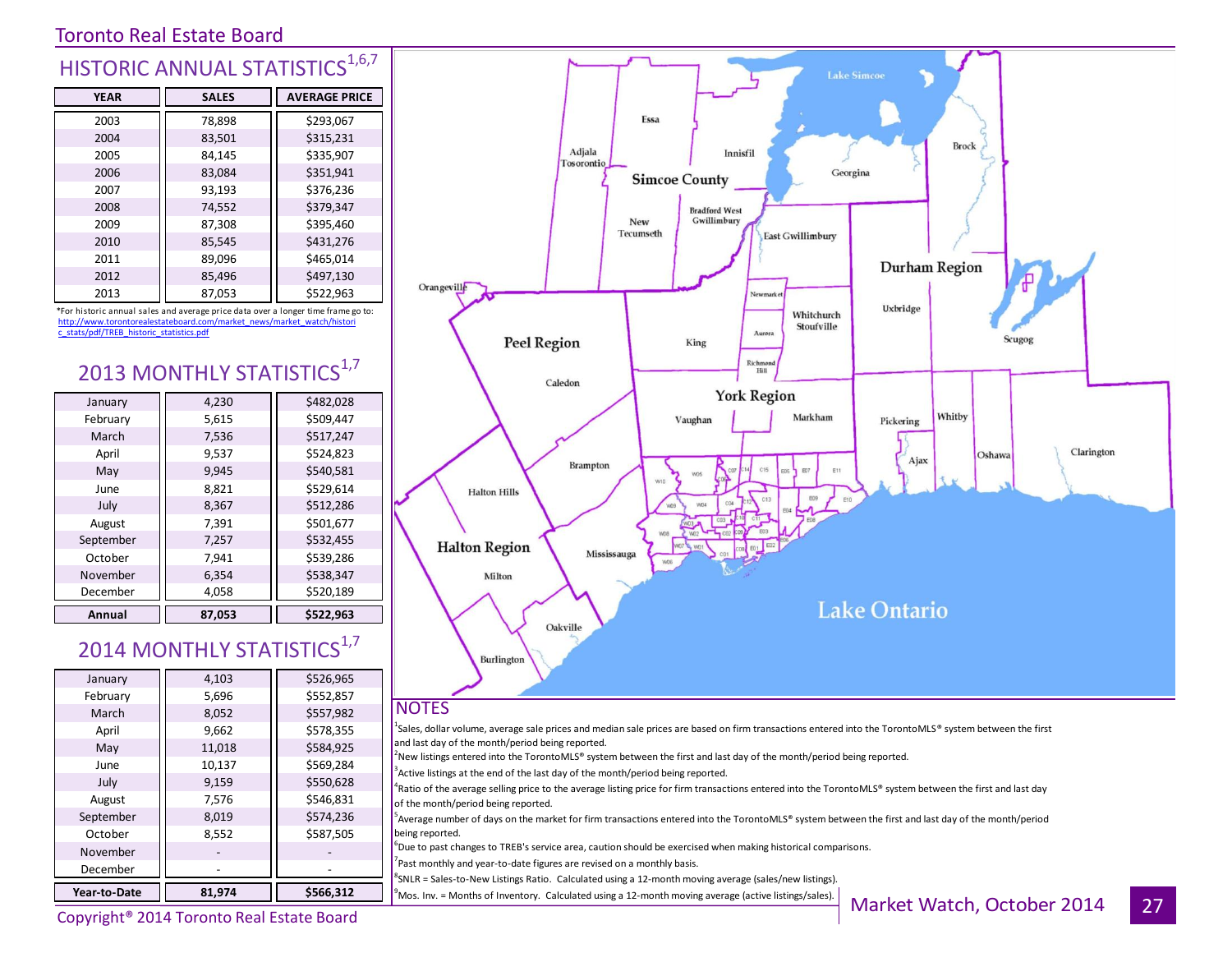## HISTORIC ANNUAL STATISTICS[1,6,7]

| YEAR | SALES | AVERAGE PRICE |
|---|---|---|
| 2003 | 78,898 | $293,067 |
| 2004 | 83,501 | $315,231 |
| 2005 | 84,145 | $335,907 |
| 2006 | 83,084 | $351,941 |
| 2007 | 93,193 | $376,236 |
| 2008 | 74,552 | $379,347 |
| 2009 | 87,308 | $395,460 |
| 2010 | 85,545 | $431,276 |
| 2011 | 89,096 | $465,014 |
| 2012 | 85,496 | $497,130 |
| 2013 | 87,053 | $522,963 |

*For historic annual sales and average price data over a longer time frame go to: http://www.torontorealestateboard.com/market_news/market_watch/historic_stats/pdf/TREB_historic_statistics.pdf

## 2013 MONTHLY STATISTICS[1,7]

| | | |
|---|---|---|
| January | 4,230 | $482,028 |
| February | 5,615 | $509,447 |
| March | 7,536 | $517,247 |
| April | 9,537 | $524,823 |
| May | 9,945 | $540,581 |
| June | 8,821 | $529,614 |
| July | 8,367 | $512,286 |
| August | 7,391 | $501,677 |
| September | 7,257 | $532,455 |
| October | 7,941 | $539,286 |
| November | 6,354 | $538,347 |
| December | 4,058 | $520,189 |
| **Annual** | **87,053** | **$522,963** |

## 2014 MONTHLY STATISTICS[1,7]

| | | |
|---|---|---|
| January | 4,103 | $526,965 |
| February | 5,696 | $552,857 |
| March | 8,052 | $557,982 |
| April | 9,662 | $578,355 |
| May | 11,018 | $584,925 |
| June | 10,137 | $569,284 |
| July | 9,159 | $550,628 |
| August | 7,576 | $546,831 |
| September | 8,019 | $574,236 |
| October | 8,552 | $587,505 |
| November | - | - |
| December | - | - |
| **Year-to-Date** | **81,974** | **$566,312** |

Lake Simcoe
Essa
Adjala Tosorontio
Innisfil
Brock
Simcoe County
Georgina
Bradford West Gwillimbury
New Tecumseth
East Gwillimbury
Durham Region
Orangeville
Newmarket
Whitchurch Stoufville
Uxbridge
Peel Region
King
Aurora
Scugog
Richmond Hill
Caledon
York Region
Vaughan
Markham
Pickering
Whitby
Ajax
Oshawa
Clarington
Brampton
Halton Hills
Halton Region
Mississauga
Milton
Lake Ontario
Oakville
Burlington

## NOTES

[1]Sales, dollar volume, average sale prices and median sale prices are based on firm transactions entered into the TorontoMLS® system between the first and last day of the month/period being reported.

[2]New listings entered into the TorontoMLS® system between the first and last day of the month/period being reported.

[3]Active listings at the end of the last day of the month/period being reported.

[4]Ratio of the average selling price to the average listing price for firm transactions entered into the TorontoMLS® system between the first and last day of the month/period being reported.

[5]Average number of days on the market for firm transactions entered into the TorontoMLS® system between the first and last day of the month/period being reported.

[6]Due to past changes to TREB's service area, caution should be exercised when making historical comparisons.

[7]Past monthly and year-to-date figures are revised on a monthly basis.

[8]SNLR = Sales-to-New Listings Ratio. Calculated using a 12-month moving average (sales/new listings).

[9]Mos. Inv. = Months of Inventory. Calculated using a 12-month moving average (active listings/sales).

Copyright® 2014 Toronto Real Estate Board